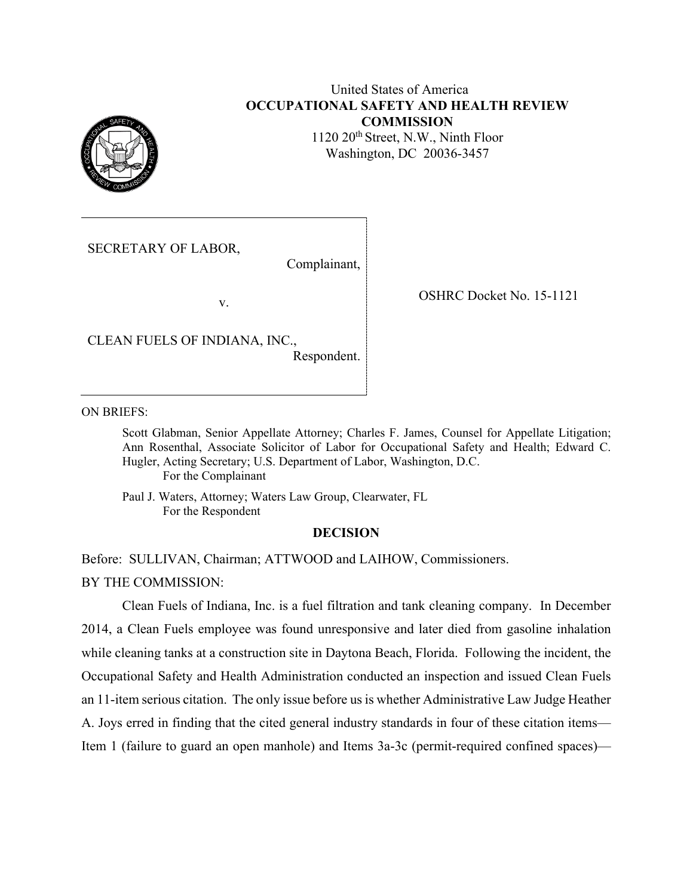United States of America
**OCCUPATIONAL SAFETY AND HEALTH REVIEW COMMISSION**
1120 20th Street, N.W., Ninth Floor
Washington, DC 20036-3457

SECRETARY OF LABOR,
Complainant,

v.

CLEAN FUELS OF INDIANA, INC.,
Respondent.

OSHRC Docket No. 15-1121

ON BRIEFS:

Scott Glabman, Senior Appellate Attorney; Charles F. James, Counsel for Appellate Litigation; Ann Rosenthal, Associate Solicitor of Labor for Occupational Safety and Health; Edward C. Hugler, Acting Secretary; U.S. Department of Labor, Washington, D.C.
For the Complainant

Paul J. Waters, Attorney; Waters Law Group, Clearwater, FL
For the Respondent

## DECISION

Before: SULLIVAN, Chairman; ATTWOOD and LAIHOW, Commissioners.

BY THE COMMISSION:

Clean Fuels of Indiana, Inc. is a fuel filtration and tank cleaning company. In December 2014, a Clean Fuels employee was found unresponsive and later died from gasoline inhalation while cleaning tanks at a construction site in Daytona Beach, Florida. Following the incident, the Occupational Safety and Health Administration conducted an inspection and issued Clean Fuels an 11-item serious citation. The only issue before us is whether Administrative Law Judge Heather A. Joys erred in finding that the cited general industry standards in four of these citation items—Item 1 (failure to guard an open manhole) and Items 3a-3c (permit-required confined spaces)—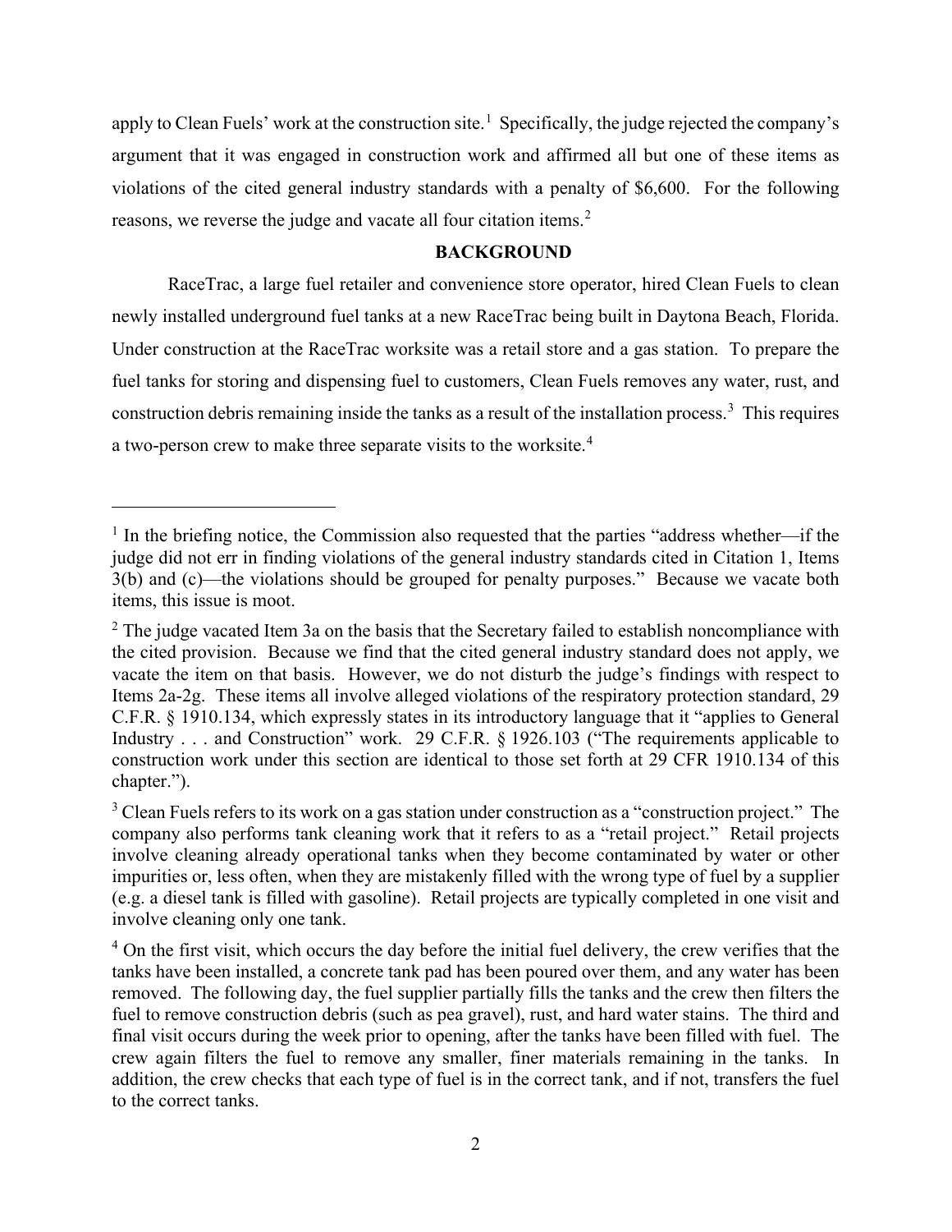apply to Clean Fuels' work at the construction site.[1] Specifically, the judge rejected the company's argument that it was engaged in construction work and affirmed all but one of these items as violations of the cited general industry standards with a penalty of $6,600. For the following reasons, we reverse the judge and vacate all four citation items.[2]

## BACKGROUND

RaceTrac, a large fuel retailer and convenience store operator, hired Clean Fuels to clean newly installed underground fuel tanks at a new RaceTrac being built in Daytona Beach, Florida. Under construction at the RaceTrac worksite was a retail store and a gas station. To prepare the fuel tanks for storing and dispensing fuel to customers, Clean Fuels removes any water, rust, and construction debris remaining inside the tanks as a result of the installation process.[3] This requires a two-person crew to make three separate visits to the worksite.[4]

---

[1] In the briefing notice, the Commission also requested that the parties "address whether—if the judge did not err in finding violations of the general industry standards cited in Citation 1, Items 3(b) and (c)—the violations should be grouped for penalty purposes." Because we vacate both items, this issue is moot.

[2] The judge vacated Item 3a on the basis that the Secretary failed to establish noncompliance with the cited provision. Because we find that the cited general industry standard does not apply, we vacate the item on that basis. However, we do not disturb the judge's findings with respect to Items 2a-2g. These items all involve alleged violations of the respiratory protection standard, 29 C.F.R. § 1910.134, which expressly states in its introductory language that it "applies to General Industry . . . and Construction" work. 29 C.F.R. § 1926.103 ("The requirements applicable to construction work under this section are identical to those set forth at 29 CFR 1910.134 of this chapter.").

[3] Clean Fuels refers to its work on a gas station under construction as a "construction project." The company also performs tank cleaning work that it refers to as a "retail project." Retail projects involve cleaning already operational tanks when they become contaminated by water or other impurities or, less often, when they are mistakenly filled with the wrong type of fuel by a supplier (e.g. a diesel tank is filled with gasoline). Retail projects are typically completed in one visit and involve cleaning only one tank.

[4] On the first visit, which occurs the day before the initial fuel delivery, the crew verifies that the tanks have been installed, a concrete tank pad has been poured over them, and any water has been removed. The following day, the fuel supplier partially fills the tanks and the crew then filters the fuel to remove construction debris (such as pea gravel), rust, and hard water stains. The third and final visit occurs during the week prior to opening, after the tanks have been filled with fuel. The crew again filters the fuel to remove any smaller, finer materials remaining in the tanks. In addition, the crew checks that each type of fuel is in the correct tank, and if not, transfers the fuel to the correct tanks.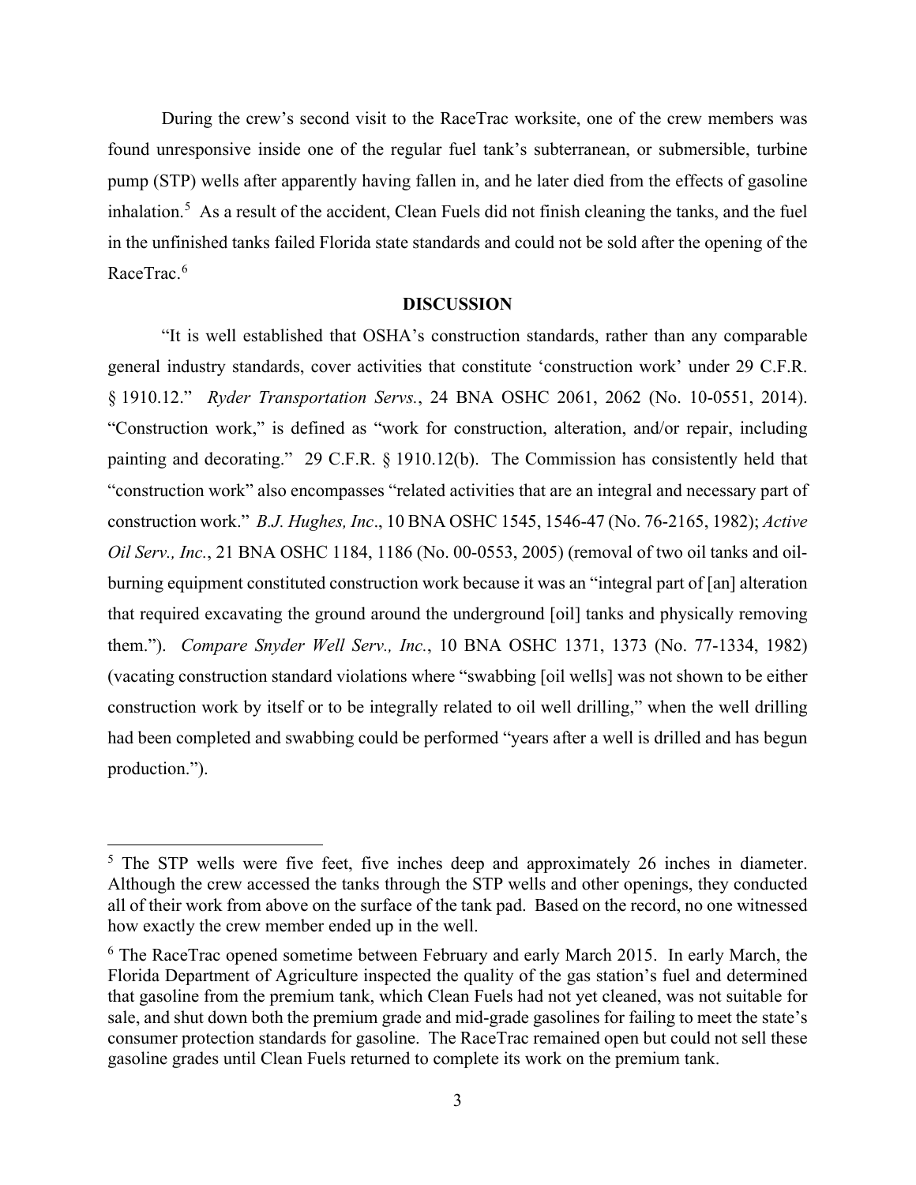During the crew's second visit to the RaceTrac worksite, one of the crew members was found unresponsive inside one of the regular fuel tank's subterranean, or submersible, turbine pump (STP) wells after apparently having fallen in, and he later died from the effects of gasoline inhalation.[5] As a result of the accident, Clean Fuels did not finish cleaning the tanks, and the fuel in the unfinished tanks failed Florida state standards and could not be sold after the opening of the RaceTrac.[6]

## DISCUSSION

"It is well established that OSHA's construction standards, rather than any comparable general industry standards, cover activities that constitute 'construction work' under 29 C.F.R. § 1910.12." *Ryder Transportation Servs.*, 24 BNA OSHC 2061, 2062 (No. 10-0551, 2014). "Construction work," is defined as "work for construction, alteration, and/or repair, including painting and decorating." 29 C.F.R. § 1910.12(b). The Commission has consistently held that "construction work" also encompasses "related activities that are an integral and necessary part of construction work." *B.J. Hughes, Inc*., 10 BNA OSHC 1545, 1546-47 (No. 76-2165, 1982); *Active Oil Serv., Inc.*, 21 BNA OSHC 1184, 1186 (No. 00-0553, 2005) (removal of two oil tanks and oil-burning equipment constituted construction work because it was an "integral part of [an] alteration that required excavating the ground around the underground [oil] tanks and physically removing them."). *Compare Snyder Well Serv., Inc.*, 10 BNA OSHC 1371, 1373 (No. 77-1334, 1982) (vacating construction standard violations where "swabbing [oil wells] was not shown to be either construction work by itself or to be integrally related to oil well drilling," when the well drilling had been completed and swabbing could be performed "years after a well is drilled and has begun production.").

---

[5] The STP wells were five feet, five inches deep and approximately 26 inches in diameter. Although the crew accessed the tanks through the STP wells and other openings, they conducted all of their work from above on the surface of the tank pad. Based on the record, no one witnessed how exactly the crew member ended up in the well.

[6] The RaceTrac opened sometime between February and early March 2015. In early March, the Florida Department of Agriculture inspected the quality of the gas station's fuel and determined that gasoline from the premium tank, which Clean Fuels had not yet cleaned, was not suitable for sale, and shut down both the premium grade and mid-grade gasolines for failing to meet the state's consumer protection standards for gasoline. The RaceTrac remained open but could not sell these gasoline grades until Clean Fuels returned to complete its work on the premium tank.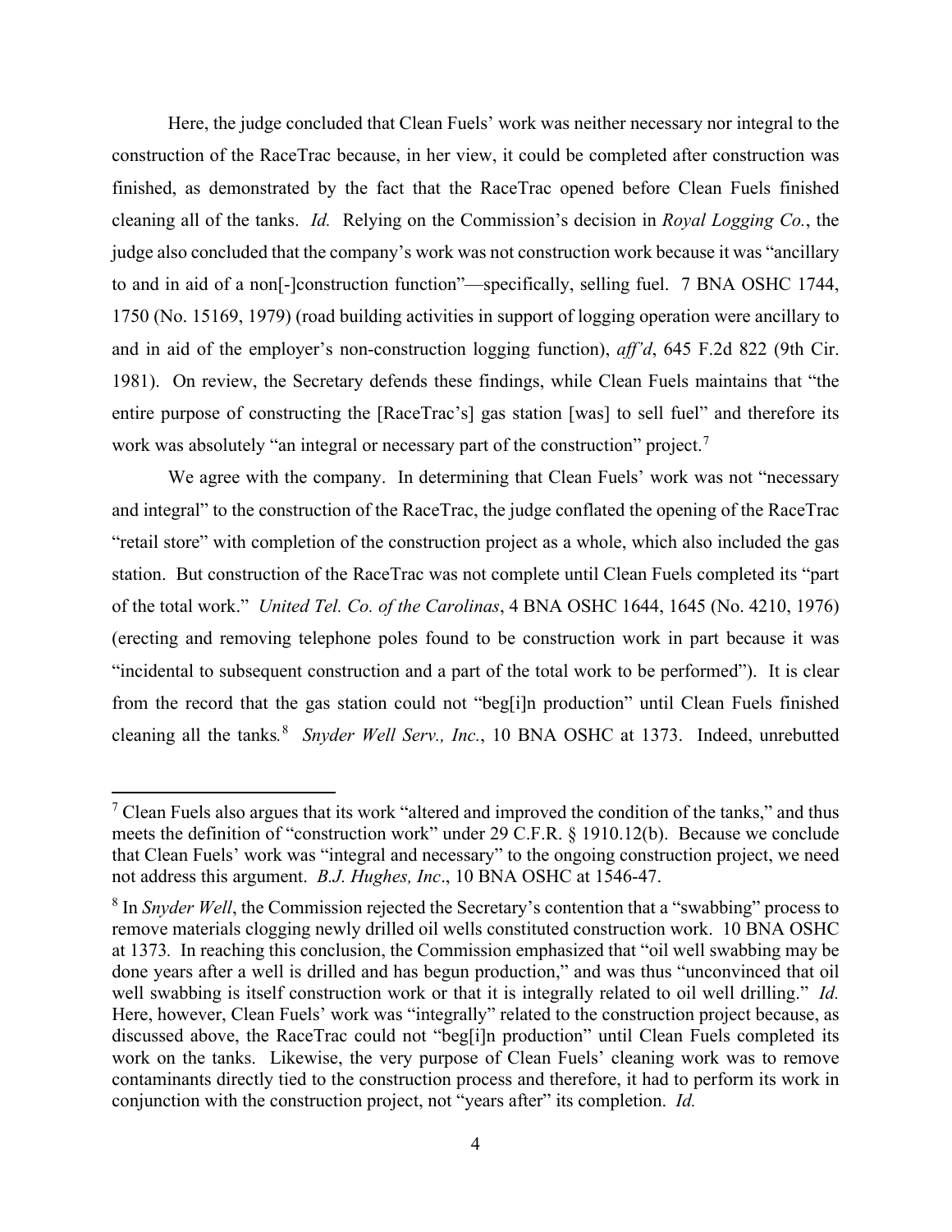Here, the judge concluded that Clean Fuels' work was neither necessary nor integral to the construction of the RaceTrac because, in her view, it could be completed after construction was finished, as demonstrated by the fact that the RaceTrac opened before Clean Fuels finished cleaning all of the tanks. *Id.* Relying on the Commission's decision in *Royal Logging Co.*, the judge also concluded that the company's work was not construction work because it was "ancillary to and in aid of a non[-]construction function"—specifically, selling fuel. 7 BNA OSHC 1744, 1750 (No. 15169, 1979) (road building activities in support of logging operation were ancillary to and in aid of the employer's non-construction logging function), *aff'd*, 645 F.2d 822 (9th Cir. 1981). On review, the Secretary defends these findings, while Clean Fuels maintains that "the entire purpose of constructing the [RaceTrac's] gas station [was] to sell fuel" and therefore its work was absolutely "an integral or necessary part of the construction" project.[7]

We agree with the company. In determining that Clean Fuels' work was not "necessary and integral" to the construction of the RaceTrac, the judge conflated the opening of the RaceTrac "retail store" with completion of the construction project as a whole, which also included the gas station. But construction of the RaceTrac was not complete until Clean Fuels completed its "part of the total work." *United Tel. Co. of the Carolinas*, 4 BNA OSHC 1644, 1645 (No. 4210, 1976) (erecting and removing telephone poles found to be construction work in part because it was "incidental to subsequent construction and a part of the total work to be performed"). It is clear from the record that the gas station could not "beg[i]n production" until Clean Fuels finished cleaning all the tanks.[8] *Snyder Well Serv., Inc.*, 10 BNA OSHC at 1373. Indeed, unrebutted

---

[7] Clean Fuels also argues that its work "altered and improved the condition of the tanks," and thus meets the definition of "construction work" under 29 C.F.R. § 1910.12(b). Because we conclude that Clean Fuels' work was "integral and necessary" to the ongoing construction project, we need not address this argument. *B.J. Hughes, Inc*., 10 BNA OSHC at 1546-47.

[8] In *Snyder Well*, the Commission rejected the Secretary's contention that a "swabbing" process to remove materials clogging newly drilled oil wells constituted construction work. 10 BNA OSHC at 1373. In reaching this conclusion, the Commission emphasized that "oil well swabbing may be done years after a well is drilled and has begun production," and was thus "unconvinced that oil well swabbing is itself construction work or that it is integrally related to oil well drilling." *Id.* Here, however, Clean Fuels' work was "integrally" related to the construction project because, as discussed above, the RaceTrac could not "beg[i]n production" until Clean Fuels completed its work on the tanks. Likewise, the very purpose of Clean Fuels' cleaning work was to remove contaminants directly tied to the construction process and therefore, it had to perform its work in conjunction with the construction project, not "years after" its completion. *Id.*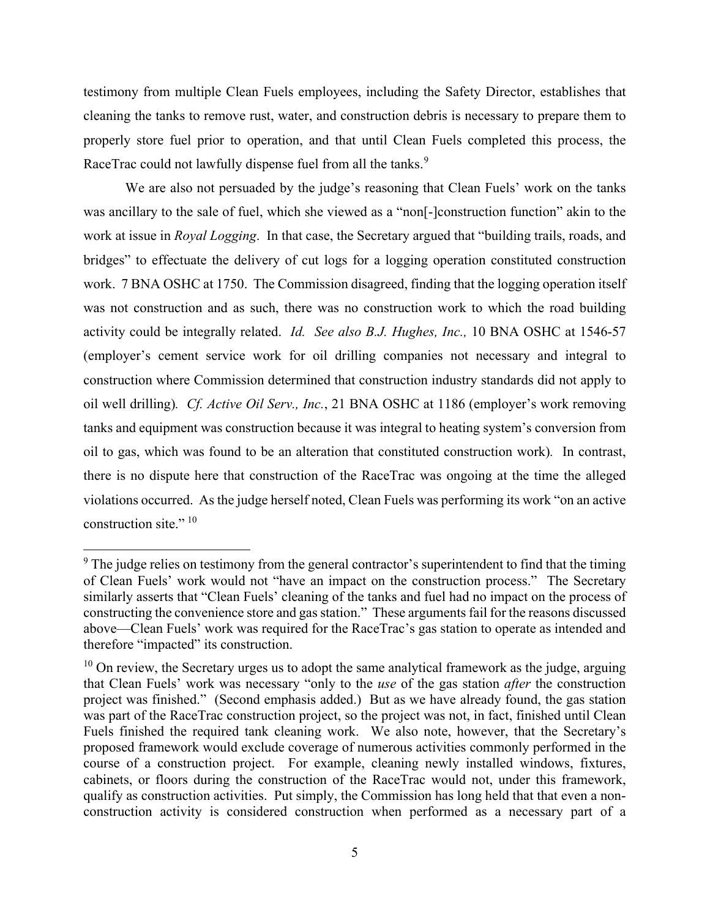testimony from multiple Clean Fuels employees, including the Safety Director, establishes that cleaning the tanks to remove rust, water, and construction debris is necessary to prepare them to properly store fuel prior to operation, and that until Clean Fuels completed this process, the RaceTrac could not lawfully dispense fuel from all the tanks.[9]

We are also not persuaded by the judge's reasoning that Clean Fuels' work on the tanks was ancillary to the sale of fuel, which she viewed as a "non[-]construction function" akin to the work at issue in *Royal Logging*. In that case, the Secretary argued that "building trails, roads, and bridges" to effectuate the delivery of cut logs for a logging operation constituted construction work. 7 BNA OSHC at 1750. The Commission disagreed, finding that the logging operation itself was not construction and as such, there was no construction work to which the road building activity could be integrally related. *Id. See also B.J. Hughes, Inc.,* 10 BNA OSHC at 1546-57 (employer's cement service work for oil drilling companies not necessary and integral to construction where Commission determined that construction industry standards did not apply to oil well drilling). *Cf. Active Oil Serv., Inc.*, 21 BNA OSHC at 1186 (employer's work removing tanks and equipment was construction because it was integral to heating system's conversion from oil to gas, which was found to be an alteration that constituted construction work). In contrast, there is no dispute here that construction of the RaceTrac was ongoing at the time the alleged violations occurred. As the judge herself noted, Clean Fuels was performing its work "on an active construction site." [10]

---

[9] The judge relies on testimony from the general contractor's superintendent to find that the timing of Clean Fuels' work would not "have an impact on the construction process." The Secretary similarly asserts that "Clean Fuels' cleaning of the tanks and fuel had no impact on the process of constructing the convenience store and gas station." These arguments fail for the reasons discussed above—Clean Fuels' work was required for the RaceTrac's gas station to operate as intended and therefore "impacted" its construction.

[10] On review, the Secretary urges us to adopt the same analytical framework as the judge, arguing that Clean Fuels' work was necessary "only to the *use* of the gas station *after* the construction project was finished." (Second emphasis added.) But as we have already found, the gas station was part of the RaceTrac construction project, so the project was not, in fact, finished until Clean Fuels finished the required tank cleaning work. We also note, however, that the Secretary's proposed framework would exclude coverage of numerous activities commonly performed in the course of a construction project. For example, cleaning newly installed windows, fixtures, cabinets, or floors during the construction of the RaceTrac would not, under this framework, qualify as construction activities. Put simply, the Commission has long held that that even a non-construction activity is considered construction when performed as a necessary part of a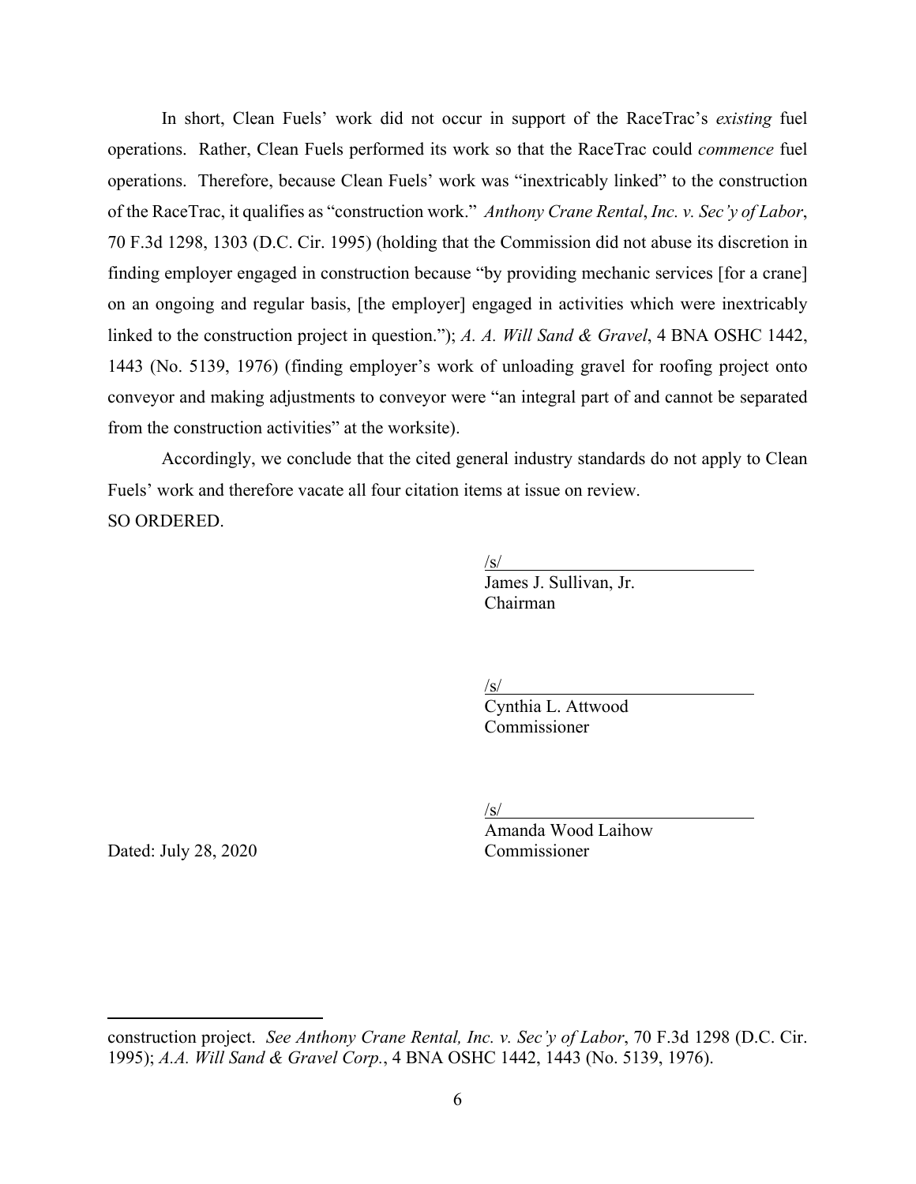In short, Clean Fuels' work did not occur in support of the RaceTrac's *existing* fuel operations. Rather, Clean Fuels performed its work so that the RaceTrac could *commence* fuel operations. Therefore, because Clean Fuels' work was "inextricably linked" to the construction of the RaceTrac, it qualifies as "construction work." *Anthony Crane Rental*, *Inc. v. Sec'y of Labor*, 70 F.3d 1298, 1303 (D.C. Cir. 1995) (holding that the Commission did not abuse its discretion in finding employer engaged in construction because "by providing mechanic services [for a crane] on an ongoing and regular basis, [the employer] engaged in activities which were inextricably linked to the construction project in question."); *A. A. Will Sand & Gravel*, 4 BNA OSHC 1442, 1443 (No. 5139, 1976) (finding employer's work of unloading gravel for roofing project onto conveyor and making adjustments to conveyor were "an integral part of and cannot be separated from the construction activities" at the worksite).

Accordingly, we conclude that the cited general industry standards do not apply to Clean Fuels' work and therefore vacate all four citation items at issue on review.

SO ORDERED.

/s/
James J. Sullivan, Jr.
Chairman

/s/
Cynthia L. Attwood
Commissioner

/s/
Amanda Wood Laihow
Commissioner

Dated: July 28, 2020

---

construction project. *See Anthony Crane Rental, Inc. v. Sec'y of Labor*, 70 F.3d 1298 (D.C. Cir. 1995); *A.A. Will Sand & Gravel Corp.*, 4 BNA OSHC 1442, 1443 (No. 5139, 1976).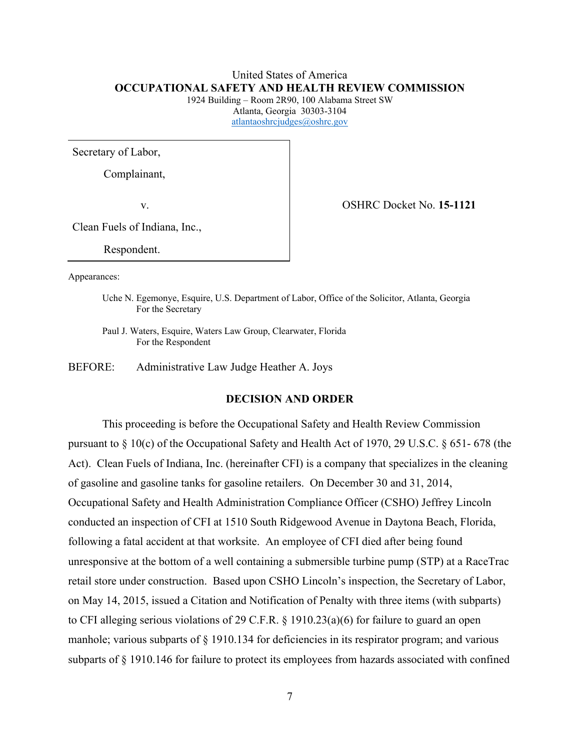United States of America
**OCCUPATIONAL SAFETY AND HEALTH REVIEW COMMISSION**
1924 Building – Room 2R90, 100 Alabama Street SW
Atlanta, Georgia 30303-3104
atlantaoshrcjudges@oshrc.gov

| | |
|---|---|
| Secretary of Labor,<br><br>Complainant,<br><br>v.<br><br>Clean Fuels of Indiana, Inc.,<br><br>Respondent. | OSHRC Docket No. **15-1121** |

Appearances:

Uche N. Egemonye, Esquire, U.S. Department of Labor, Office of the Solicitor, Atlanta, Georgia
For the Secretary

Paul J. Waters, Esquire, Waters Law Group, Clearwater, Florida
For the Respondent

BEFORE: Administrative Law Judge Heather A. Joys

## DECISION AND ORDER

This proceeding is before the Occupational Safety and Health Review Commission pursuant to § 10(c) of the Occupational Safety and Health Act of 1970, 29 U.S.C. § 651- 678 (the Act). Clean Fuels of Indiana, Inc. (hereinafter CFI) is a company that specializes in the cleaning of gasoline and gasoline tanks for gasoline retailers. On December 30 and 31, 2014, Occupational Safety and Health Administration Compliance Officer (CSHO) Jeffrey Lincoln conducted an inspection of CFI at 1510 South Ridgewood Avenue in Daytona Beach, Florida, following a fatal accident at that worksite. An employee of CFI died after being found unresponsive at the bottom of a well containing a submersible turbine pump (STP) at a RaceTrac retail store under construction. Based upon CSHO Lincoln's inspection, the Secretary of Labor, on May 14, 2015, issued a Citation and Notification of Penalty with three items (with subparts) to CFI alleging serious violations of 29 C.F.R. § 1910.23(a)(6) for failure to guard an open manhole; various subparts of § 1910.134 for deficiencies in its respirator program; and various subparts of § 1910.146 for failure to protect its employees from hazards associated with confined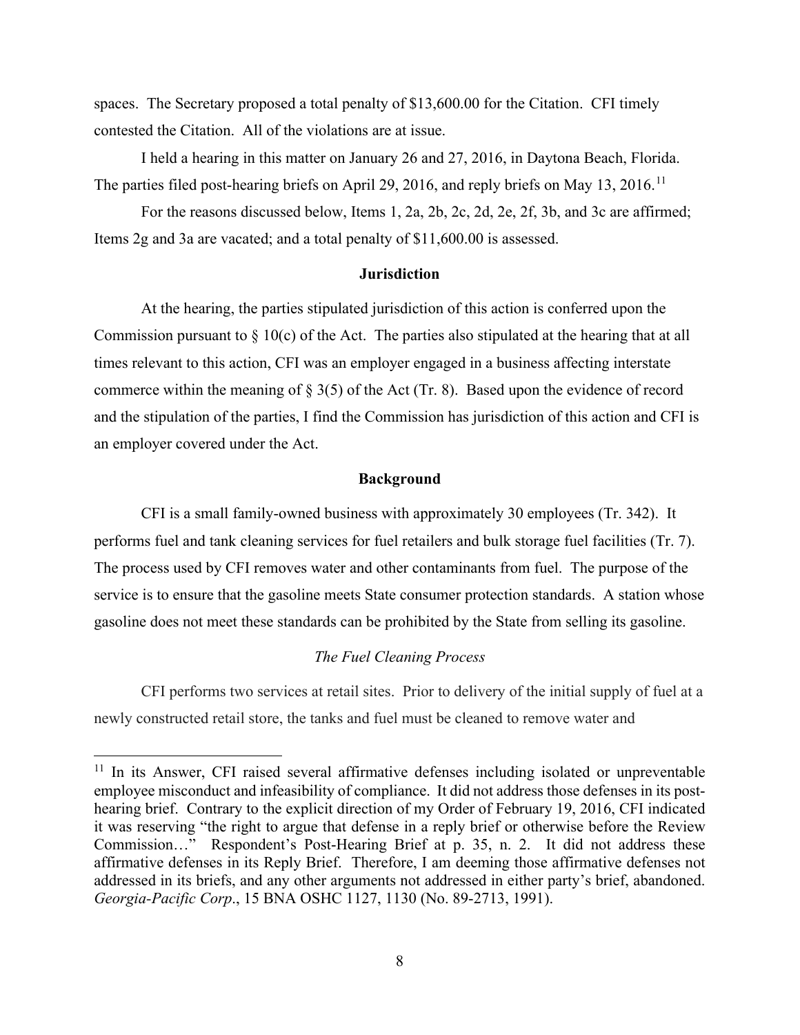spaces. The Secretary proposed a total penalty of $13,600.00 for the Citation. CFI timely contested the Citation. All of the violations are at issue.

I held a hearing in this matter on January 26 and 27, 2016, in Daytona Beach, Florida. The parties filed post-hearing briefs on April 29, 2016, and reply briefs on May 13, 2016.[11]

For the reasons discussed below, Items 1, 2a, 2b, 2c, 2d, 2e, 2f, 3b, and 3c are affirmed; Items 2g and 3a are vacated; and a total penalty of $11,600.00 is assessed.

## Jurisdiction

At the hearing, the parties stipulated jurisdiction of this action is conferred upon the Commission pursuant to § 10(c) of the Act. The parties also stipulated at the hearing that at all times relevant to this action, CFI was an employer engaged in a business affecting interstate commerce within the meaning of § 3(5) of the Act (Tr. 8). Based upon the evidence of record and the stipulation of the parties, I find the Commission has jurisdiction of this action and CFI is an employer covered under the Act.

## Background

CFI is a small family-owned business with approximately 30 employees (Tr. 342). It performs fuel and tank cleaning services for fuel retailers and bulk storage fuel facilities (Tr. 7). The process used by CFI removes water and other contaminants from fuel. The purpose of the service is to ensure that the gasoline meets State consumer protection standards. A station whose gasoline does not meet these standards can be prohibited by the State from selling its gasoline.

### *The Fuel Cleaning Process*

CFI performs two services at retail sites. Prior to delivery of the initial supply of fuel at a newly constructed retail store, the tanks and fuel must be cleaned to remove water and

[11] In its Answer, CFI raised several affirmative defenses including isolated or unpreventable employee misconduct and infeasibility of compliance. It did not address those defenses in its post-hearing brief. Contrary to the explicit direction of my Order of February 19, 2016, CFI indicated it was reserving "the right to argue that defense in a reply brief or otherwise before the Review Commission…" Respondent's Post-Hearing Brief at p. 35, n. 2. It did not address these affirmative defenses in its Reply Brief. Therefore, I am deeming those affirmative defenses not addressed in its briefs, and any other arguments not addressed in either party's brief, abandoned. *Georgia-Pacific Corp*., 15 BNA OSHC 1127, 1130 (No. 89-2713, 1991).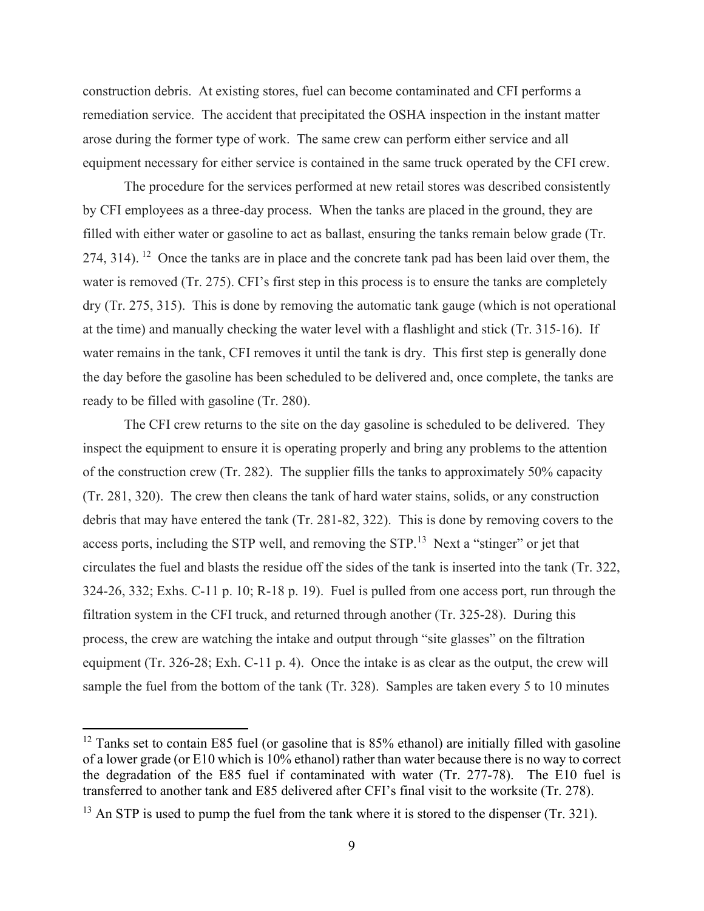construction debris. At existing stores, fuel can become contaminated and CFI performs a remediation service. The accident that precipitated the OSHA inspection in the instant matter arose during the former type of work. The same crew can perform either service and all equipment necessary for either service is contained in the same truck operated by the CFI crew.

The procedure for the services performed at new retail stores was described consistently by CFI employees as a three-day process. When the tanks are placed in the ground, they are filled with either water or gasoline to act as ballast, ensuring the tanks remain below grade (Tr. 274, 314).[12] Once the tanks are in place and the concrete tank pad has been laid over them, the water is removed (Tr. 275). CFI's first step in this process is to ensure the tanks are completely dry (Tr. 275, 315). This is done by removing the automatic tank gauge (which is not operational at the time) and manually checking the water level with a flashlight and stick (Tr. 315-16). If water remains in the tank, CFI removes it until the tank is dry. This first step is generally done the day before the gasoline has been scheduled to be delivered and, once complete, the tanks are ready to be filled with gasoline (Tr. 280).

The CFI crew returns to the site on the day gasoline is scheduled to be delivered. They inspect the equipment to ensure it is operating properly and bring any problems to the attention of the construction crew (Tr. 282). The supplier fills the tanks to approximately 50% capacity (Tr. 281, 320). The crew then cleans the tank of hard water stains, solids, or any construction debris that may have entered the tank (Tr. 281-82, 322). This is done by removing covers to the access ports, including the STP well, and removing the STP.[13] Next a "stinger" or jet that circulates the fuel and blasts the residue off the sides of the tank is inserted into the tank (Tr. 322, 324-26, 332; Exhs. C-11 p. 10; R-18 p. 19). Fuel is pulled from one access port, run through the filtration system in the CFI truck, and returned through another (Tr. 325-28). During this process, the crew are watching the intake and output through "site glasses" on the filtration equipment (Tr. 326-28; Exh. C-11 p. 4). Once the intake is as clear as the output, the crew will sample the fuel from the bottom of the tank (Tr. 328). Samples are taken every 5 to 10 minutes

---

[12] Tanks set to contain E85 fuel (or gasoline that is 85% ethanol) are initially filled with gasoline of a lower grade (or E10 which is 10% ethanol) rather than water because there is no way to correct the degradation of the E85 fuel if contaminated with water (Tr. 277-78). The E10 fuel is transferred to another tank and E85 delivered after CFI's final visit to the worksite (Tr. 278).

[13] An STP is used to pump the fuel from the tank where it is stored to the dispenser (Tr. 321).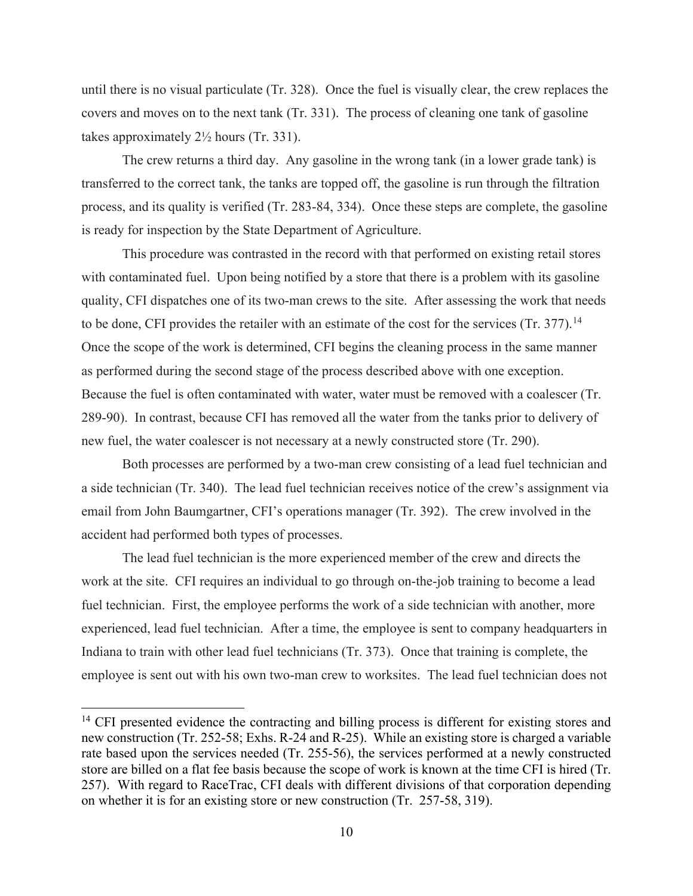until there is no visual particulate (Tr. 328). Once the fuel is visually clear, the crew replaces the covers and moves on to the next tank (Tr. 331). The process of cleaning one tank of gasoline takes approximately 2½ hours (Tr. 331).

The crew returns a third day. Any gasoline in the wrong tank (in a lower grade tank) is transferred to the correct tank, the tanks are topped off, the gasoline is run through the filtration process, and its quality is verified (Tr. 283-84, 334). Once these steps are complete, the gasoline is ready for inspection by the State Department of Agriculture.

This procedure was contrasted in the record with that performed on existing retail stores with contaminated fuel. Upon being notified by a store that there is a problem with its gasoline quality, CFI dispatches one of its two-man crews to the site. After assessing the work that needs to be done, CFI provides the retailer with an estimate of the cost for the services (Tr. 377).[14] Once the scope of the work is determined, CFI begins the cleaning process in the same manner as performed during the second stage of the process described above with one exception. Because the fuel is often contaminated with water, water must be removed with a coalescer (Tr. 289-90). In contrast, because CFI has removed all the water from the tanks prior to delivery of new fuel, the water coalescer is not necessary at a newly constructed store (Tr. 290).

Both processes are performed by a two-man crew consisting of a lead fuel technician and a side technician (Tr. 340). The lead fuel technician receives notice of the crew's assignment via email from John Baumgartner, CFI's operations manager (Tr. 392). The crew involved in the accident had performed both types of processes.

The lead fuel technician is the more experienced member of the crew and directs the work at the site. CFI requires an individual to go through on-the-job training to become a lead fuel technician. First, the employee performs the work of a side technician with another, more experienced, lead fuel technician. After a time, the employee is sent to company headquarters in Indiana to train with other lead fuel technicians (Tr. 373). Once that training is complete, the employee is sent out with his own two-man crew to worksites. The lead fuel technician does not

---

[14] CFI presented evidence the contracting and billing process is different for existing stores and new construction (Tr. 252-58; Exhs. R-24 and R-25). While an existing store is charged a variable rate based upon the services needed (Tr. 255-56), the services performed at a newly constructed store are billed on a flat fee basis because the scope of work is known at the time CFI is hired (Tr. 257). With regard to RaceTrac, CFI deals with different divisions of that corporation depending on whether it is for an existing store or new construction (Tr. 257-58, 319).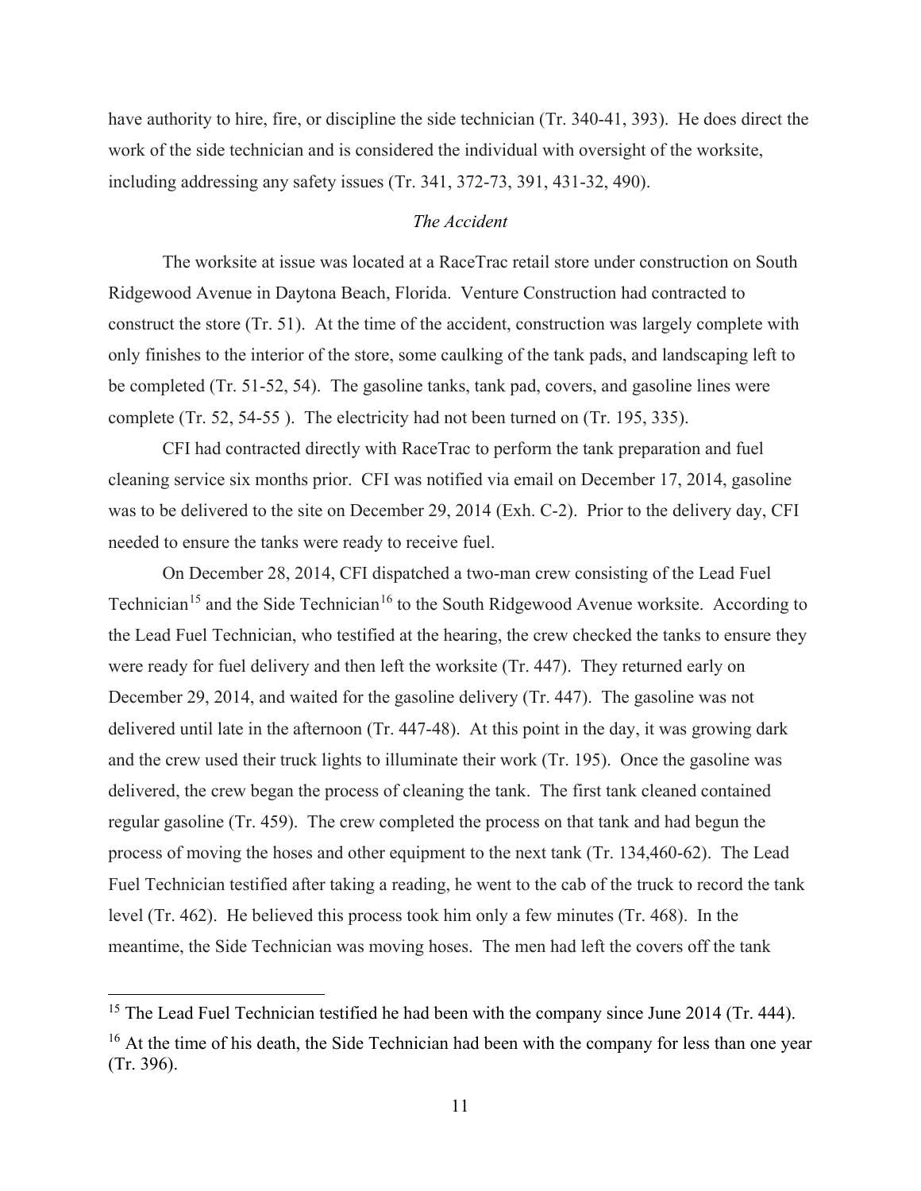have authority to hire, fire, or discipline the side technician (Tr. 340-41, 393). He does direct the work of the side technician and is considered the individual with oversight of the worksite, including addressing any safety issues (Tr. 341, 372-73, 391, 431-32, 490).

*The Accident*

The worksite at issue was located at a RaceTrac retail store under construction on South Ridgewood Avenue in Daytona Beach, Florida. Venture Construction had contracted to construct the store (Tr. 51). At the time of the accident, construction was largely complete with only finishes to the interior of the store, some caulking of the tank pads, and landscaping left to be completed (Tr. 51-52, 54). The gasoline tanks, tank pad, covers, and gasoline lines were complete (Tr. 52, 54-55 ). The electricity had not been turned on (Tr. 195, 335).

CFI had contracted directly with RaceTrac to perform the tank preparation and fuel cleaning service six months prior. CFI was notified via email on December 17, 2014, gasoline was to be delivered to the site on December 29, 2014 (Exh. C-2). Prior to the delivery day, CFI needed to ensure the tanks were ready to receive fuel.

On December 28, 2014, CFI dispatched a two-man crew consisting of the Lead Fuel Technician[15] and the Side Technician[16] to the South Ridgewood Avenue worksite. According to the Lead Fuel Technician, who testified at the hearing, the crew checked the tanks to ensure they were ready for fuel delivery and then left the worksite (Tr. 447). They returned early on December 29, 2014, and waited for the gasoline delivery (Tr. 447). The gasoline was not delivered until late in the afternoon (Tr. 447-48). At this point in the day, it was growing dark and the crew used their truck lights to illuminate their work (Tr. 195). Once the gasoline was delivered, the crew began the process of cleaning the tank. The first tank cleaned contained regular gasoline (Tr. 459). The crew completed the process on that tank and had begun the process of moving the hoses and other equipment to the next tank (Tr. 134,460-62). The Lead Fuel Technician testified after taking a reading, he went to the cab of the truck to record the tank level (Tr. 462). He believed this process took him only a few minutes (Tr. 468). In the meantime, the Side Technician was moving hoses. The men had left the covers off the tank

---

[15] The Lead Fuel Technician testified he had been with the company since June 2014 (Tr. 444).

[16] At the time of his death, the Side Technician had been with the company for less than one year (Tr. 396).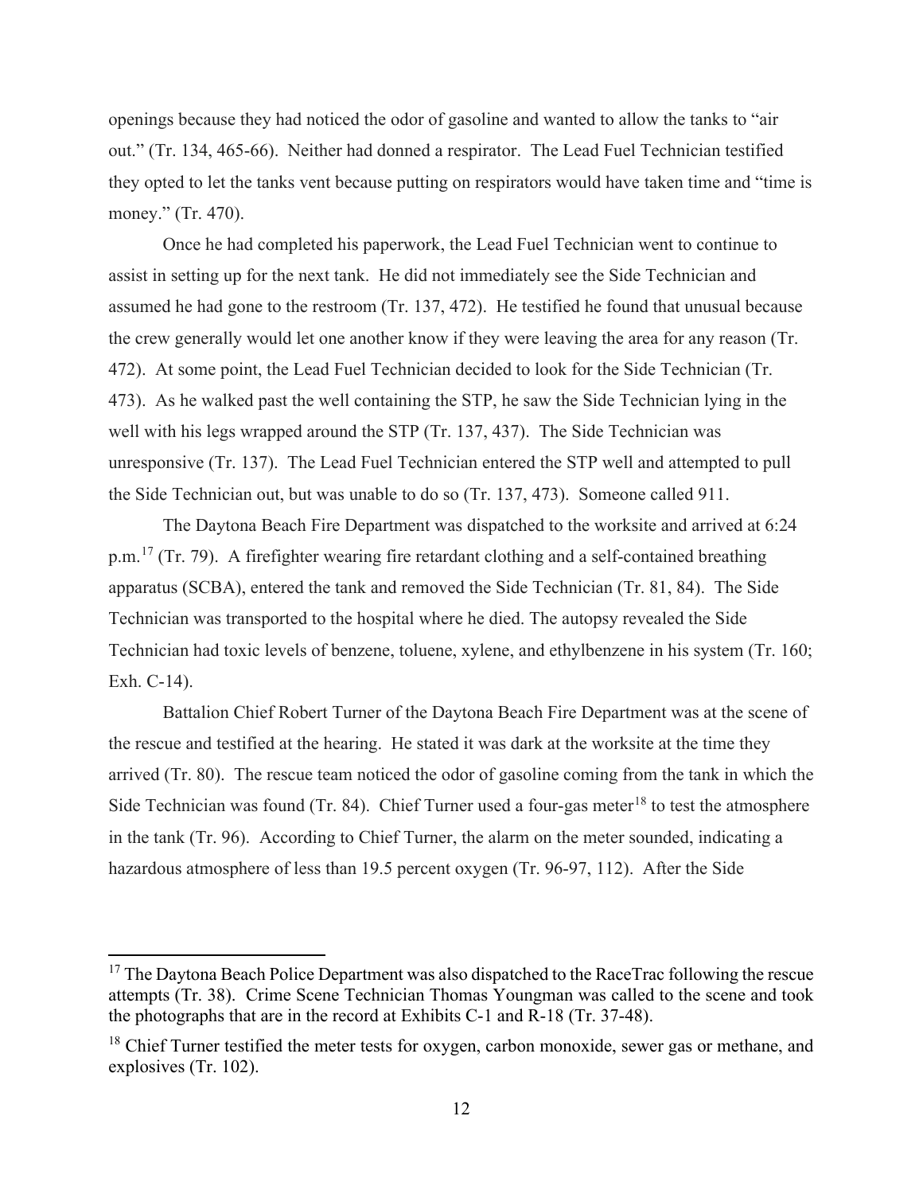openings because they had noticed the odor of gasoline and wanted to allow the tanks to "air out." (Tr. 134, 465-66). Neither had donned a respirator. The Lead Fuel Technician testified they opted to let the tanks vent because putting on respirators would have taken time and "time is money." (Tr. 470).

Once he had completed his paperwork, the Lead Fuel Technician went to continue to assist in setting up for the next tank. He did not immediately see the Side Technician and assumed he had gone to the restroom (Tr. 137, 472). He testified he found that unusual because the crew generally would let one another know if they were leaving the area for any reason (Tr. 472). At some point, the Lead Fuel Technician decided to look for the Side Technician (Tr. 473). As he walked past the well containing the STP, he saw the Side Technician lying in the well with his legs wrapped around the STP (Tr. 137, 437). The Side Technician was unresponsive (Tr. 137). The Lead Fuel Technician entered the STP well and attempted to pull the Side Technician out, but was unable to do so (Tr. 137, 473). Someone called 911.

The Daytona Beach Fire Department was dispatched to the worksite and arrived at 6:24 p.m.[17] (Tr. 79). A firefighter wearing fire retardant clothing and a self-contained breathing apparatus (SCBA), entered the tank and removed the Side Technician (Tr. 81, 84). The Side Technician was transported to the hospital where he died. The autopsy revealed the Side Technician had toxic levels of benzene, toluene, xylene, and ethylbenzene in his system (Tr. 160; Exh. C-14).

Battalion Chief Robert Turner of the Daytona Beach Fire Department was at the scene of the rescue and testified at the hearing. He stated it was dark at the worksite at the time they arrived (Tr. 80). The rescue team noticed the odor of gasoline coming from the tank in which the Side Technician was found (Tr. 84). Chief Turner used a four-gas meter[18] to test the atmosphere in the tank (Tr. 96). According to Chief Turner, the alarm on the meter sounded, indicating a hazardous atmosphere of less than 19.5 percent oxygen (Tr. 96-97, 112). After the Side

---

[17] The Daytona Beach Police Department was also dispatched to the RaceTrac following the rescue attempts (Tr. 38). Crime Scene Technician Thomas Youngman was called to the scene and took the photographs that are in the record at Exhibits C-1 and R-18 (Tr. 37-48).

[18] Chief Turner testified the meter tests for oxygen, carbon monoxide, sewer gas or methane, and explosives (Tr. 102).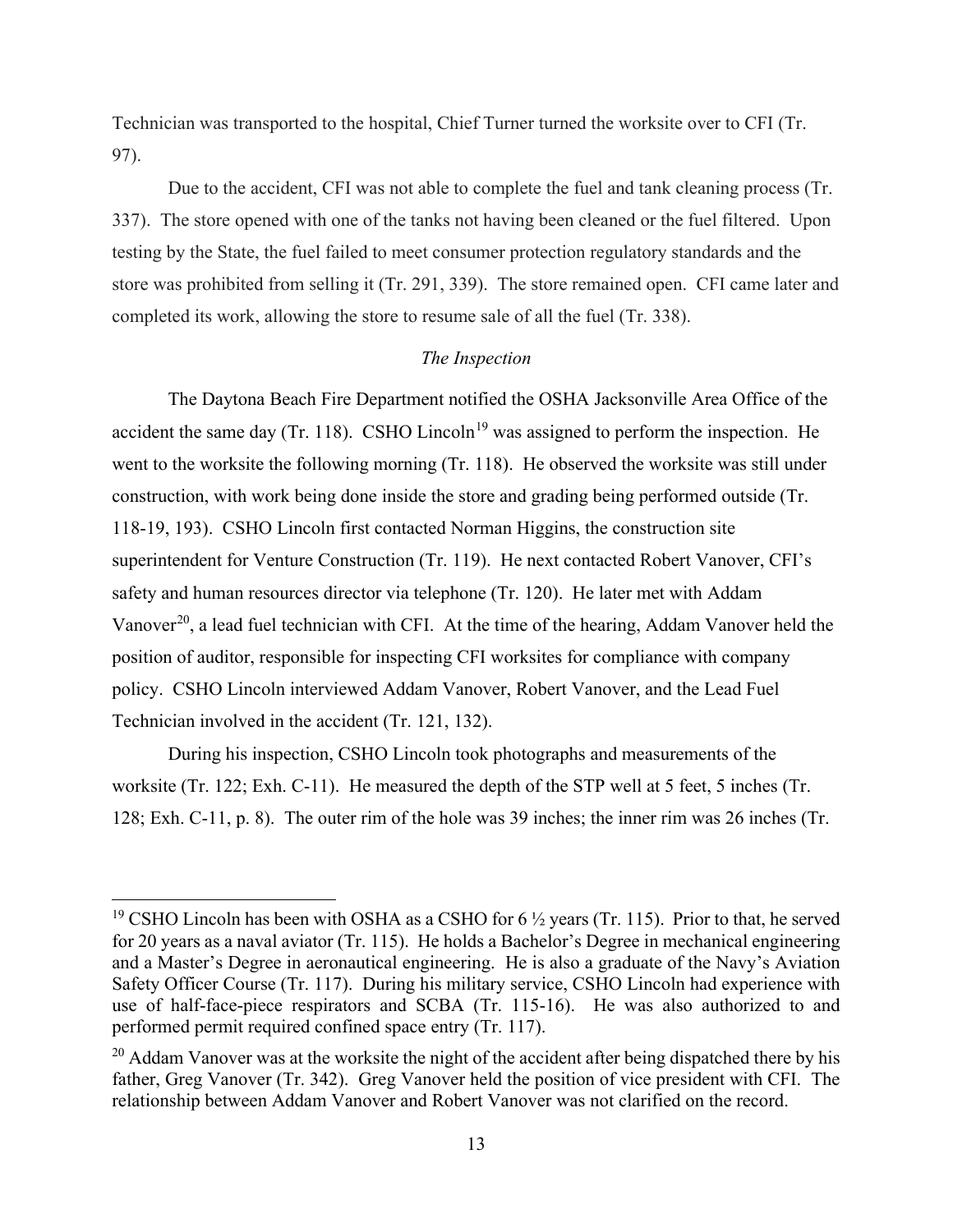Technician was transported to the hospital, Chief Turner turned the worksite over to CFI (Tr. 97).

Due to the accident, CFI was not able to complete the fuel and tank cleaning process (Tr. 337). The store opened with one of the tanks not having been cleaned or the fuel filtered. Upon testing by the State, the fuel failed to meet consumer protection regulatory standards and the store was prohibited from selling it (Tr. 291, 339). The store remained open. CFI came later and completed its work, allowing the store to resume sale of all the fuel (Tr. 338).

*The Inspection*

The Daytona Beach Fire Department notified the OSHA Jacksonville Area Office of the accident the same day (Tr. 118). CSHO Lincoln[19] was assigned to perform the inspection. He went to the worksite the following morning (Tr. 118). He observed the worksite was still under construction, with work being done inside the store and grading being performed outside (Tr. 118-19, 193). CSHO Lincoln first contacted Norman Higgins, the construction site superintendent for Venture Construction (Tr. 119). He next contacted Robert Vanover, CFI's safety and human resources director via telephone (Tr. 120). He later met with Addam Vanover[20], a lead fuel technician with CFI. At the time of the hearing, Addam Vanover held the position of auditor, responsible for inspecting CFI worksites for compliance with company policy. CSHO Lincoln interviewed Addam Vanover, Robert Vanover, and the Lead Fuel Technician involved in the accident (Tr. 121, 132).

During his inspection, CSHO Lincoln took photographs and measurements of the worksite (Tr. 122; Exh. C-11). He measured the depth of the STP well at 5 feet, 5 inches (Tr. 128; Exh. C-11, p. 8). The outer rim of the hole was 39 inches; the inner rim was 26 inches (Tr.

---

[19] CSHO Lincoln has been with OSHA as a CSHO for 6 ½ years (Tr. 115). Prior to that, he served for 20 years as a naval aviator (Tr. 115). He holds a Bachelor's Degree in mechanical engineering and a Master's Degree in aeronautical engineering. He is also a graduate of the Navy's Aviation Safety Officer Course (Tr. 117). During his military service, CSHO Lincoln had experience with use of half-face-piece respirators and SCBA (Tr. 115-16). He was also authorized to and performed permit required confined space entry (Tr. 117).

[20] Addam Vanover was at the worksite the night of the accident after being dispatched there by his father, Greg Vanover (Tr. 342). Greg Vanover held the position of vice president with CFI. The relationship between Addam Vanover and Robert Vanover was not clarified on the record.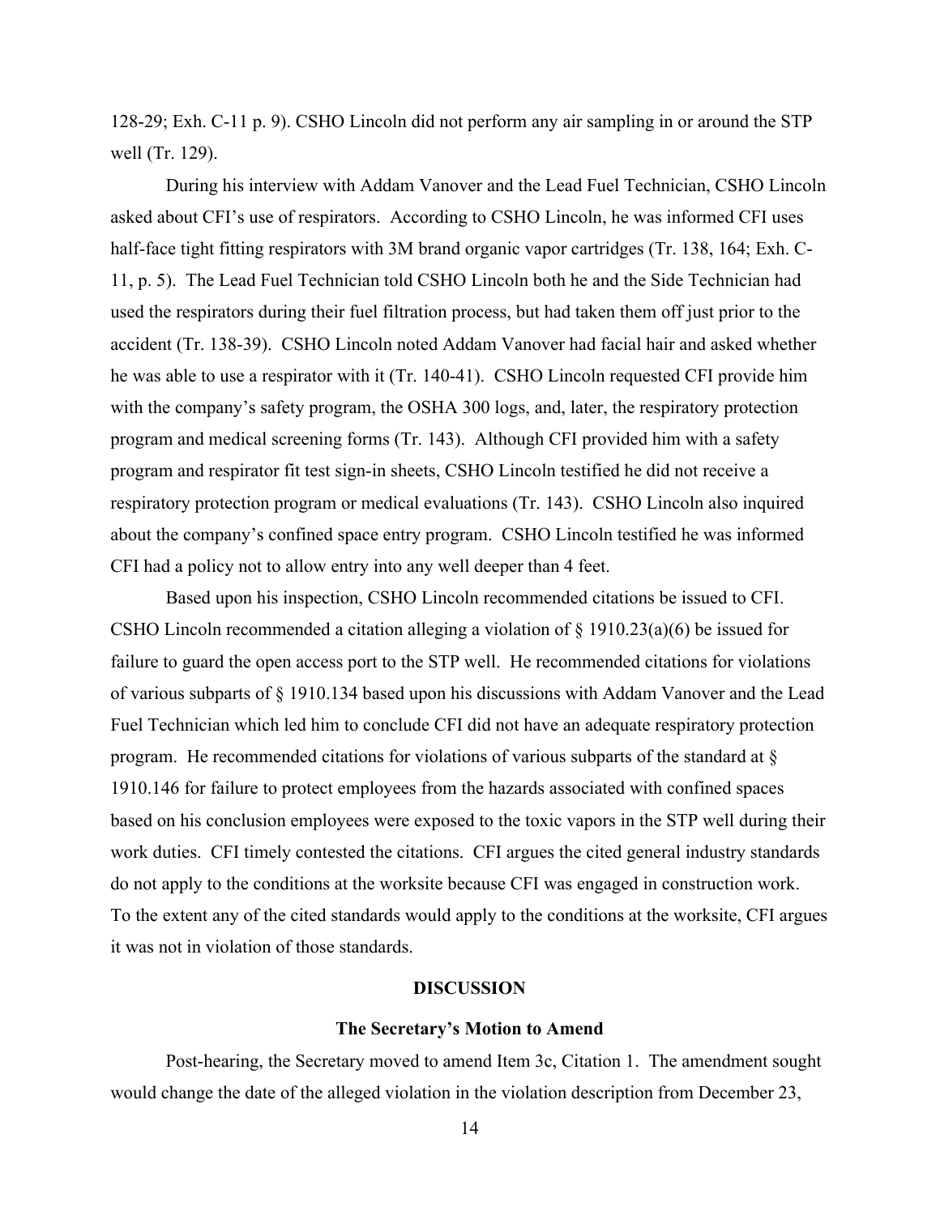128-29; Exh. C-11 p. 9). CSHO Lincoln did not perform any air sampling in or around the STP well (Tr. 129).

During his interview with Addam Vanover and the Lead Fuel Technician, CSHO Lincoln asked about CFI's use of respirators. According to CSHO Lincoln, he was informed CFI uses half-face tight fitting respirators with 3M brand organic vapor cartridges (Tr. 138, 164; Exh. C-11, p. 5). The Lead Fuel Technician told CSHO Lincoln both he and the Side Technician had used the respirators during their fuel filtration process, but had taken them off just prior to the accident (Tr. 138-39). CSHO Lincoln noted Addam Vanover had facial hair and asked whether he was able to use a respirator with it (Tr. 140-41). CSHO Lincoln requested CFI provide him with the company's safety program, the OSHA 300 logs, and, later, the respiratory protection program and medical screening forms (Tr. 143). Although CFI provided him with a safety program and respirator fit test sign-in sheets, CSHO Lincoln testified he did not receive a respiratory protection program or medical evaluations (Tr. 143). CSHO Lincoln also inquired about the company's confined space entry program. CSHO Lincoln testified he was informed CFI had a policy not to allow entry into any well deeper than 4 feet.

Based upon his inspection, CSHO Lincoln recommended citations be issued to CFI. CSHO Lincoln recommended a citation alleging a violation of § 1910.23(a)(6) be issued for failure to guard the open access port to the STP well. He recommended citations for violations of various subparts of § 1910.134 based upon his discussions with Addam Vanover and the Lead Fuel Technician which led him to conclude CFI did not have an adequate respiratory protection program. He recommended citations for violations of various subparts of the standard at § 1910.146 for failure to protect employees from the hazards associated with confined spaces based on his conclusion employees were exposed to the toxic vapors in the STP well during their work duties. CFI timely contested the citations. CFI argues the cited general industry standards do not apply to the conditions at the worksite because CFI was engaged in construction work. To the extent any of the cited standards would apply to the conditions at the worksite, CFI argues it was not in violation of those standards.

## DISCUSSION

### The Secretary's Motion to Amend

Post-hearing, the Secretary moved to amend Item 3c, Citation 1. The amendment sought would change the date of the alleged violation in the violation description from December 23,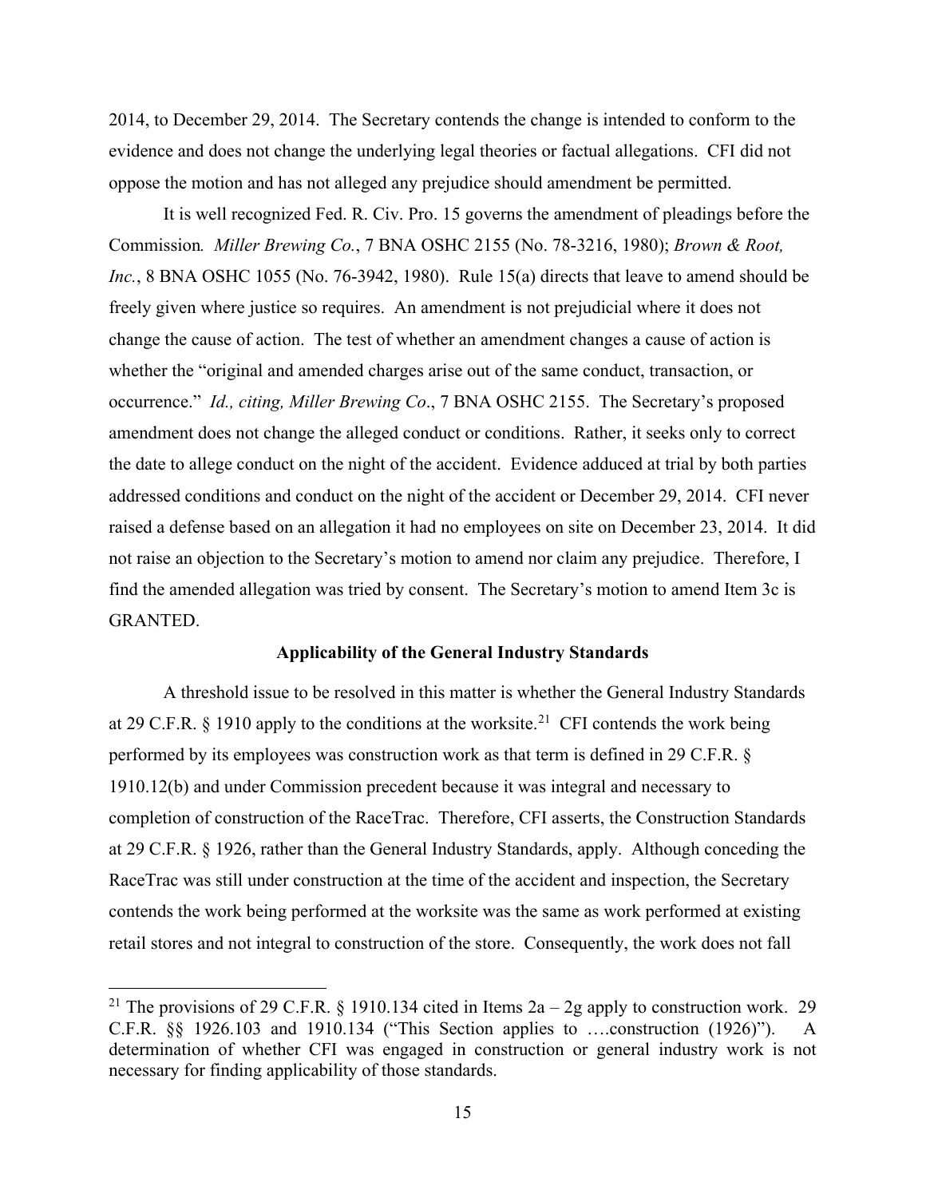2014, to December 29, 2014. The Secretary contends the change is intended to conform to the evidence and does not change the underlying legal theories or factual allegations. CFI did not oppose the motion and has not alleged any prejudice should amendment be permitted.

It is well recognized Fed. R. Civ. Pro. 15 governs the amendment of pleadings before the Commission*. Miller Brewing Co.*, 7 BNA OSHC 2155 (No. 78-3216, 1980); *Brown & Root, Inc.*, 8 BNA OSHC 1055 (No. 76-3942, 1980). Rule 15(a) directs that leave to amend should be freely given where justice so requires. An amendment is not prejudicial where it does not change the cause of action. The test of whether an amendment changes a cause of action is whether the "original and amended charges arise out of the same conduct, transaction, or occurrence." *Id., citing, Miller Brewing Co*., 7 BNA OSHC 2155. The Secretary's proposed amendment does not change the alleged conduct or conditions. Rather, it seeks only to correct the date to allege conduct on the night of the accident. Evidence adduced at trial by both parties addressed conditions and conduct on the night of the accident or December 29, 2014. CFI never raised a defense based on an allegation it had no employees on site on December 23, 2014. It did not raise an objection to the Secretary's motion to amend nor claim any prejudice. Therefore, I find the amended allegation was tried by consent. The Secretary's motion to amend Item 3c is GRANTED.

## Applicability of the General Industry Standards

A threshold issue to be resolved in this matter is whether the General Industry Standards at 29 C.F.R. § 1910 apply to the conditions at the worksite.[21] CFI contends the work being performed by its employees was construction work as that term is defined in 29 C.F.R. § 1910.12(b) and under Commission precedent because it was integral and necessary to completion of construction of the RaceTrac. Therefore, CFI asserts, the Construction Standards at 29 C.F.R. § 1926, rather than the General Industry Standards, apply. Although conceding the RaceTrac was still under construction at the time of the accident and inspection, the Secretary contends the work being performed at the worksite was the same as work performed at existing retail stores and not integral to construction of the store. Consequently, the work does not fall

---

[21] The provisions of 29 C.F.R. § 1910.134 cited in Items 2a – 2g apply to construction work. 29 C.F.R. §§ 1926.103 and 1910.134 ("This Section applies to ….construction (1926)"). A determination of whether CFI was engaged in construction or general industry work is not necessary for finding applicability of those standards.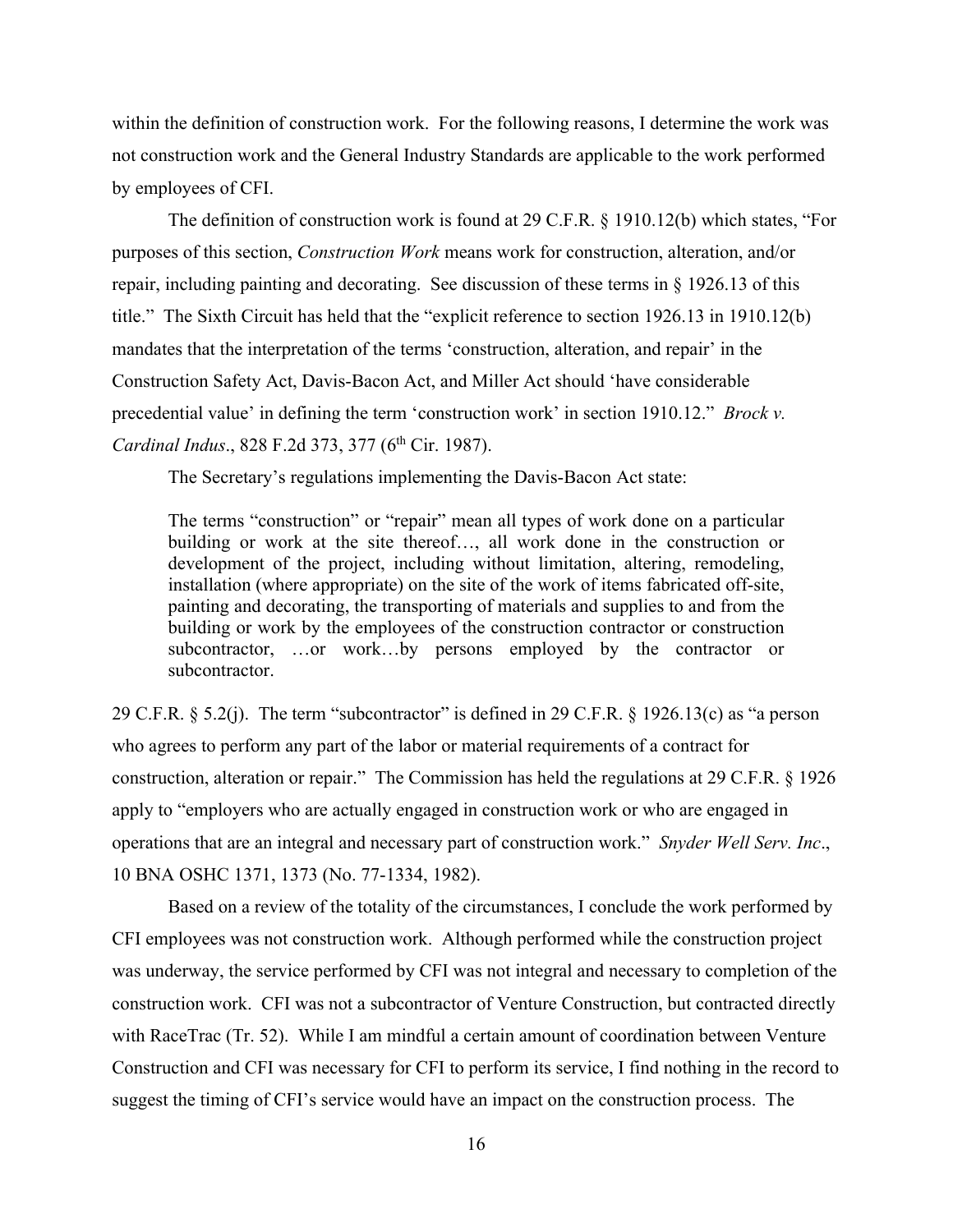within the definition of construction work. For the following reasons, I determine the work was not construction work and the General Industry Standards are applicable to the work performed by employees of CFI.

The definition of construction work is found at 29 C.F.R. § 1910.12(b) which states, "For purposes of this section, *Construction Work* means work for construction, alteration, and/or repair, including painting and decorating. See discussion of these terms in § 1926.13 of this title." The Sixth Circuit has held that the "explicit reference to section 1926.13 in 1910.12(b) mandates that the interpretation of the terms 'construction, alteration, and repair' in the Construction Safety Act, Davis-Bacon Act, and Miller Act should 'have considerable precedential value' in defining the term 'construction work' in section 1910.12." *Brock v. Cardinal Indus*., 828 F.2d 373, 377 (6th Cir. 1987).

The Secretary's regulations implementing the Davis-Bacon Act state:

> The terms "construction" or "repair" mean all types of work done on a particular building or work at the site thereof…, all work done in the construction or development of the project, including without limitation, altering, remodeling, installation (where appropriate) on the site of the work of items fabricated off-site, painting and decorating, the transporting of materials and supplies to and from the building or work by the employees of the construction contractor or construction subcontractor, …or work…by persons employed by the contractor or subcontractor.

29 C.F.R. § 5.2(j). The term "subcontractor" is defined in 29 C.F.R. § 1926.13(c) as "a person who agrees to perform any part of the labor or material requirements of a contract for construction, alteration or repair." The Commission has held the regulations at 29 C.F.R. § 1926 apply to "employers who are actually engaged in construction work or who are engaged in operations that are an integral and necessary part of construction work." *Snyder Well Serv. Inc*., 10 BNA OSHC 1371, 1373 (No. 77-1334, 1982).

Based on a review of the totality of the circumstances, I conclude the work performed by CFI employees was not construction work. Although performed while the construction project was underway, the service performed by CFI was not integral and necessary to completion of the construction work. CFI was not a subcontractor of Venture Construction, but contracted directly with RaceTrac (Tr. 52). While I am mindful a certain amount of coordination between Venture Construction and CFI was necessary for CFI to perform its service, I find nothing in the record to suggest the timing of CFI's service would have an impact on the construction process. The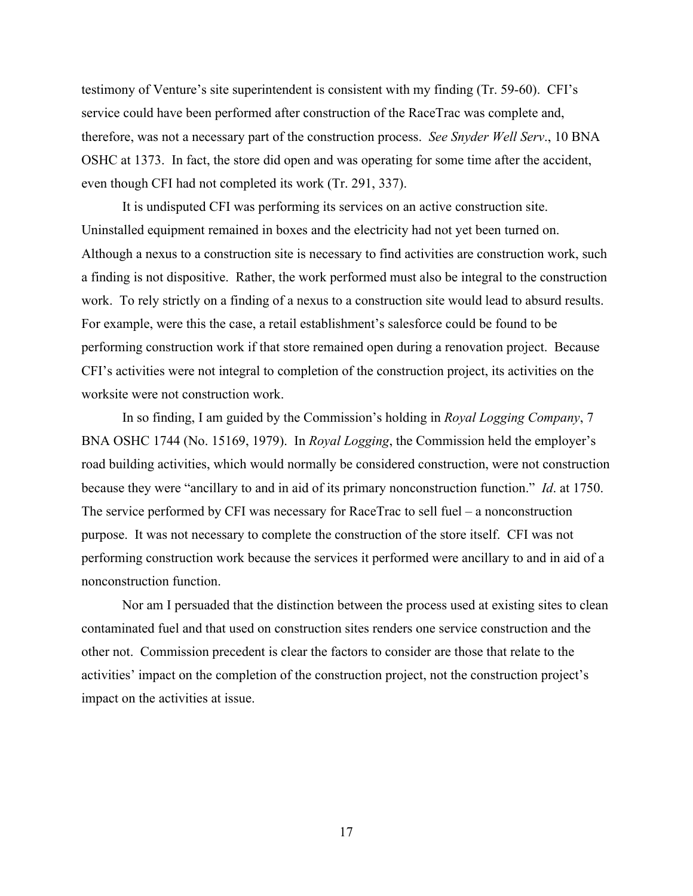testimony of Venture's site superintendent is consistent with my finding (Tr. 59-60). CFI's service could have been performed after construction of the RaceTrac was complete and, therefore, was not a necessary part of the construction process. *See Snyder Well Serv*., 10 BNA OSHC at 1373. In fact, the store did open and was operating for some time after the accident, even though CFI had not completed its work (Tr. 291, 337).

It is undisputed CFI was performing its services on an active construction site. Uninstalled equipment remained in boxes and the electricity had not yet been turned on. Although a nexus to a construction site is necessary to find activities are construction work, such a finding is not dispositive. Rather, the work performed must also be integral to the construction work. To rely strictly on a finding of a nexus to a construction site would lead to absurd results. For example, were this the case, a retail establishment's salesforce could be found to be performing construction work if that store remained open during a renovation project. Because CFI's activities were not integral to completion of the construction project, its activities on the worksite were not construction work.

In so finding, I am guided by the Commission's holding in *Royal Logging Company*, 7 BNA OSHC 1744 (No. 15169, 1979). In *Royal Logging*, the Commission held the employer's road building activities, which would normally be considered construction, were not construction because they were "ancillary to and in aid of its primary nonconstruction function." *Id*. at 1750. The service performed by CFI was necessary for RaceTrac to sell fuel – a nonconstruction purpose. It was not necessary to complete the construction of the store itself. CFI was not performing construction work because the services it performed were ancillary to and in aid of a nonconstruction function.

Nor am I persuaded that the distinction between the process used at existing sites to clean contaminated fuel and that used on construction sites renders one service construction and the other not. Commission precedent is clear the factors to consider are those that relate to the activities' impact on the completion of the construction project, not the construction project's impact on the activities at issue.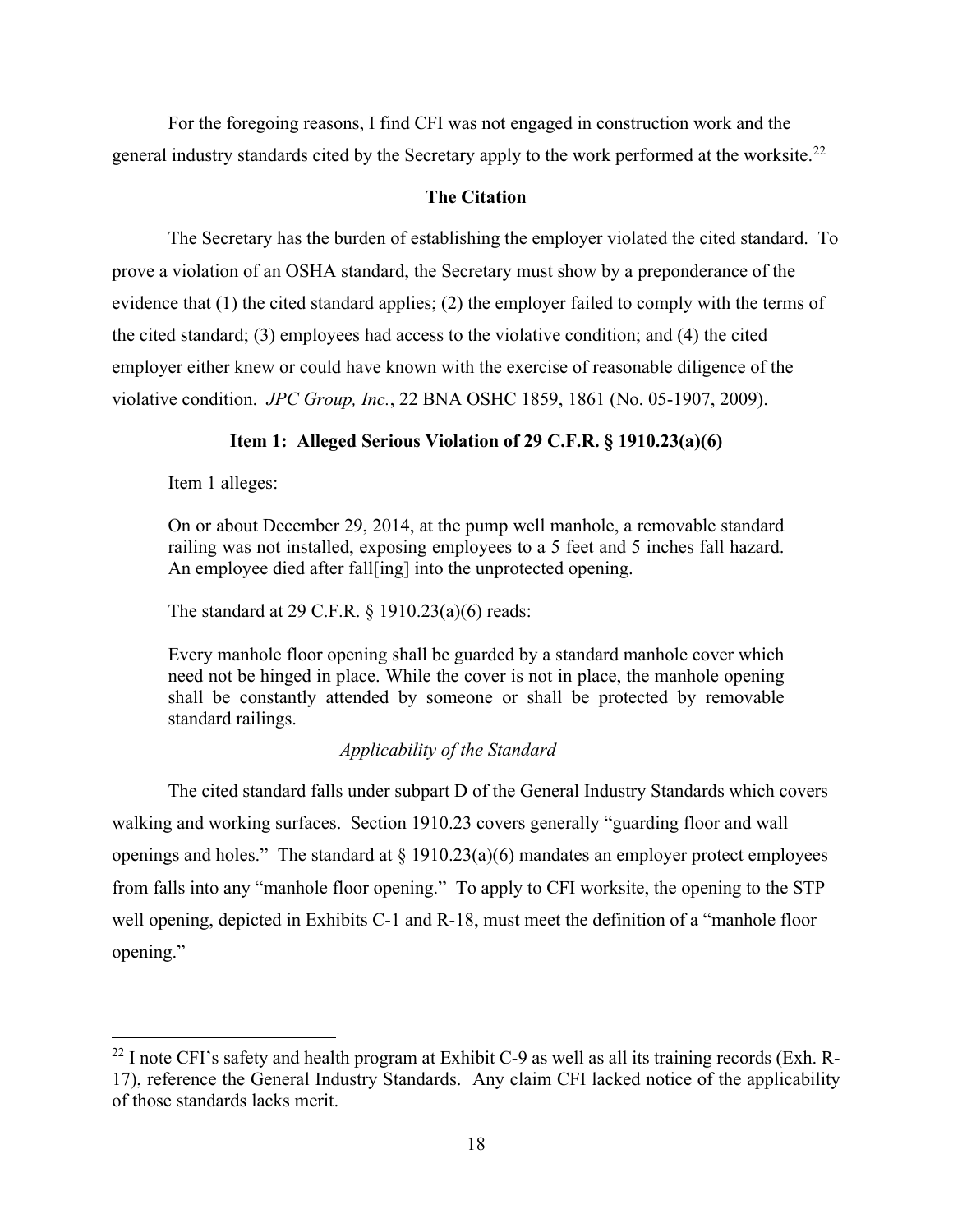For the foregoing reasons, I find CFI was not engaged in construction work and the general industry standards cited by the Secretary apply to the work performed at the worksite.[22]

**The Citation**

The Secretary has the burden of establishing the employer violated the cited standard. To prove a violation of an OSHA standard, the Secretary must show by a preponderance of the evidence that (1) the cited standard applies; (2) the employer failed to comply with the terms of the cited standard; (3) employees had access to the violative condition; and (4) the cited employer either knew or could have known with the exercise of reasonable diligence of the violative condition. *JPC Group, Inc.*, 22 BNA OSHC 1859, 1861 (No. 05-1907, 2009).

**Item 1: Alleged Serious Violation of 29 C.F.R. § 1910.23(a)(6)**

Item 1 alleges:

> On or about December 29, 2014, at the pump well manhole, a removable standard railing was not installed, exposing employees to a 5 feet and 5 inches fall hazard. An employee died after fall[ing] into the unprotected opening.

The standard at 29 C.F.R. § 1910.23(a)(6) reads:

> Every manhole floor opening shall be guarded by a standard manhole cover which need not be hinged in place. While the cover is not in place, the manhole opening shall be constantly attended by someone or shall be protected by removable standard railings.

*Applicability of the Standard*

The cited standard falls under subpart D of the General Industry Standards which covers walking and working surfaces. Section 1910.23 covers generally "guarding floor and wall openings and holes." The standard at § 1910.23(a)(6) mandates an employer protect employees from falls into any "manhole floor opening." To apply to CFI worksite, the opening to the STP well opening, depicted in Exhibits C-1 and R-18, must meet the definition of a "manhole floor opening."

[22] I note CFI's safety and health program at Exhibit C-9 as well as all its training records (Exh. R-17), reference the General Industry Standards. Any claim CFI lacked notice of the applicability of those standards lacks merit.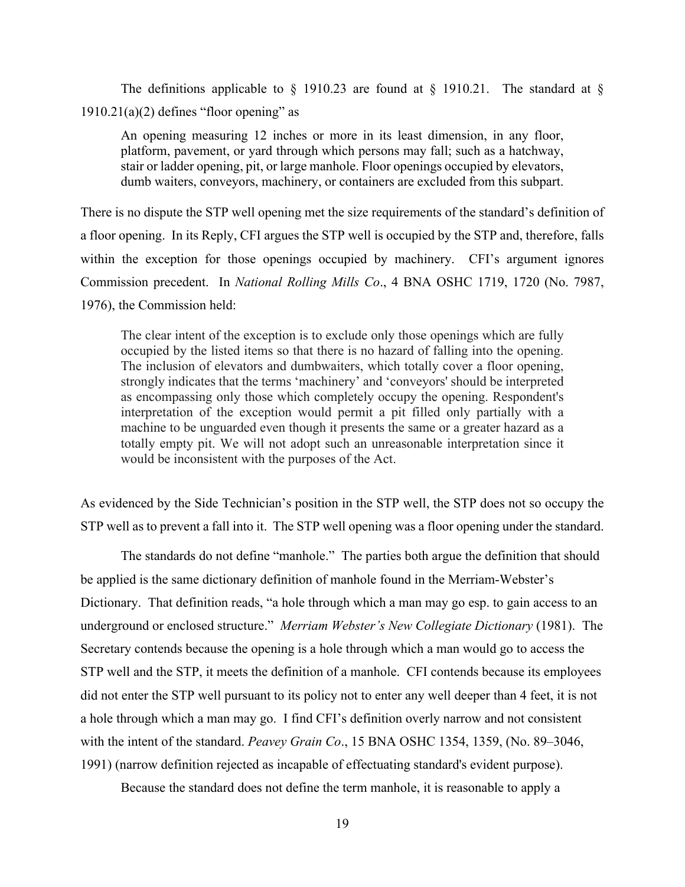The definitions applicable to § 1910.23 are found at § 1910.21. The standard at § 1910.21(a)(2) defines "floor opening" as

> An opening measuring 12 inches or more in its least dimension, in any floor, platform, pavement, or yard through which persons may fall; such as a hatchway, stair or ladder opening, pit, or large manhole. Floor openings occupied by elevators, dumb waiters, conveyors, machinery, or containers are excluded from this subpart.

There is no dispute the STP well opening met the size requirements of the standard's definition of a floor opening. In its Reply, CFI argues the STP well is occupied by the STP and, therefore, falls within the exception for those openings occupied by machinery. CFI's argument ignores Commission precedent. In *National Rolling Mills Co*., 4 BNA OSHC 1719, 1720 (No. 7987, 1976), the Commission held:

> The clear intent of the exception is to exclude only those openings which are fully occupied by the listed items so that there is no hazard of falling into the opening. The inclusion of elevators and dumbwaiters, which totally cover a floor opening, strongly indicates that the terms 'machinery' and 'conveyors' should be interpreted as encompassing only those which completely occupy the opening. Respondent's interpretation of the exception would permit a pit filled only partially with a machine to be unguarded even though it presents the same or a greater hazard as a totally empty pit. We will not adopt such an unreasonable interpretation since it would be inconsistent with the purposes of the Act.

As evidenced by the Side Technician's position in the STP well, the STP does not so occupy the STP well as to prevent a fall into it. The STP well opening was a floor opening under the standard.

The standards do not define "manhole." The parties both argue the definition that should be applied is the same dictionary definition of manhole found in the Merriam-Webster's Dictionary. That definition reads, "a hole through which a man may go esp. to gain access to an underground or enclosed structure." *Merriam Webster's New Collegiate Dictionary* (1981). The Secretary contends because the opening is a hole through which a man would go to access the STP well and the STP, it meets the definition of a manhole. CFI contends because its employees did not enter the STP well pursuant to its policy not to enter any well deeper than 4 feet, it is not a hole through which a man may go. I find CFI's definition overly narrow and not consistent with the intent of the standard. *Peavey Grain Co*., 15 BNA OSHC 1354, 1359, (No. 89–3046, 1991) (narrow definition rejected as incapable of effectuating standard's evident purpose).

Because the standard does not define the term manhole, it is reasonable to apply a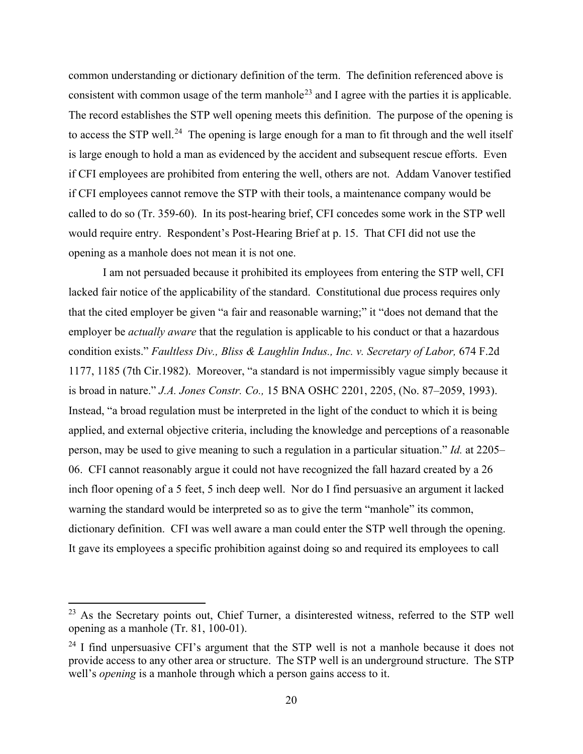common understanding or dictionary definition of the term. The definition referenced above is consistent with common usage of the term manhole[23] and I agree with the parties it is applicable. The record establishes the STP well opening meets this definition. The purpose of the opening is to access the STP well.[24] The opening is large enough for a man to fit through and the well itself is large enough to hold a man as evidenced by the accident and subsequent rescue efforts. Even if CFI employees are prohibited from entering the well, others are not. Addam Vanover testified if CFI employees cannot remove the STP with their tools, a maintenance company would be called to do so (Tr. 359-60). In its post-hearing brief, CFI concedes some work in the STP well would require entry. Respondent's Post-Hearing Brief at p. 15. That CFI did not use the opening as a manhole does not mean it is not one.

I am not persuaded because it prohibited its employees from entering the STP well, CFI lacked fair notice of the applicability of the standard. Constitutional due process requires only that the cited employer be given "a fair and reasonable warning;" it "does not demand that the employer be *actually aware* that the regulation is applicable to his conduct or that a hazardous condition exists." *Faultless Div., Bliss & Laughlin Indus., Inc. v. Secretary of Labor,* 674 F.2d 1177, 1185 (7th Cir.1982). Moreover, "a standard is not impermissibly vague simply because it is broad in nature." *J.A. Jones Constr. Co.,* 15 BNA OSHC 2201, 2205, (No. 87–2059, 1993). Instead, "a broad regulation must be interpreted in the light of the conduct to which it is being applied, and external objective criteria, including the knowledge and perceptions of a reasonable person, may be used to give meaning to such a regulation in a particular situation." *Id.* at 2205–06. CFI cannot reasonably argue it could not have recognized the fall hazard created by a 26 inch floor opening of a 5 feet, 5 inch deep well. Nor do I find persuasive an argument it lacked warning the standard would be interpreted so as to give the term "manhole" its common, dictionary definition. CFI was well aware a man could enter the STP well through the opening. It gave its employees a specific prohibition against doing so and required its employees to call

---

[23] As the Secretary points out, Chief Turner, a disinterested witness, referred to the STP well opening as a manhole (Tr. 81, 100-01).

[24] I find unpersuasive CFI's argument that the STP well is not a manhole because it does not provide access to any other area or structure. The STP well is an underground structure. The STP well's *opening* is a manhole through which a person gains access to it.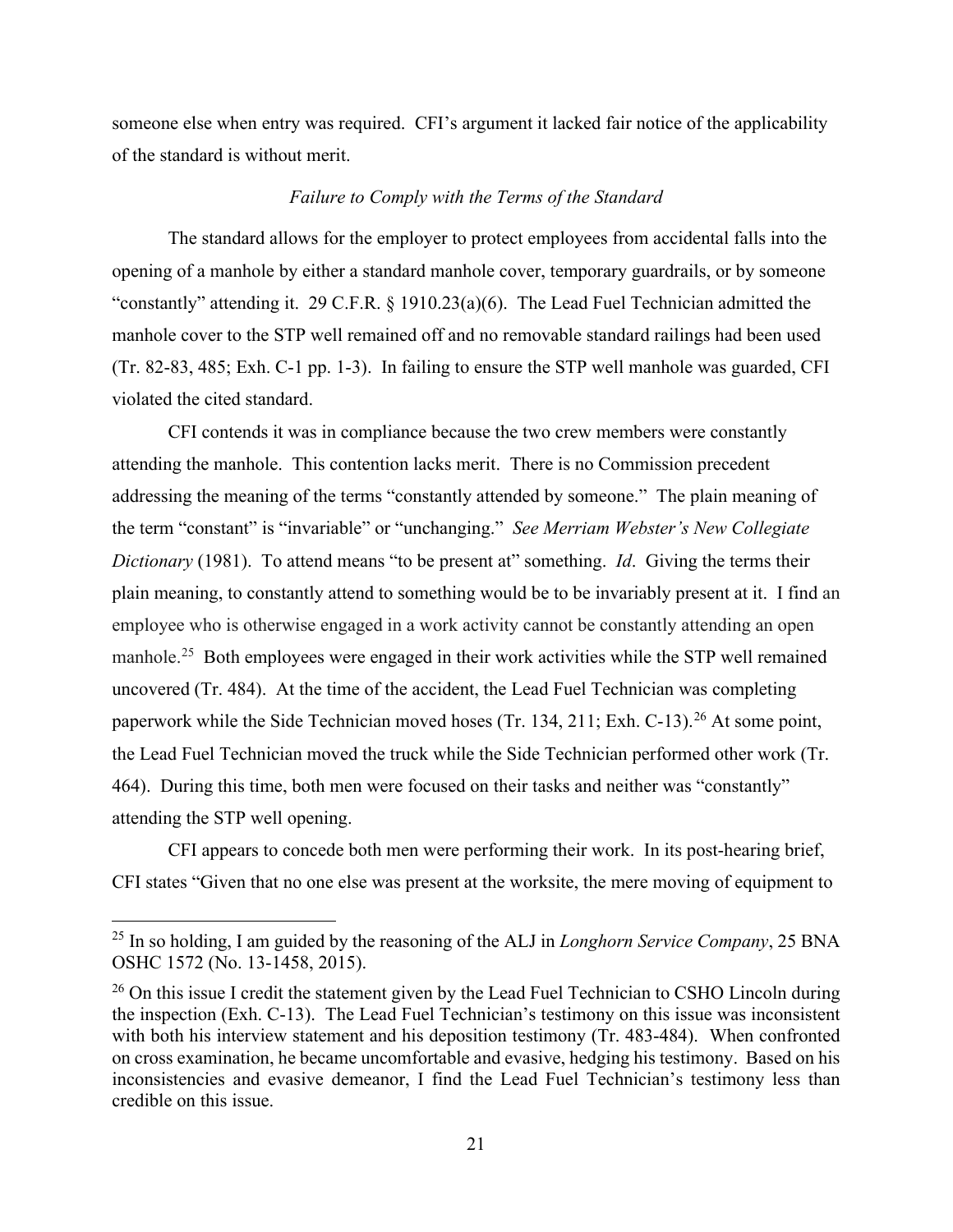someone else when entry was required. CFI's argument it lacked fair notice of the applicability of the standard is without merit.

### *Failure to Comply with the Terms of the Standard*

The standard allows for the employer to protect employees from accidental falls into the opening of a manhole by either a standard manhole cover, temporary guardrails, or by someone "constantly" attending it. 29 C.F.R. § 1910.23(a)(6). The Lead Fuel Technician admitted the manhole cover to the STP well remained off and no removable standard railings had been used (Tr. 82-83, 485; Exh. C-1 pp. 1-3). In failing to ensure the STP well manhole was guarded, CFI violated the cited standard.

CFI contends it was in compliance because the two crew members were constantly attending the manhole. This contention lacks merit. There is no Commission precedent addressing the meaning of the terms "constantly attended by someone." The plain meaning of the term "constant" is "invariable" or "unchanging." *See Merriam Webster's New Collegiate Dictionary* (1981). To attend means "to be present at" something. *Id*. Giving the terms their plain meaning, to constantly attend to something would be to be invariably present at it. I find an employee who is otherwise engaged in a work activity cannot be constantly attending an open manhole.[25] Both employees were engaged in their work activities while the STP well remained uncovered (Tr. 484). At the time of the accident, the Lead Fuel Technician was completing paperwork while the Side Technician moved hoses (Tr. 134, 211; Exh. C-13).[26] At some point, the Lead Fuel Technician moved the truck while the Side Technician performed other work (Tr. 464). During this time, both men were focused on their tasks and neither was "constantly" attending the STP well opening.

CFI appears to concede both men were performing their work. In its post-hearing brief, CFI states "Given that no one else was present at the worksite, the mere moving of equipment to

---

[25] In so holding, I am guided by the reasoning of the ALJ in *Longhorn Service Company*, 25 BNA OSHC 1572 (No. 13-1458, 2015).

[26] On this issue I credit the statement given by the Lead Fuel Technician to CSHO Lincoln during the inspection (Exh. C-13). The Lead Fuel Technician's testimony on this issue was inconsistent with both his interview statement and his deposition testimony (Tr. 483-484). When confronted on cross examination, he became uncomfortable and evasive, hedging his testimony. Based on his inconsistencies and evasive demeanor, I find the Lead Fuel Technician's testimony less than credible on this issue.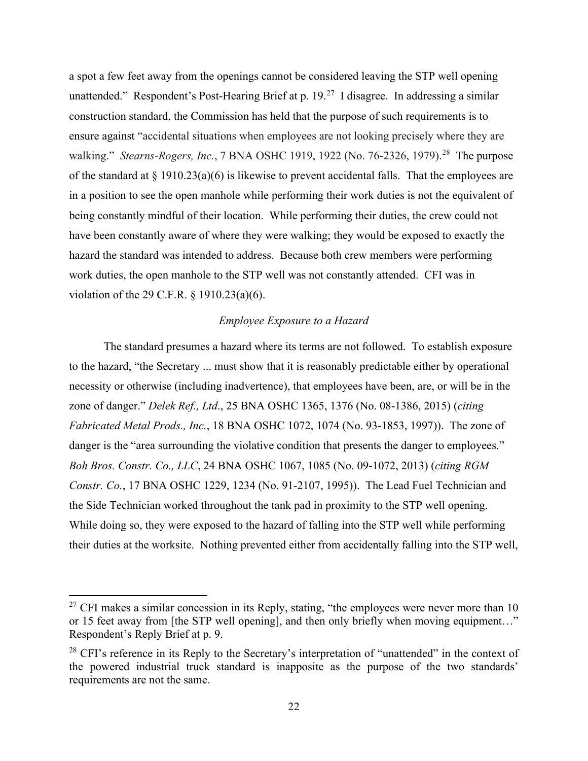a spot a few feet away from the openings cannot be considered leaving the STP well opening unattended." Respondent's Post-Hearing Brief at p. 19.[27] I disagree. In addressing a similar construction standard, the Commission has held that the purpose of such requirements is to ensure against "accidental situations when employees are not looking precisely where they are walking." *Stearns-Rogers, Inc.*, 7 BNA OSHC 1919, 1922 (No. 76-2326, 1979).[28] The purpose of the standard at § 1910.23(a)(6) is likewise to prevent accidental falls. That the employees are in a position to see the open manhole while performing their work duties is not the equivalent of being constantly mindful of their location. While performing their duties, the crew could not have been constantly aware of where they were walking; they would be exposed to exactly the hazard the standard was intended to address. Because both crew members were performing work duties, the open manhole to the STP well was not constantly attended. CFI was in violation of the 29 C.F.R. § 1910.23(a)(6).

*Employee Exposure to a Hazard*

The standard presumes a hazard where its terms are not followed. To establish exposure to the hazard, "the Secretary ... must show that it is reasonably predictable either by operational necessity or otherwise (including inadvertence), that employees have been, are, or will be in the zone of danger." *Delek Ref., Ltd*., 25 BNA OSHC 1365, 1376 (No. 08-1386, 2015) (*citing Fabricated Metal Prods., Inc.*, 18 BNA OSHC 1072, 1074 (No. 93-1853, 1997)). The zone of danger is the "area surrounding the violative condition that presents the danger to employees." *Boh Bros. Constr. Co., LLC*, 24 BNA OSHC 1067, 1085 (No. 09-1072, 2013) (*citing RGM Constr. Co.*, 17 BNA OSHC 1229, 1234 (No. 91-2107, 1995)). The Lead Fuel Technician and the Side Technician worked throughout the tank pad in proximity to the STP well opening. While doing so, they were exposed to the hazard of falling into the STP well while performing their duties at the worksite. Nothing prevented either from accidentally falling into the STP well,

---

[27] CFI makes a similar concession in its Reply, stating, "the employees were never more than 10 or 15 feet away from [the STP well opening], and then only briefly when moving equipment…" Respondent's Reply Brief at p. 9.

[28] CFI's reference in its Reply to the Secretary's interpretation of "unattended" in the context of the powered industrial truck standard is inapposite as the purpose of the two standards' requirements are not the same.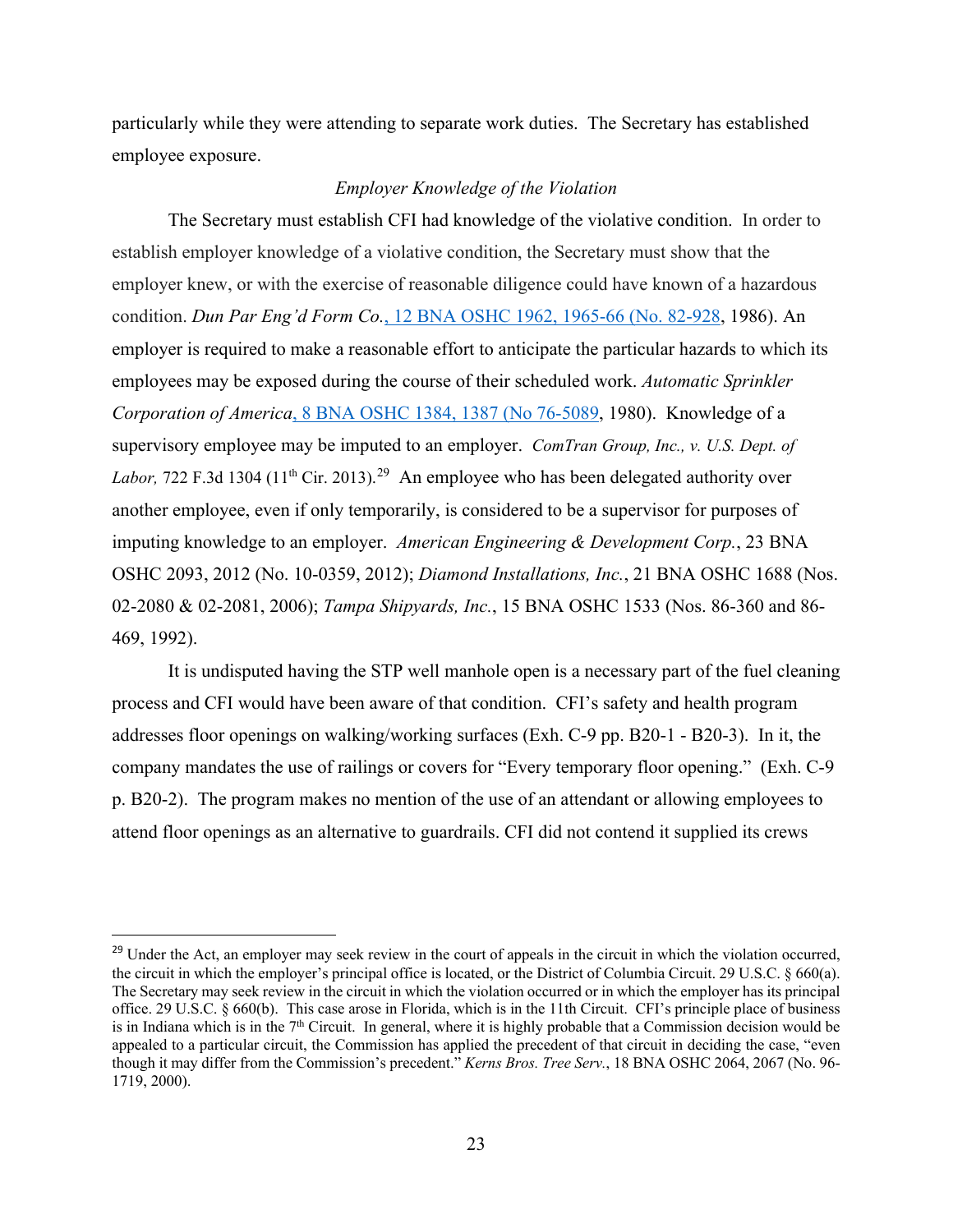particularly while they were attending to separate work duties. The Secretary has established employee exposure.

### *Employer Knowledge of the Violation*

The Secretary must establish CFI had knowledge of the violative condition. In order to establish employer knowledge of a violative condition, the Secretary must show that the employer knew, or with the exercise of reasonable diligence could have known of a hazardous condition. *Dun Par Eng'd Form Co.*, 12 BNA OSHC 1962, 1965-66 (No. 82-928, 1986). An employer is required to make a reasonable effort to anticipate the particular hazards to which its employees may be exposed during the course of their scheduled work. *Automatic Sprinkler Corporation of America*, 8 BNA OSHC 1384, 1387 (No 76-5089, 1980). Knowledge of a supervisory employee may be imputed to an employer. *ComTran Group, Inc., v. U.S. Dept. of Labor,* 722 F.3d 1304 (11th Cir. 2013).[29] An employee who has been delegated authority over another employee, even if only temporarily, is considered to be a supervisor for purposes of imputing knowledge to an employer. *American Engineering & Development Corp.*, 23 BNA OSHC 2093, 2012 (No. 10-0359, 2012); *Diamond Installations, Inc.*, 21 BNA OSHC 1688 (Nos. 02-2080 & 02-2081, 2006); *Tampa Shipyards, Inc.*, 15 BNA OSHC 1533 (Nos. 86-360 and 86-469, 1992).

It is undisputed having the STP well manhole open is a necessary part of the fuel cleaning process and CFI would have been aware of that condition. CFI's safety and health program addresses floor openings on walking/working surfaces (Exh. C-9 pp. B20-1 - B20-3). In it, the company mandates the use of railings or covers for "Every temporary floor opening." (Exh. C-9 p. B20-2). The program makes no mention of the use of an attendant or allowing employees to attend floor openings as an alternative to guardrails. CFI did not contend it supplied its crews

---

[29] Under the Act, an employer may seek review in the court of appeals in the circuit in which the violation occurred, the circuit in which the employer's principal office is located, or the District of Columbia Circuit. 29 U.S.C. § 660(a). The Secretary may seek review in the circuit in which the violation occurred or in which the employer has its principal office. 29 U.S.C. § 660(b). This case arose in Florida, which is in the 11th Circuit. CFI's principle place of business is in Indiana which is in the 7th Circuit. In general, where it is highly probable that a Commission decision would be appealed to a particular circuit, the Commission has applied the precedent of that circuit in deciding the case, "even though it may differ from the Commission's precedent." *Kerns Bros. Tree Serv.*, 18 BNA OSHC 2064, 2067 (No. 96-1719, 2000).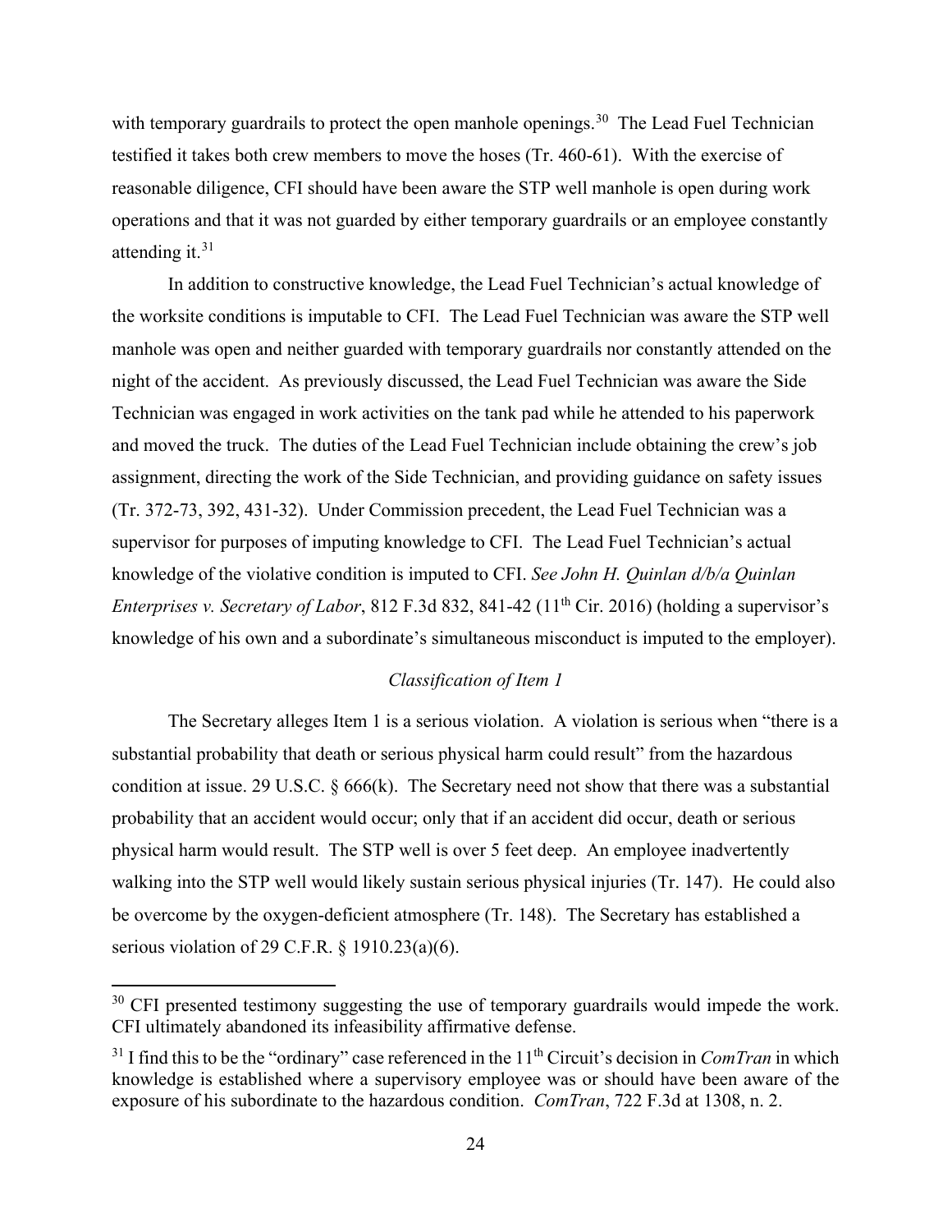with temporary guardrails to protect the open manhole openings.[30] The Lead Fuel Technician testified it takes both crew members to move the hoses (Tr. 460-61). With the exercise of reasonable diligence, CFI should have been aware the STP well manhole is open during work operations and that it was not guarded by either temporary guardrails or an employee constantly attending it.[31]

In addition to constructive knowledge, the Lead Fuel Technician's actual knowledge of the worksite conditions is imputable to CFI. The Lead Fuel Technician was aware the STP well manhole was open and neither guarded with temporary guardrails nor constantly attended on the night of the accident. As previously discussed, the Lead Fuel Technician was aware the Side Technician was engaged in work activities on the tank pad while he attended to his paperwork and moved the truck. The duties of the Lead Fuel Technician include obtaining the crew's job assignment, directing the work of the Side Technician, and providing guidance on safety issues (Tr. 372-73, 392, 431-32). Under Commission precedent, the Lead Fuel Technician was a supervisor for purposes of imputing knowledge to CFI. The Lead Fuel Technician's actual knowledge of the violative condition is imputed to CFI. *See John H. Quinlan d/b/a Quinlan Enterprises v. Secretary of Labor*, 812 F.3d 832, 841-42 (11th Cir. 2016) (holding a supervisor's knowledge of his own and a subordinate's simultaneous misconduct is imputed to the employer).

*Classification of Item 1*

The Secretary alleges Item 1 is a serious violation. A violation is serious when "there is a substantial probability that death or serious physical harm could result" from the hazardous condition at issue. 29 U.S.C. § 666(k). The Secretary need not show that there was a substantial probability that an accident would occur; only that if an accident did occur, death or serious physical harm would result. The STP well is over 5 feet deep. An employee inadvertently walking into the STP well would likely sustain serious physical injuries (Tr. 147). He could also be overcome by the oxygen-deficient atmosphere (Tr. 148). The Secretary has established a serious violation of 29 C.F.R. § 1910.23(a)(6).

---

[30] CFI presented testimony suggesting the use of temporary guardrails would impede the work. CFI ultimately abandoned its infeasibility affirmative defense.

[31] I find this to be the "ordinary" case referenced in the 11th Circuit's decision in *ComTran* in which knowledge is established where a supervisory employee was or should have been aware of the exposure of his subordinate to the hazardous condition. *ComTran*, 722 F.3d at 1308, n. 2.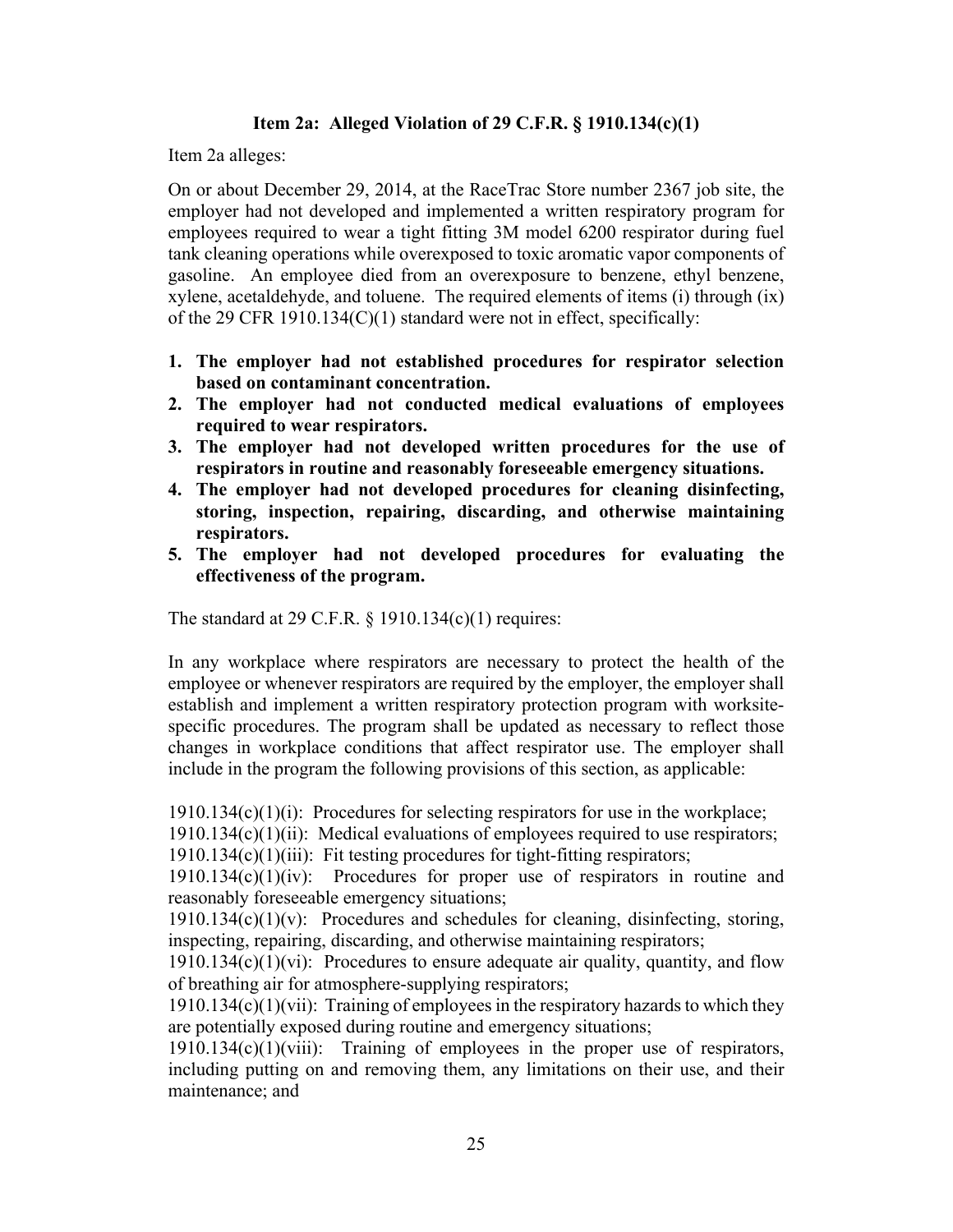**Item 2a: Alleged Violation of 29 C.F.R. § 1910.134(c)(1)**

Item 2a alleges:

On or about December 29, 2014, at the RaceTrac Store number 2367 job site, the employer had not developed and implemented a written respiratory program for employees required to wear a tight fitting 3M model 6200 respirator during fuel tank cleaning operations while overexposed to toxic aromatic vapor components of gasoline. An employee died from an overexposure to benzene, ethyl benzene, xylene, acetaldehyde, and toluene. The required elements of items (i) through (ix) of the 29 CFR 1910.134(C)(1) standard were not in effect, specifically:

1. **The employer had not established procedures for respirator selection based on contaminant concentration.**
2. **The employer had not conducted medical evaluations of employees required to wear respirators.**
3. **The employer had not developed written procedures for the use of respirators in routine and reasonably foreseeable emergency situations.**
4. **The employer had not developed procedures for cleaning disinfecting, storing, inspection, repairing, discarding, and otherwise maintaining respirators.**
5. **The employer had not developed procedures for evaluating the effectiveness of the program.**

The standard at 29 C.F.R. § 1910.134(c)(1) requires:

In any workplace where respirators are necessary to protect the health of the employee or whenever respirators are required by the employer, the employer shall establish and implement a written respiratory protection program with worksite-specific procedures. The program shall be updated as necessary to reflect those changes in workplace conditions that affect respirator use. The employer shall include in the program the following provisions of this section, as applicable:

1910.134(c)(1)(i): Procedures for selecting respirators for use in the workplace;
1910.134(c)(1)(ii): Medical evaluations of employees required to use respirators;
1910.134(c)(1)(iii): Fit testing procedures for tight-fitting respirators;
1910.134(c)(1)(iv): Procedures for proper use of respirators in routine and reasonably foreseeable emergency situations;
1910.134(c)(1)(v): Procedures and schedules for cleaning, disinfecting, storing, inspecting, repairing, discarding, and otherwise maintaining respirators;
1910.134(c)(1)(vi): Procedures to ensure adequate air quality, quantity, and flow of breathing air for atmosphere-supplying respirators;
1910.134(c)(1)(vii): Training of employees in the respiratory hazards to which they are potentially exposed during routine and emergency situations;
1910.134(c)(1)(viii): Training of employees in the proper use of respirators, including putting on and removing them, any limitations on their use, and their maintenance; and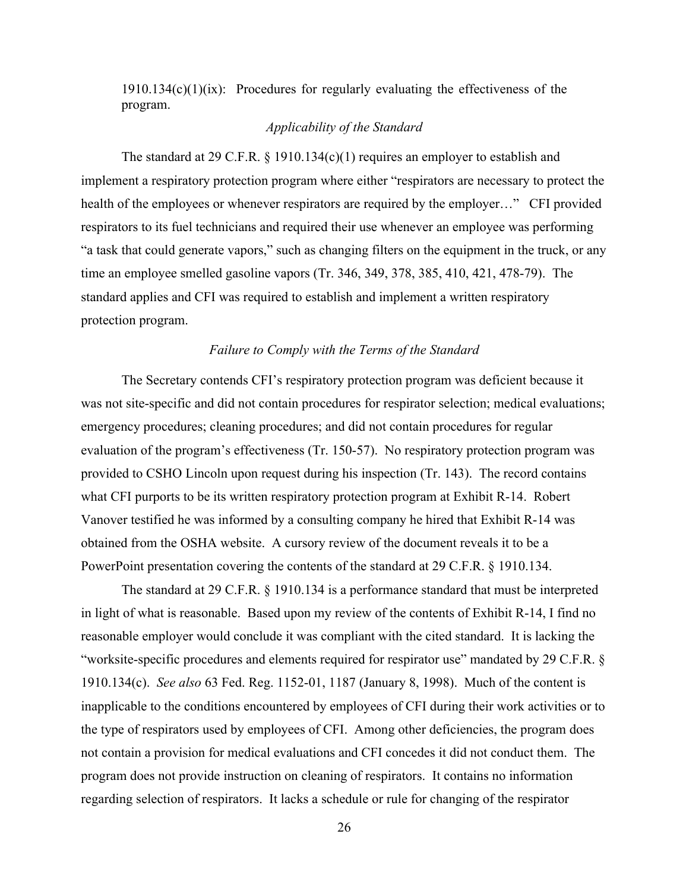1910.134(c)(1)(ix): Procedures for regularly evaluating the effectiveness of the program.

*Applicability of the Standard*

The standard at 29 C.F.R. § 1910.134(c)(1) requires an employer to establish and implement a respiratory protection program where either "respirators are necessary to protect the health of the employees or whenever respirators are required by the employer…" CFI provided respirators to its fuel technicians and required their use whenever an employee was performing "a task that could generate vapors," such as changing filters on the equipment in the truck, or any time an employee smelled gasoline vapors (Tr. 346, 349, 378, 385, 410, 421, 478-79). The standard applies and CFI was required to establish and implement a written respiratory protection program.

*Failure to Comply with the Terms of the Standard*

The Secretary contends CFI's respiratory protection program was deficient because it was not site-specific and did not contain procedures for respirator selection; medical evaluations; emergency procedures; cleaning procedures; and did not contain procedures for regular evaluation of the program's effectiveness (Tr. 150-57). No respiratory protection program was provided to CSHO Lincoln upon request during his inspection (Tr. 143). The record contains what CFI purports to be its written respiratory protection program at Exhibit R-14. Robert Vanover testified he was informed by a consulting company he hired that Exhibit R-14 was obtained from the OSHA website. A cursory review of the document reveals it to be a PowerPoint presentation covering the contents of the standard at 29 C.F.R. § 1910.134.

The standard at 29 C.F.R. § 1910.134 is a performance standard that must be interpreted in light of what is reasonable. Based upon my review of the contents of Exhibit R-14, I find no reasonable employer would conclude it was compliant with the cited standard. It is lacking the "worksite-specific procedures and elements required for respirator use" mandated by 29 C.F.R. § 1910.134(c). *See also* 63 Fed. Reg. 1152-01, 1187 (January 8, 1998). Much of the content is inapplicable to the conditions encountered by employees of CFI during their work activities or to the type of respirators used by employees of CFI. Among other deficiencies, the program does not contain a provision for medical evaluations and CFI concedes it did not conduct them. The program does not provide instruction on cleaning of respirators. It contains no information regarding selection of respirators. It lacks a schedule or rule for changing of the respirator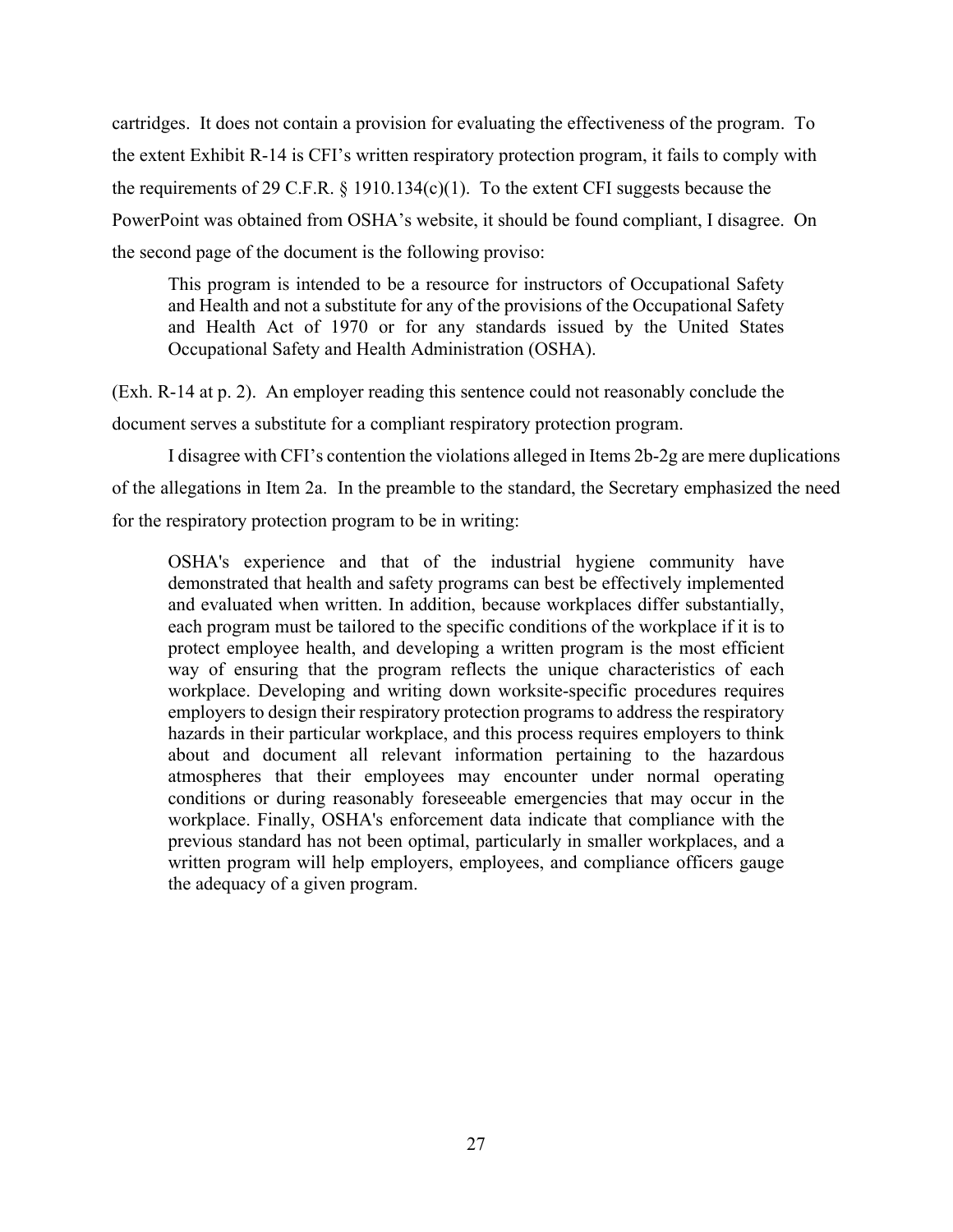cartridges. It does not contain a provision for evaluating the effectiveness of the program. To the extent Exhibit R-14 is CFI's written respiratory protection program, it fails to comply with the requirements of 29 C.F.R. § 1910.134(c)(1). To the extent CFI suggests because the PowerPoint was obtained from OSHA's website, it should be found compliant, I disagree. On the second page of the document is the following proviso:

> This program is intended to be a resource for instructors of Occupational Safety and Health and not a substitute for any of the provisions of the Occupational Safety and Health Act of 1970 or for any standards issued by the United States Occupational Safety and Health Administration (OSHA).

(Exh. R-14 at p. 2). An employer reading this sentence could not reasonably conclude the document serves a substitute for a compliant respiratory protection program.

I disagree with CFI's contention the violations alleged in Items 2b-2g are mere duplications of the allegations in Item 2a. In the preamble to the standard, the Secretary emphasized the need for the respiratory protection program to be in writing:

> OSHA's experience and that of the industrial hygiene community have demonstrated that health and safety programs can best be effectively implemented and evaluated when written. In addition, because workplaces differ substantially, each program must be tailored to the specific conditions of the workplace if it is to protect employee health, and developing a written program is the most efficient way of ensuring that the program reflects the unique characteristics of each workplace. Developing and writing down worksite-specific procedures requires employers to design their respiratory protection programs to address the respiratory hazards in their particular workplace, and this process requires employers to think about and document all relevant information pertaining to the hazardous atmospheres that their employees may encounter under normal operating conditions or during reasonably foreseeable emergencies that may occur in the workplace. Finally, OSHA's enforcement data indicate that compliance with the previous standard has not been optimal, particularly in smaller workplaces, and a written program will help employers, employees, and compliance officers gauge the adequacy of a given program.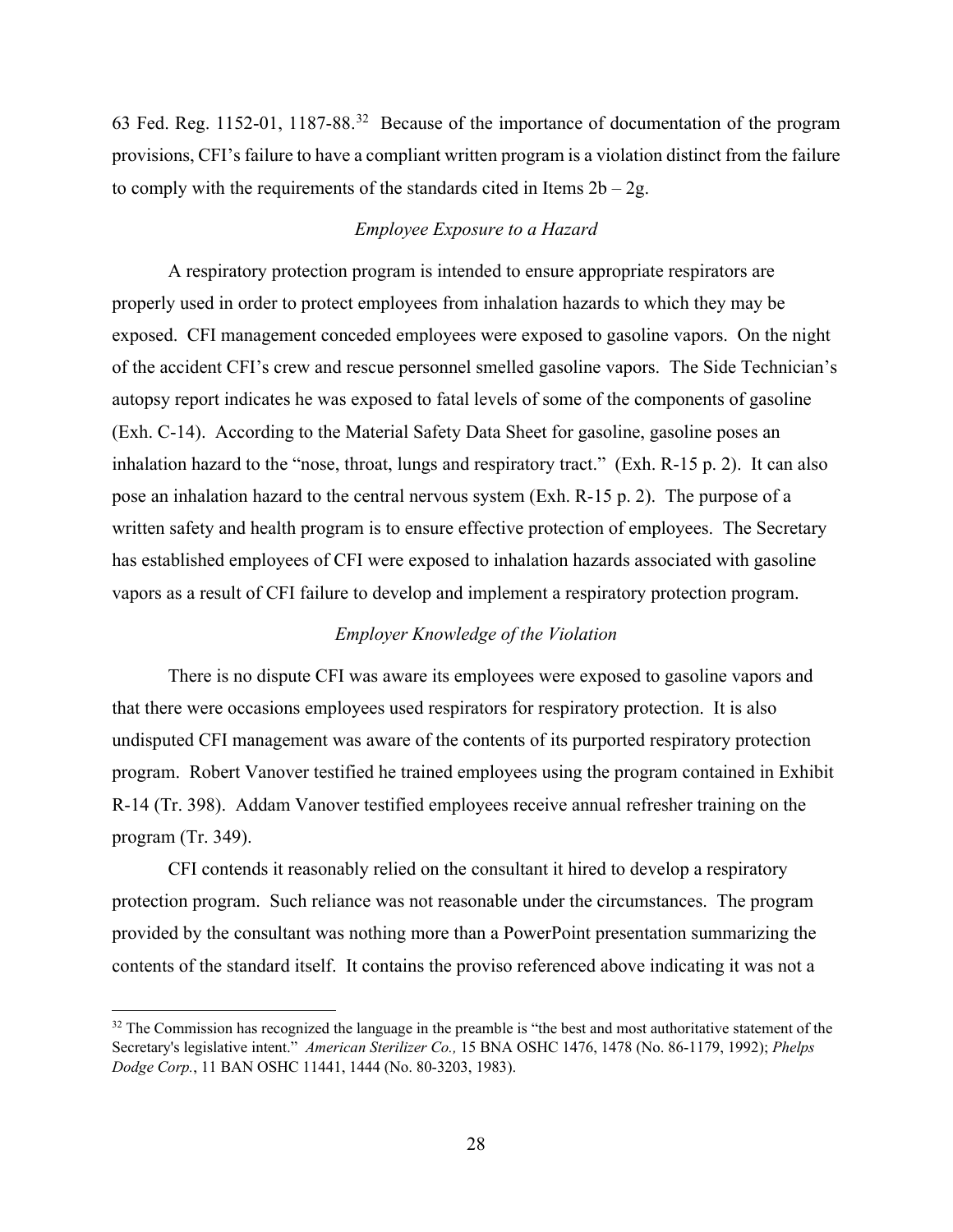63 Fed. Reg. 1152-01, 1187-88.[32] Because of the importance of documentation of the program provisions, CFI's failure to have a compliant written program is a violation distinct from the failure to comply with the requirements of the standards cited in Items 2b – 2g.

*Employee Exposure to a Hazard*

A respiratory protection program is intended to ensure appropriate respirators are properly used in order to protect employees from inhalation hazards to which they may be exposed. CFI management conceded employees were exposed to gasoline vapors. On the night of the accident CFI's crew and rescue personnel smelled gasoline vapors. The Side Technician's autopsy report indicates he was exposed to fatal levels of some of the components of gasoline (Exh. C-14). According to the Material Safety Data Sheet for gasoline, gasoline poses an inhalation hazard to the "nose, throat, lungs and respiratory tract." (Exh. R-15 p. 2). It can also pose an inhalation hazard to the central nervous system (Exh. R-15 p. 2). The purpose of a written safety and health program is to ensure effective protection of employees. The Secretary has established employees of CFI were exposed to inhalation hazards associated with gasoline vapors as a result of CFI failure to develop and implement a respiratory protection program.

*Employer Knowledge of the Violation*

There is no dispute CFI was aware its employees were exposed to gasoline vapors and that there were occasions employees used respirators for respiratory protection. It is also undisputed CFI management was aware of the contents of its purported respiratory protection program. Robert Vanover testified he trained employees using the program contained in Exhibit R-14 (Tr. 398). Addam Vanover testified employees receive annual refresher training on the program (Tr. 349).

CFI contends it reasonably relied on the consultant it hired to develop a respiratory protection program. Such reliance was not reasonable under the circumstances. The program provided by the consultant was nothing more than a PowerPoint presentation summarizing the contents of the standard itself. It contains the proviso referenced above indicating it was not a

[32] The Commission has recognized the language in the preamble is "the best and most authoritative statement of the Secretary's legislative intent." *American Sterilizer Co.,* 15 BNA OSHC 1476, 1478 (No. 86-1179, 1992); *Phelps Dodge Corp.*, 11 BAN OSHC 11441, 1444 (No. 80-3203, 1983).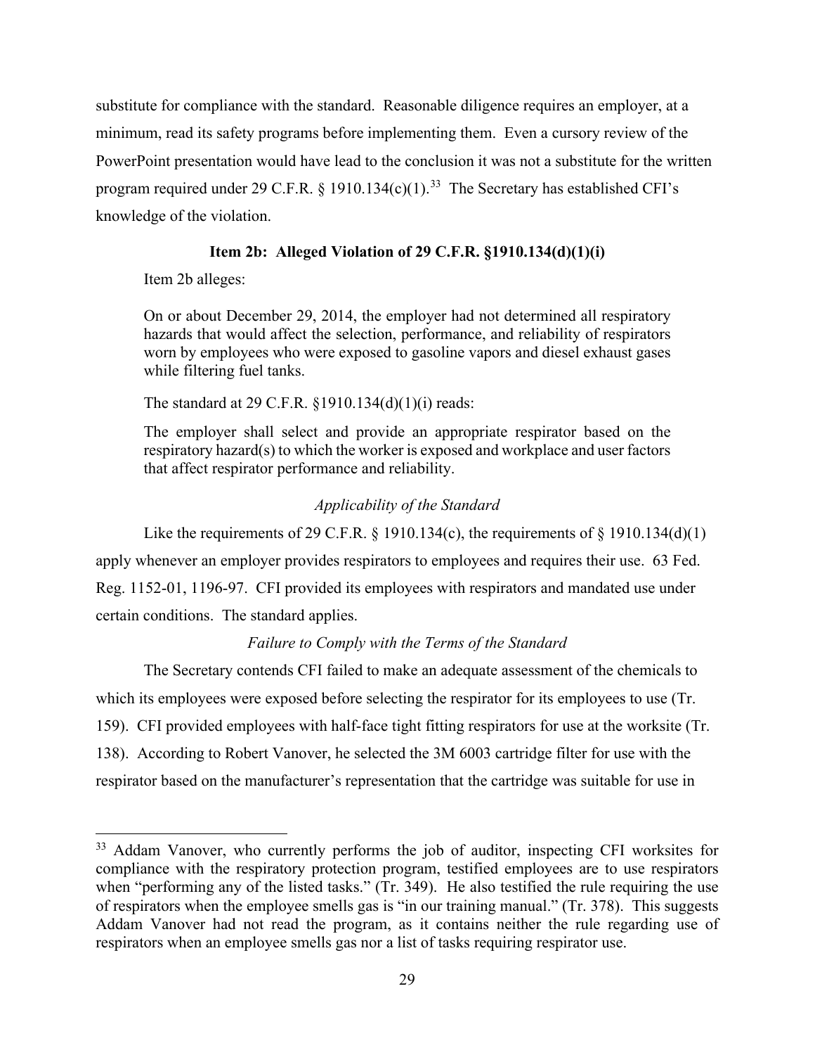substitute for compliance with the standard. Reasonable diligence requires an employer, at a minimum, read its safety programs before implementing them. Even a cursory review of the PowerPoint presentation would have lead to the conclusion it was not a substitute for the written program required under 29 C.F.R. § 1910.134(c)(1).[33] The Secretary has established CFI's knowledge of the violation.

**Item 2b: Alleged Violation of 29 C.F.R. §1910.134(d)(1)(i)**

Item 2b alleges:

> On or about December 29, 2014, the employer had not determined all respiratory hazards that would affect the selection, performance, and reliability of respirators worn by employees who were exposed to gasoline vapors and diesel exhaust gases while filtering fuel tanks.

The standard at 29 C.F.R. §1910.134(d)(1)(i) reads:

> The employer shall select and provide an appropriate respirator based on the respiratory hazard(s) to which the worker is exposed and workplace and user factors that affect respirator performance and reliability.

*Applicability of the Standard*

Like the requirements of 29 C.F.R. § 1910.134(c), the requirements of § 1910.134(d)(1) apply whenever an employer provides respirators to employees and requires their use. 63 Fed. Reg. 1152-01, 1196-97. CFI provided its employees with respirators and mandated use under certain conditions. The standard applies.

*Failure to Comply with the Terms of the Standard*

The Secretary contends CFI failed to make an adequate assessment of the chemicals to which its employees were exposed before selecting the respirator for its employees to use (Tr. 159). CFI provided employees with half-face tight fitting respirators for use at the worksite (Tr. 138). According to Robert Vanover, he selected the 3M 6003 cartridge filter for use with the respirator based on the manufacturer's representation that the cartridge was suitable for use in

[33] Addam Vanover, who currently performs the job of auditor, inspecting CFI worksites for compliance with the respiratory protection program, testified employees are to use respirators when "performing any of the listed tasks." (Tr. 349). He also testified the rule requiring the use of respirators when the employee smells gas is "in our training manual." (Tr. 378). This suggests Addam Vanover had not read the program, as it contains neither the rule regarding use of respirators when an employee smells gas nor a list of tasks requiring respirator use.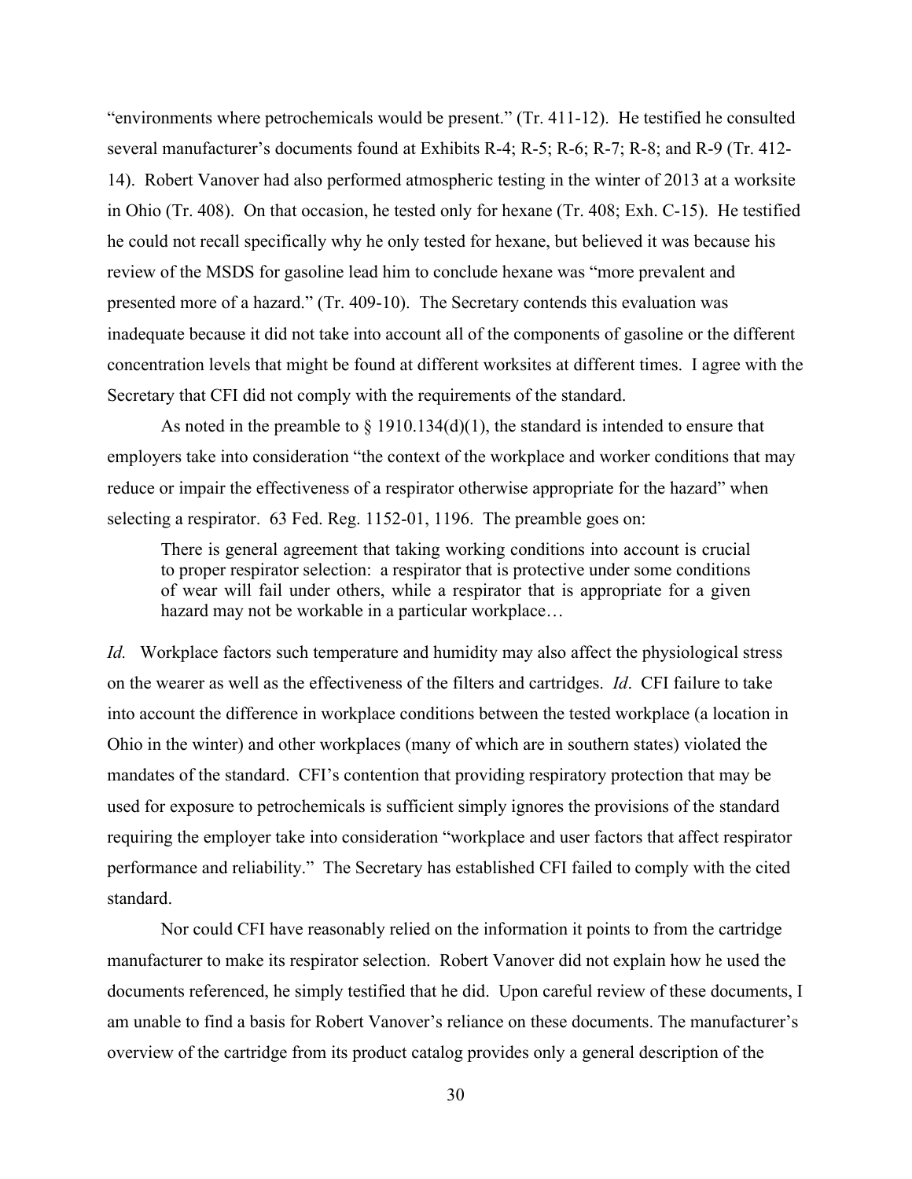"environments where petrochemicals would be present." (Tr. 411-12). He testified he consulted several manufacturer's documents found at Exhibits R-4; R-5; R-6; R-7; R-8; and R-9 (Tr. 412-14). Robert Vanover had also performed atmospheric testing in the winter of 2013 at a worksite in Ohio (Tr. 408). On that occasion, he tested only for hexane (Tr. 408; Exh. C-15). He testified he could not recall specifically why he only tested for hexane, but believed it was because his review of the MSDS for gasoline lead him to conclude hexane was "more prevalent and presented more of a hazard." (Tr. 409-10). The Secretary contends this evaluation was inadequate because it did not take into account all of the components of gasoline or the different concentration levels that might be found at different worksites at different times. I agree with the Secretary that CFI did not comply with the requirements of the standard.

As noted in the preamble to § 1910.134(d)(1), the standard is intended to ensure that employers take into consideration "the context of the workplace and worker conditions that may reduce or impair the effectiveness of a respirator otherwise appropriate for the hazard" when selecting a respirator. 63 Fed. Reg. 1152-01, 1196. The preamble goes on:

> There is general agreement that taking working conditions into account is crucial to proper respirator selection: a respirator that is protective under some conditions of wear will fail under others, while a respirator that is appropriate for a given hazard may not be workable in a particular workplace…

*Id.* Workplace factors such temperature and humidity may also affect the physiological stress on the wearer as well as the effectiveness of the filters and cartridges. *Id*. CFI failure to take into account the difference in workplace conditions between the tested workplace (a location in Ohio in the winter) and other workplaces (many of which are in southern states) violated the mandates of the standard. CFI's contention that providing respiratory protection that may be used for exposure to petrochemicals is sufficient simply ignores the provisions of the standard requiring the employer take into consideration "workplace and user factors that affect respirator performance and reliability." The Secretary has established CFI failed to comply with the cited standard.

Nor could CFI have reasonably relied on the information it points to from the cartridge manufacturer to make its respirator selection. Robert Vanover did not explain how he used the documents referenced, he simply testified that he did. Upon careful review of these documents, I am unable to find a basis for Robert Vanover's reliance on these documents. The manufacturer's overview of the cartridge from its product catalog provides only a general description of the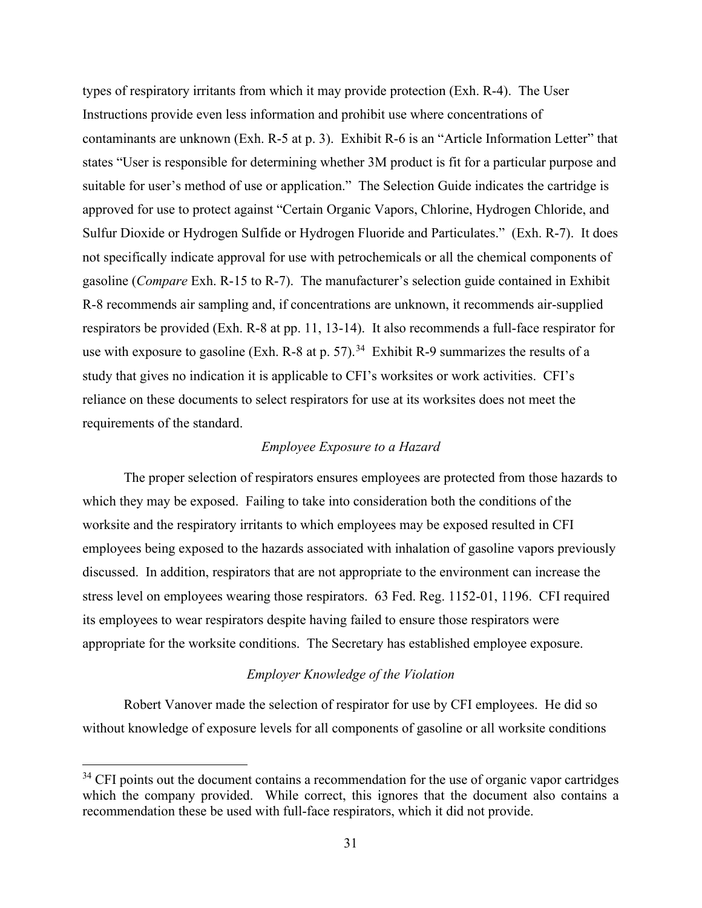types of respiratory irritants from which it may provide protection (Exh. R-4). The User Instructions provide even less information and prohibit use where concentrations of contaminants are unknown (Exh. R-5 at p. 3). Exhibit R-6 is an "Article Information Letter" that states "User is responsible for determining whether 3M product is fit for a particular purpose and suitable for user's method of use or application." The Selection Guide indicates the cartridge is approved for use to protect against "Certain Organic Vapors, Chlorine, Hydrogen Chloride, and Sulfur Dioxide or Hydrogen Sulfide or Hydrogen Fluoride and Particulates." (Exh. R-7). It does not specifically indicate approval for use with petrochemicals or all the chemical components of gasoline (*Compare* Exh. R-15 to R-7). The manufacturer's selection guide contained in Exhibit R-8 recommends air sampling and, if concentrations are unknown, it recommends air-supplied respirators be provided (Exh. R-8 at pp. 11, 13-14). It also recommends a full-face respirator for use with exposure to gasoline (Exh. R-8 at p. 57).[34] Exhibit R-9 summarizes the results of a study that gives no indication it is applicable to CFI's worksites or work activities. CFI's reliance on these documents to select respirators for use at its worksites does not meet the requirements of the standard.

*Employee Exposure to a Hazard*

The proper selection of respirators ensures employees are protected from those hazards to which they may be exposed. Failing to take into consideration both the conditions of the worksite and the respiratory irritants to which employees may be exposed resulted in CFI employees being exposed to the hazards associated with inhalation of gasoline vapors previously discussed. In addition, respirators that are not appropriate to the environment can increase the stress level on employees wearing those respirators. 63 Fed. Reg. 1152-01, 1196. CFI required its employees to wear respirators despite having failed to ensure those respirators were appropriate for the worksite conditions. The Secretary has established employee exposure.

*Employer Knowledge of the Violation*

Robert Vanover made the selection of respirator for use by CFI employees. He did so without knowledge of exposure levels for all components of gasoline or all worksite conditions

[34] CFI points out the document contains a recommendation for the use of organic vapor cartridges which the company provided. While correct, this ignores that the document also contains a recommendation these be used with full-face respirators, which it did not provide.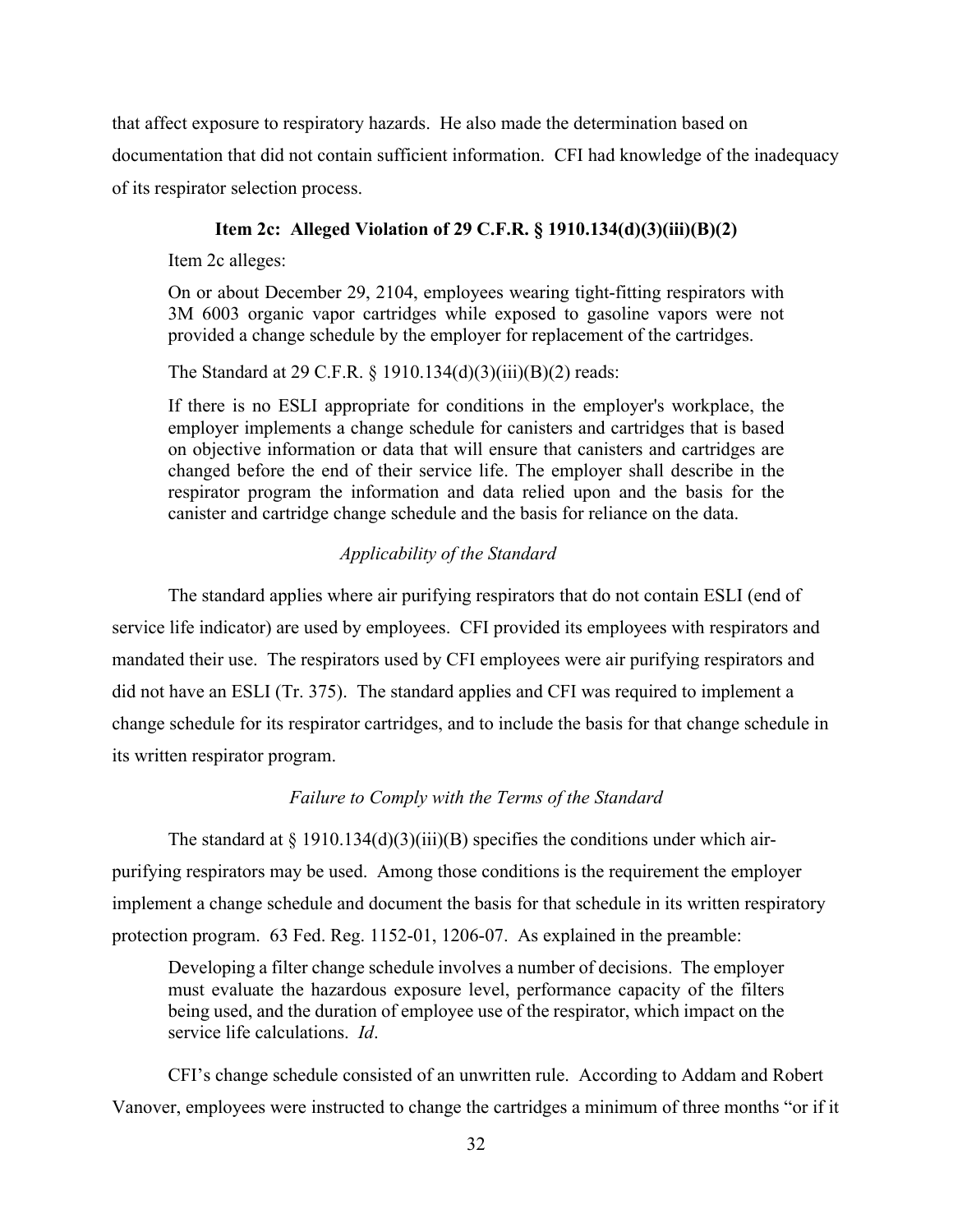that affect exposure to respiratory hazards. He also made the determination based on documentation that did not contain sufficient information. CFI had knowledge of the inadequacy of its respirator selection process.

### Item 2c: Alleged Violation of 29 C.F.R. § 1910.134(d)(3)(iii)(B)(2)

Item 2c alleges:

> On or about December 29, 2104, employees wearing tight-fitting respirators with 3M 6003 organic vapor cartridges while exposed to gasoline vapors were not provided a change schedule by the employer for replacement of the cartridges.

The Standard at 29 C.F.R. § 1910.134(d)(3)(iii)(B)(2) reads:

> If there is no ESLI appropriate for conditions in the employer's workplace, the employer implements a change schedule for canisters and cartridges that is based on objective information or data that will ensure that canisters and cartridges are changed before the end of their service life. The employer shall describe in the respirator program the information and data relied upon and the basis for the canister and cartridge change schedule and the basis for reliance on the data.

*Applicability of the Standard*

The standard applies where air purifying respirators that do not contain ESLI (end of service life indicator) are used by employees. CFI provided its employees with respirators and mandated their use. The respirators used by CFI employees were air purifying respirators and did not have an ESLI (Tr. 375). The standard applies and CFI was required to implement a change schedule for its respirator cartridges, and to include the basis for that change schedule in its written respirator program.

*Failure to Comply with the Terms of the Standard*

The standard at § 1910.134(d)(3)(iii)(B) specifies the conditions under which air-purifying respirators may be used. Among those conditions is the requirement the employer implement a change schedule and document the basis for that schedule in its written respiratory protection program. 63 Fed. Reg. 1152-01, 1206-07. As explained in the preamble:

> Developing a filter change schedule involves a number of decisions. The employer must evaluate the hazardous exposure level, performance capacity of the filters being used, and the duration of employee use of the respirator, which impact on the service life calculations. *Id*.

CFI's change schedule consisted of an unwritten rule. According to Addam and Robert Vanover, employees were instructed to change the cartridges a minimum of three months "or if it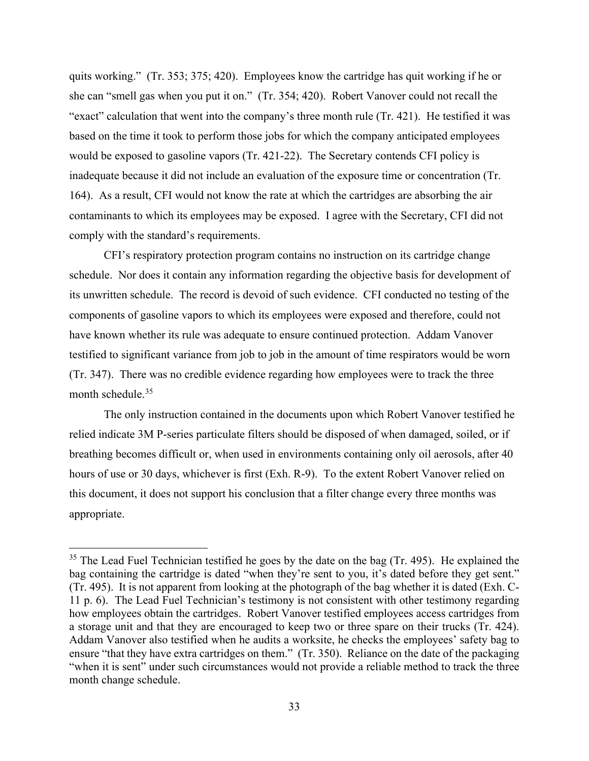quits working." (Tr. 353; 375; 420). Employees know the cartridge has quit working if he or she can "smell gas when you put it on." (Tr. 354; 420). Robert Vanover could not recall the "exact" calculation that went into the company's three month rule (Tr. 421). He testified it was based on the time it took to perform those jobs for which the company anticipated employees would be exposed to gasoline vapors (Tr. 421-22). The Secretary contends CFI policy is inadequate because it did not include an evaluation of the exposure time or concentration (Tr. 164). As a result, CFI would not know the rate at which the cartridges are absorbing the air contaminants to which its employees may be exposed. I agree with the Secretary, CFI did not comply with the standard's requirements.

CFI's respiratory protection program contains no instruction on its cartridge change schedule. Nor does it contain any information regarding the objective basis for development of its unwritten schedule. The record is devoid of such evidence. CFI conducted no testing of the components of gasoline vapors to which its employees were exposed and therefore, could not have known whether its rule was adequate to ensure continued protection. Addam Vanover testified to significant variance from job to job in the amount of time respirators would be worn (Tr. 347). There was no credible evidence regarding how employees were to track the three month schedule.[35]

The only instruction contained in the documents upon which Robert Vanover testified he relied indicate 3M P-series particulate filters should be disposed of when damaged, soiled, or if breathing becomes difficult or, when used in environments containing only oil aerosols, after 40 hours of use or 30 days, whichever is first (Exh. R-9). To the extent Robert Vanover relied on this document, it does not support his conclusion that a filter change every three months was appropriate.

[35] The Lead Fuel Technician testified he goes by the date on the bag (Tr. 495). He explained the bag containing the cartridge is dated "when they're sent to you, it's dated before they get sent." (Tr. 495). It is not apparent from looking at the photograph of the bag whether it is dated (Exh. C-11 p. 6). The Lead Fuel Technician's testimony is not consistent with other testimony regarding how employees obtain the cartridges. Robert Vanover testified employees access cartridges from a storage unit and that they are encouraged to keep two or three spare on their trucks (Tr. 424). Addam Vanover also testified when he audits a worksite, he checks the employees' safety bag to ensure "that they have extra cartridges on them." (Tr. 350). Reliance on the date of the packaging "when it is sent" under such circumstances would not provide a reliable method to track the three month change schedule.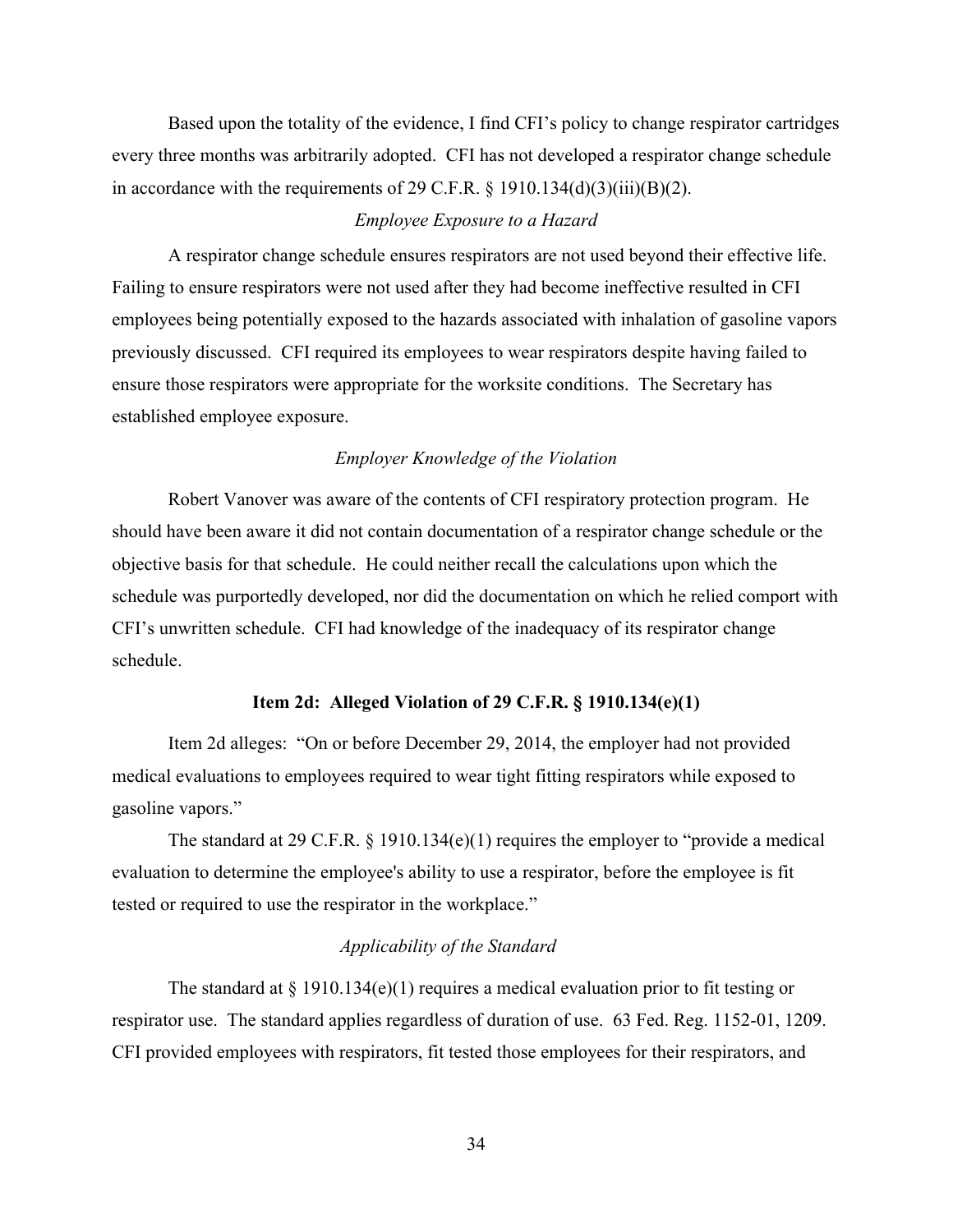Based upon the totality of the evidence, I find CFI's policy to change respirator cartridges every three months was arbitrarily adopted. CFI has not developed a respirator change schedule in accordance with the requirements of 29 C.F.R. § 1910.134(d)(3)(iii)(B)(2).

*Employee Exposure to a Hazard*

A respirator change schedule ensures respirators are not used beyond their effective life. Failing to ensure respirators were not used after they had become ineffective resulted in CFI employees being potentially exposed to the hazards associated with inhalation of gasoline vapors previously discussed. CFI required its employees to wear respirators despite having failed to ensure those respirators were appropriate for the worksite conditions. The Secretary has established employee exposure.

*Employer Knowledge of the Violation*

Robert Vanover was aware of the contents of CFI respiratory protection program. He should have been aware it did not contain documentation of a respirator change schedule or the objective basis for that schedule. He could neither recall the calculations upon which the schedule was purportedly developed, nor did the documentation on which he relied comport with CFI's unwritten schedule. CFI had knowledge of the inadequacy of its respirator change schedule.

**Item 2d: Alleged Violation of 29 C.F.R. § 1910.134(e)(1)**

Item 2d alleges: "On or before December 29, 2014, the employer had not provided medical evaluations to employees required to wear tight fitting respirators while exposed to gasoline vapors."

The standard at 29 C.F.R. § 1910.134(e)(1) requires the employer to "provide a medical evaluation to determine the employee's ability to use a respirator, before the employee is fit tested or required to use the respirator in the workplace."

*Applicability of the Standard*

The standard at § 1910.134(e)(1) requires a medical evaluation prior to fit testing or respirator use. The standard applies regardless of duration of use. 63 Fed. Reg. 1152-01, 1209. CFI provided employees with respirators, fit tested those employees for their respirators, and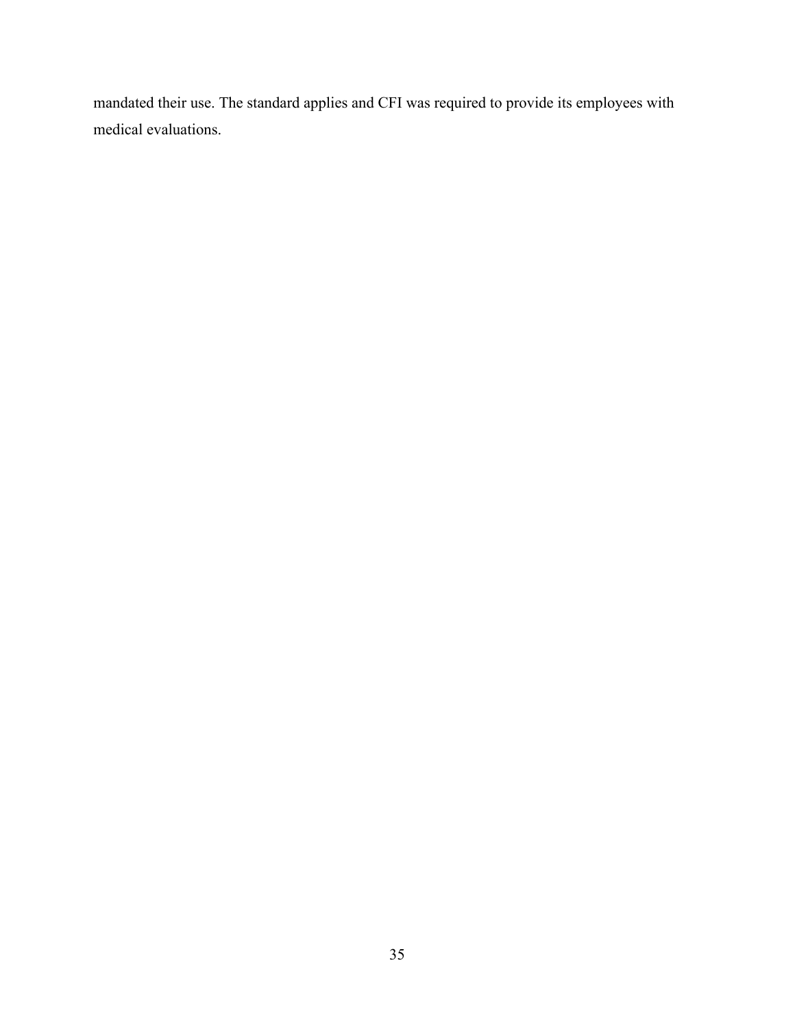mandated their use. The standard applies and CFI was required to provide its employees with medical evaluations.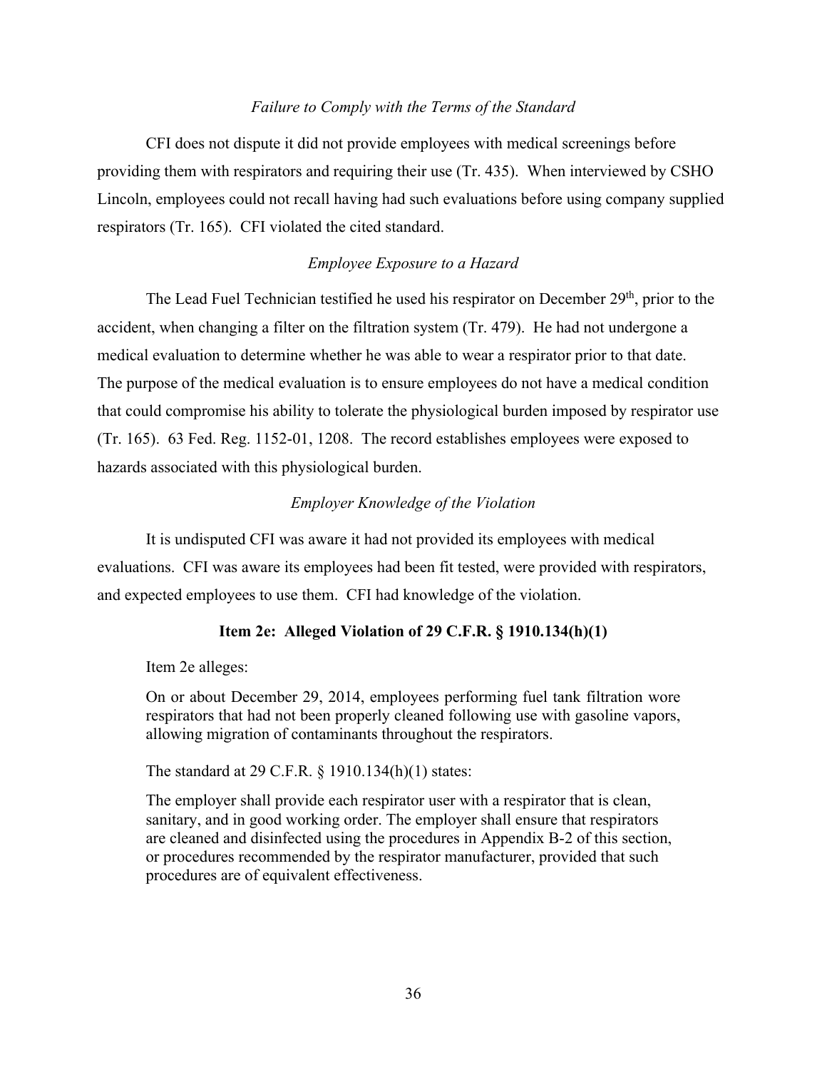*Failure to Comply with the Terms of the Standard*

CFI does not dispute it did not provide employees with medical screenings before providing them with respirators and requiring their use (Tr. 435). When interviewed by CSHO Lincoln, employees could not recall having had such evaluations before using company supplied respirators (Tr. 165). CFI violated the cited standard.

*Employee Exposure to a Hazard*

The Lead Fuel Technician testified he used his respirator on December 29th, prior to the accident, when changing a filter on the filtration system (Tr. 479). He had not undergone a medical evaluation to determine whether he was able to wear a respirator prior to that date. The purpose of the medical evaluation is to ensure employees do not have a medical condition that could compromise his ability to tolerate the physiological burden imposed by respirator use (Tr. 165). 63 Fed. Reg. 1152-01, 1208. The record establishes employees were exposed to hazards associated with this physiological burden.

*Employer Knowledge of the Violation*

It is undisputed CFI was aware it had not provided its employees with medical evaluations. CFI was aware its employees had been fit tested, were provided with respirators, and expected employees to use them. CFI had knowledge of the violation.

**Item 2e: Alleged Violation of 29 C.F.R. § 1910.134(h)(1)**

Item 2e alleges:

> On or about December 29, 2014, employees performing fuel tank filtration wore respirators that had not been properly cleaned following use with gasoline vapors, allowing migration of contaminants throughout the respirators.

The standard at 29 C.F.R. § 1910.134(h)(1) states:

> The employer shall provide each respirator user with a respirator that is clean, sanitary, and in good working order. The employer shall ensure that respirators are cleaned and disinfected using the procedures in Appendix B-2 of this section, or procedures recommended by the respirator manufacturer, provided that such procedures are of equivalent effectiveness.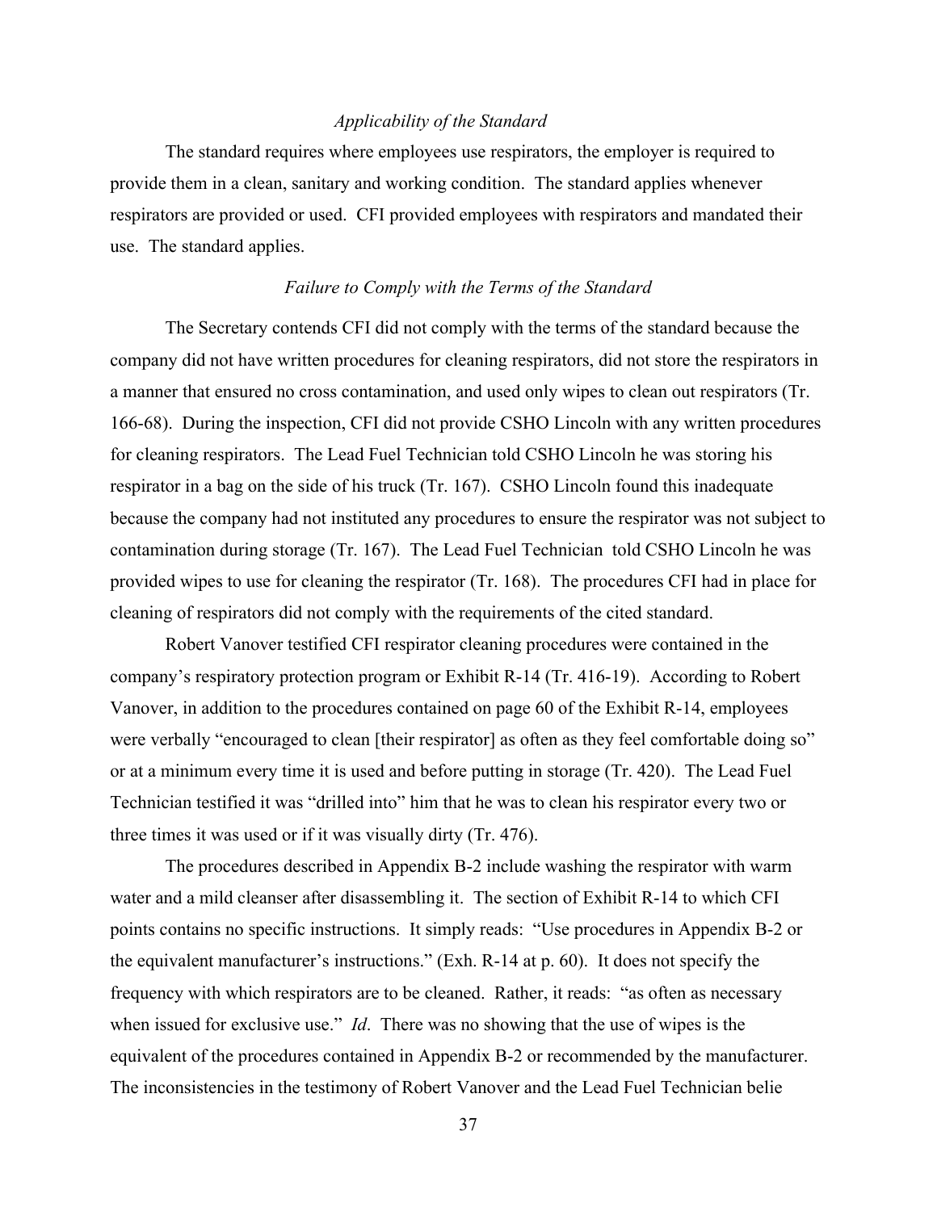*Applicability of the Standard*

The standard requires where employees use respirators, the employer is required to provide them in a clean, sanitary and working condition. The standard applies whenever respirators are provided or used. CFI provided employees with respirators and mandated their use. The standard applies.

*Failure to Comply with the Terms of the Standard*

The Secretary contends CFI did not comply with the terms of the standard because the company did not have written procedures for cleaning respirators, did not store the respirators in a manner that ensured no cross contamination, and used only wipes to clean out respirators (Tr. 166-68). During the inspection, CFI did not provide CSHO Lincoln with any written procedures for cleaning respirators. The Lead Fuel Technician told CSHO Lincoln he was storing his respirator in a bag on the side of his truck (Tr. 167). CSHO Lincoln found this inadequate because the company had not instituted any procedures to ensure the respirator was not subject to contamination during storage (Tr. 167). The Lead Fuel Technician told CSHO Lincoln he was provided wipes to use for cleaning the respirator (Tr. 168). The procedures CFI had in place for cleaning of respirators did not comply with the requirements of the cited standard.

Robert Vanover testified CFI respirator cleaning procedures were contained in the company's respiratory protection program or Exhibit R-14 (Tr. 416-19). According to Robert Vanover, in addition to the procedures contained on page 60 of the Exhibit R-14, employees were verbally "encouraged to clean [their respirator] as often as they feel comfortable doing so" or at a minimum every time it is used and before putting in storage (Tr. 420). The Lead Fuel Technician testified it was "drilled into" him that he was to clean his respirator every two or three times it was used or if it was visually dirty (Tr. 476).

The procedures described in Appendix B-2 include washing the respirator with warm water and a mild cleanser after disassembling it. The section of Exhibit R-14 to which CFI points contains no specific instructions. It simply reads: "Use procedures in Appendix B-2 or the equivalent manufacturer's instructions." (Exh. R-14 at p. 60). It does not specify the frequency with which respirators are to be cleaned. Rather, it reads: "as often as necessary when issued for exclusive use." *Id*. There was no showing that the use of wipes is the equivalent of the procedures contained in Appendix B-2 or recommended by the manufacturer. The inconsistencies in the testimony of Robert Vanover and the Lead Fuel Technician belie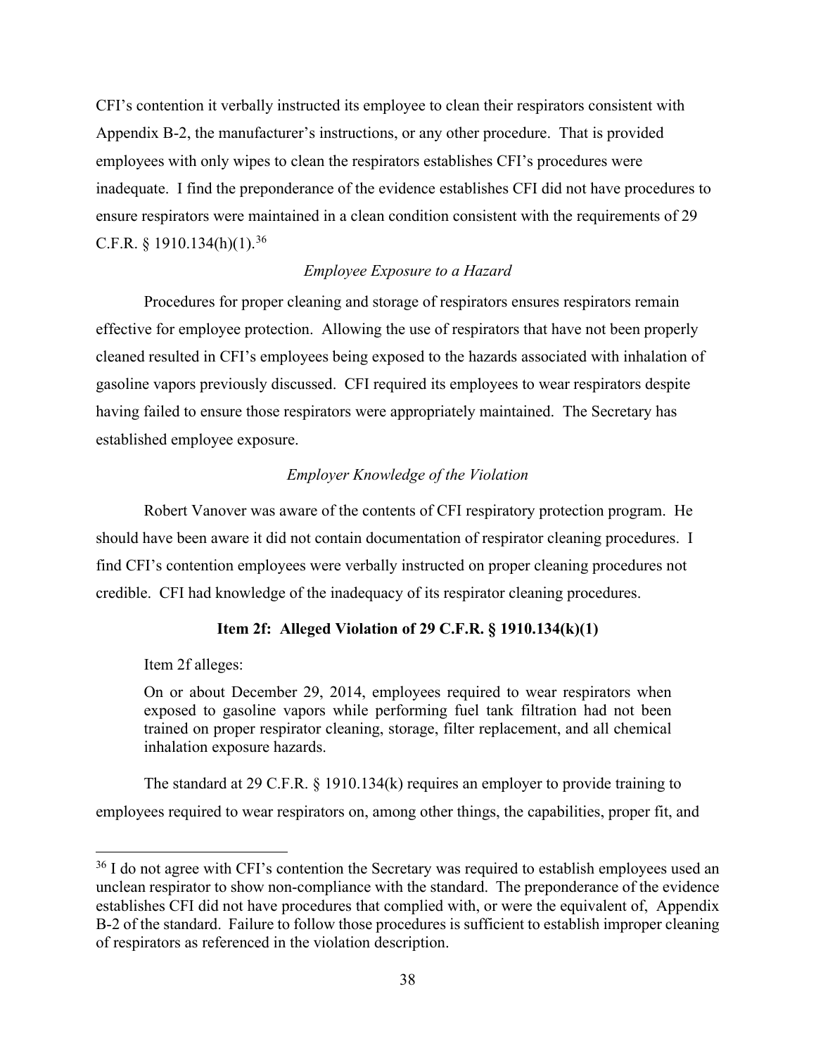CFI's contention it verbally instructed its employee to clean their respirators consistent with Appendix B-2, the manufacturer's instructions, or any other procedure. That is provided employees with only wipes to clean the respirators establishes CFI's procedures were inadequate. I find the preponderance of the evidence establishes CFI did not have procedures to ensure respirators were maintained in a clean condition consistent with the requirements of 29 C.F.R. § 1910.134(h)(1).[36]

*Employee Exposure to a Hazard*

Procedures for proper cleaning and storage of respirators ensures respirators remain effective for employee protection. Allowing the use of respirators that have not been properly cleaned resulted in CFI's employees being exposed to the hazards associated with inhalation of gasoline vapors previously discussed. CFI required its employees to wear respirators despite having failed to ensure those respirators were appropriately maintained. The Secretary has established employee exposure.

*Employer Knowledge of the Violation*

Robert Vanover was aware of the contents of CFI respiratory protection program. He should have been aware it did not contain documentation of respirator cleaning procedures. I find CFI's contention employees were verbally instructed on proper cleaning procedures not credible. CFI had knowledge of the inadequacy of its respirator cleaning procedures.

**Item 2f: Alleged Violation of 29 C.F.R. § 1910.134(k)(1)**

Item 2f alleges:

> On or about December 29, 2014, employees required to wear respirators when exposed to gasoline vapors while performing fuel tank filtration had not been trained on proper respirator cleaning, storage, filter replacement, and all chemical inhalation exposure hazards.

The standard at 29 C.F.R. § 1910.134(k) requires an employer to provide training to employees required to wear respirators on, among other things, the capabilities, proper fit, and

[36] I do not agree with CFI's contention the Secretary was required to establish employees used an unclean respirator to show non-compliance with the standard. The preponderance of the evidence establishes CFI did not have procedures that complied with, or were the equivalent of, Appendix B-2 of the standard. Failure to follow those procedures is sufficient to establish improper cleaning of respirators as referenced in the violation description.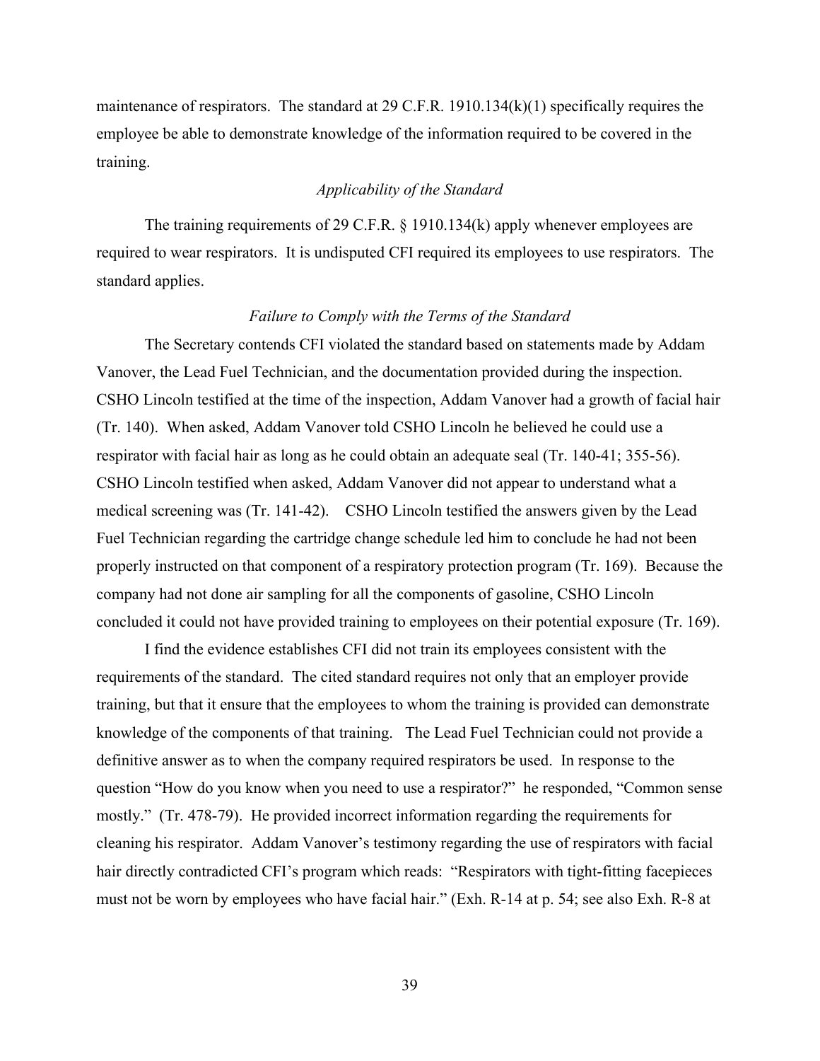maintenance of respirators. The standard at 29 C.F.R. 1910.134(k)(1) specifically requires the employee be able to demonstrate knowledge of the information required to be covered in the training.

*Applicability of the Standard*

The training requirements of 29 C.F.R. § 1910.134(k) apply whenever employees are required to wear respirators. It is undisputed CFI required its employees to use respirators. The standard applies.

*Failure to Comply with the Terms of the Standard*

The Secretary contends CFI violated the standard based on statements made by Addam Vanover, the Lead Fuel Technician, and the documentation provided during the inspection. CSHO Lincoln testified at the time of the inspection, Addam Vanover had a growth of facial hair (Tr. 140). When asked, Addam Vanover told CSHO Lincoln he believed he could use a respirator with facial hair as long as he could obtain an adequate seal (Tr. 140-41; 355-56). CSHO Lincoln testified when asked, Addam Vanover did not appear to understand what a medical screening was (Tr. 141-42). CSHO Lincoln testified the answers given by the Lead Fuel Technician regarding the cartridge change schedule led him to conclude he had not been properly instructed on that component of a respiratory protection program (Tr. 169). Because the company had not done air sampling for all the components of gasoline, CSHO Lincoln concluded it could not have provided training to employees on their potential exposure (Tr. 169).

I find the evidence establishes CFI did not train its employees consistent with the requirements of the standard. The cited standard requires not only that an employer provide training, but that it ensure that the employees to whom the training is provided can demonstrate knowledge of the components of that training. The Lead Fuel Technician could not provide a definitive answer as to when the company required respirators be used. In response to the question "How do you know when you need to use a respirator?" he responded, "Common sense mostly." (Tr. 478-79). He provided incorrect information regarding the requirements for cleaning his respirator. Addam Vanover's testimony regarding the use of respirators with facial hair directly contradicted CFI's program which reads: "Respirators with tight-fitting facepieces must not be worn by employees who have facial hair." (Exh. R-14 at p. 54; see also Exh. R-8 at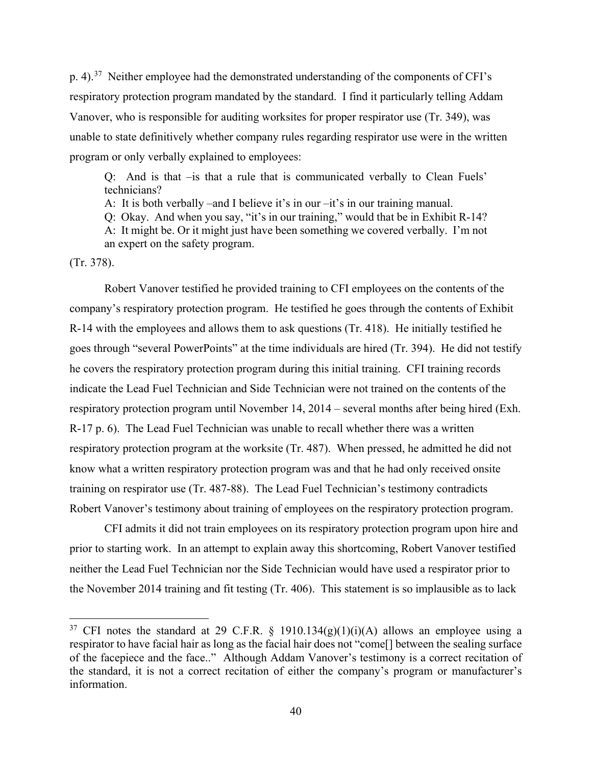p. 4).[37] Neither employee had the demonstrated understanding of the components of CFI's respiratory protection program mandated by the standard. I find it particularly telling Addam Vanover, who is responsible for auditing worksites for proper respirator use (Tr. 349), was unable to state definitively whether company rules regarding respirator use were in the written program or only verbally explained to employees:

> Q: And is that –is that a rule that is communicated verbally to Clean Fuels' technicians?
> A: It is both verbally –and I believe it's in our –it's in our training manual.
> Q: Okay. And when you say, "it's in our training," would that be in Exhibit R-14?
> A: It might be. Or it might just have been something we covered verbally. I'm not an expert on the safety program.

(Tr. 378).

Robert Vanover testified he provided training to CFI employees on the contents of the company's respiratory protection program. He testified he goes through the contents of Exhibit R-14 with the employees and allows them to ask questions (Tr. 418). He initially testified he goes through "several PowerPoints" at the time individuals are hired (Tr. 394). He did not testify he covers the respiratory protection program during this initial training. CFI training records indicate the Lead Fuel Technician and Side Technician were not trained on the contents of the respiratory protection program until November 14, 2014 – several months after being hired (Exh. R-17 p. 6). The Lead Fuel Technician was unable to recall whether there was a written respiratory protection program at the worksite (Tr. 487). When pressed, he admitted he did not know what a written respiratory protection program was and that he had only received onsite training on respirator use (Tr. 487-88). The Lead Fuel Technician's testimony contradicts Robert Vanover's testimony about training of employees on the respiratory protection program.

CFI admits it did not train employees on its respiratory protection program upon hire and prior to starting work. In an attempt to explain away this shortcoming, Robert Vanover testified neither the Lead Fuel Technician nor the Side Technician would have used a respirator prior to the November 2014 training and fit testing (Tr. 406). This statement is so implausible as to lack

---

[37] CFI notes the standard at 29 C.F.R. § 1910.134(g)(1)(i)(A) allows an employee using a respirator to have facial hair as long as the facial hair does not "come[] between the sealing surface of the facepiece and the face.." Although Addam Vanover's testimony is a correct recitation of the standard, it is not a correct recitation of either the company's program or manufacturer's information.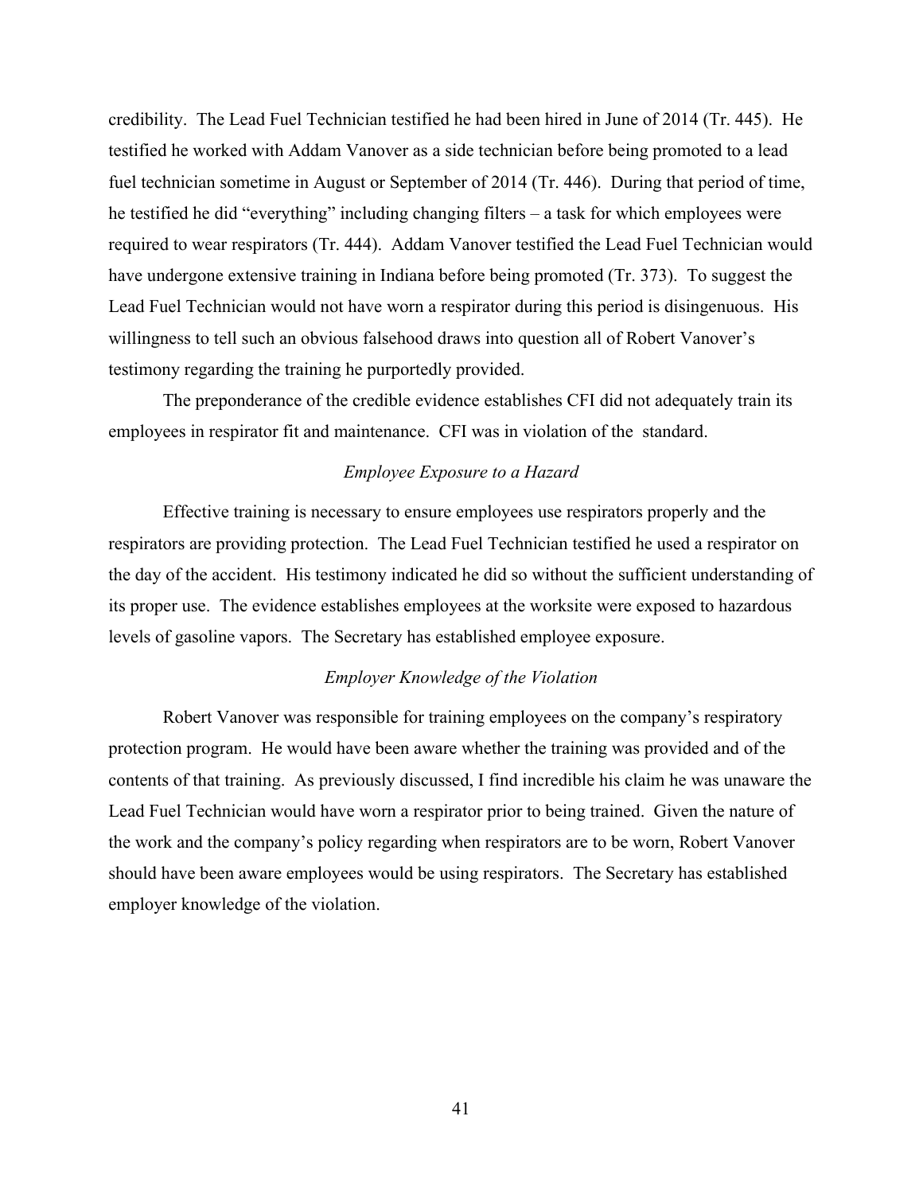credibility. The Lead Fuel Technician testified he had been hired in June of 2014 (Tr. 445). He testified he worked with Addam Vanover as a side technician before being promoted to a lead fuel technician sometime in August or September of 2014 (Tr. 446). During that period of time, he testified he did "everything" including changing filters – a task for which employees were required to wear respirators (Tr. 444). Addam Vanover testified the Lead Fuel Technician would have undergone extensive training in Indiana before being promoted (Tr. 373). To suggest the Lead Fuel Technician would not have worn a respirator during this period is disingenuous. His willingness to tell such an obvious falsehood draws into question all of Robert Vanover's testimony regarding the training he purportedly provided.

The preponderance of the credible evidence establishes CFI did not adequately train its employees in respirator fit and maintenance. CFI was in violation of the standard.

*Employee Exposure to a Hazard*

Effective training is necessary to ensure employees use respirators properly and the respirators are providing protection. The Lead Fuel Technician testified he used a respirator on the day of the accident. His testimony indicated he did so without the sufficient understanding of its proper use. The evidence establishes employees at the worksite were exposed to hazardous levels of gasoline vapors. The Secretary has established employee exposure.

*Employer Knowledge of the Violation*

Robert Vanover was responsible for training employees on the company's respiratory protection program. He would have been aware whether the training was provided and of the contents of that training. As previously discussed, I find incredible his claim he was unaware the Lead Fuel Technician would have worn a respirator prior to being trained. Given the nature of the work and the company's policy regarding when respirators are to be worn, Robert Vanover should have been aware employees would be using respirators. The Secretary has established employer knowledge of the violation.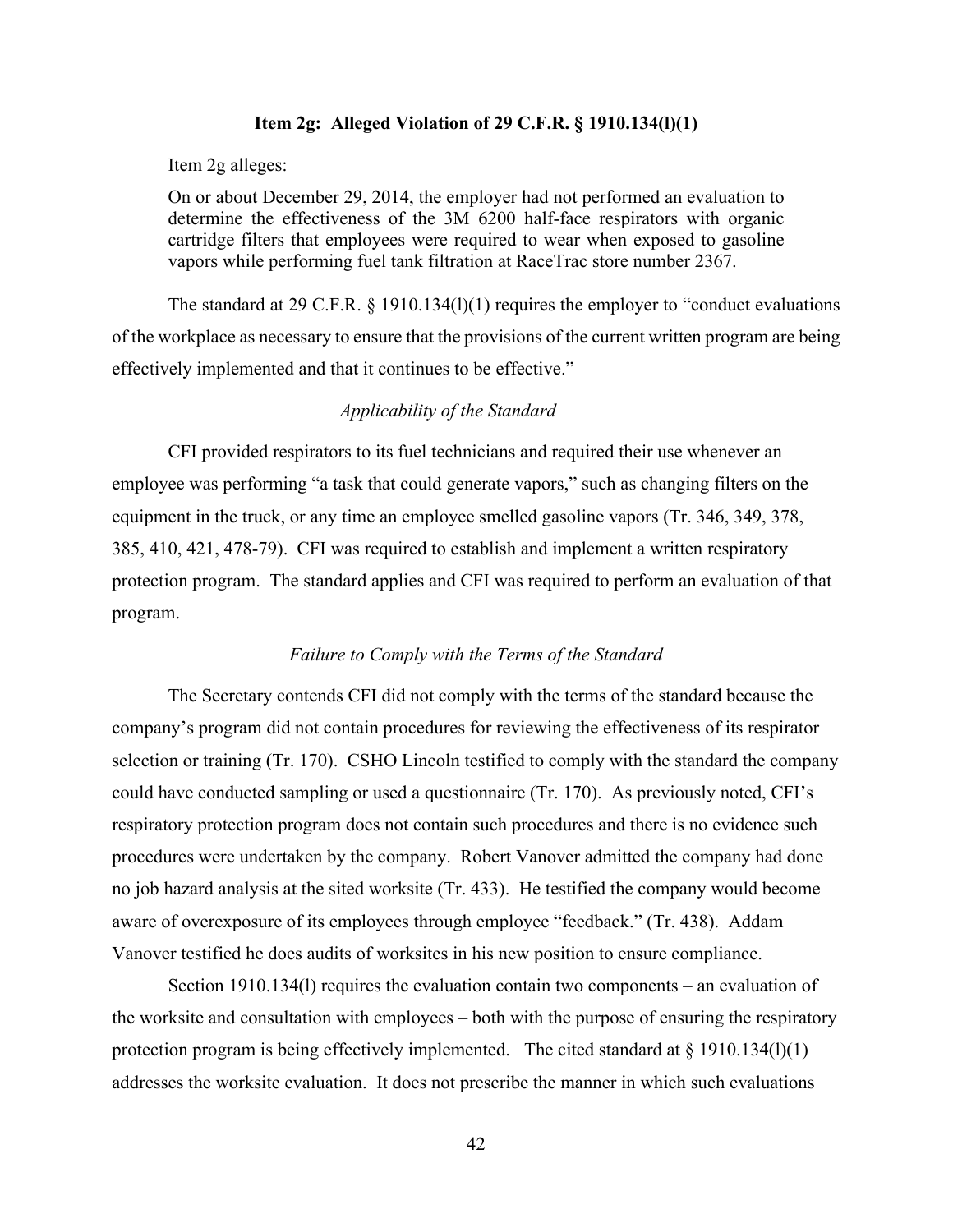**Item 2g: Alleged Violation of 29 C.F.R. § 1910.134(l)(1)**

Item 2g alleges:

> On or about December 29, 2014, the employer had not performed an evaluation to determine the effectiveness of the 3M 6200 half-face respirators with organic cartridge filters that employees were required to wear when exposed to gasoline vapors while performing fuel tank filtration at RaceTrac store number 2367.

The standard at 29 C.F.R. § 1910.134(l)(1) requires the employer to "conduct evaluations of the workplace as necessary to ensure that the provisions of the current written program are being effectively implemented and that it continues to be effective."

*Applicability of the Standard*

CFI provided respirators to its fuel technicians and required their use whenever an employee was performing "a task that could generate vapors," such as changing filters on the equipment in the truck, or any time an employee smelled gasoline vapors (Tr. 346, 349, 378, 385, 410, 421, 478-79). CFI was required to establish and implement a written respiratory protection program. The standard applies and CFI was required to perform an evaluation of that program.

*Failure to Comply with the Terms of the Standard*

The Secretary contends CFI did not comply with the terms of the standard because the company's program did not contain procedures for reviewing the effectiveness of its respirator selection or training (Tr. 170). CSHO Lincoln testified to comply with the standard the company could have conducted sampling or used a questionnaire (Tr. 170). As previously noted, CFI's respiratory protection program does not contain such procedures and there is no evidence such procedures were undertaken by the company. Robert Vanover admitted the company had done no job hazard analysis at the sited worksite (Tr. 433). He testified the company would become aware of overexposure of its employees through employee "feedback." (Tr. 438). Addam Vanover testified he does audits of worksites in his new position to ensure compliance.

Section 1910.134(l) requires the evaluation contain two components – an evaluation of the worksite and consultation with employees – both with the purpose of ensuring the respiratory protection program is being effectively implemented. The cited standard at § 1910.134(l)(1) addresses the worksite evaluation. It does not prescribe the manner in which such evaluations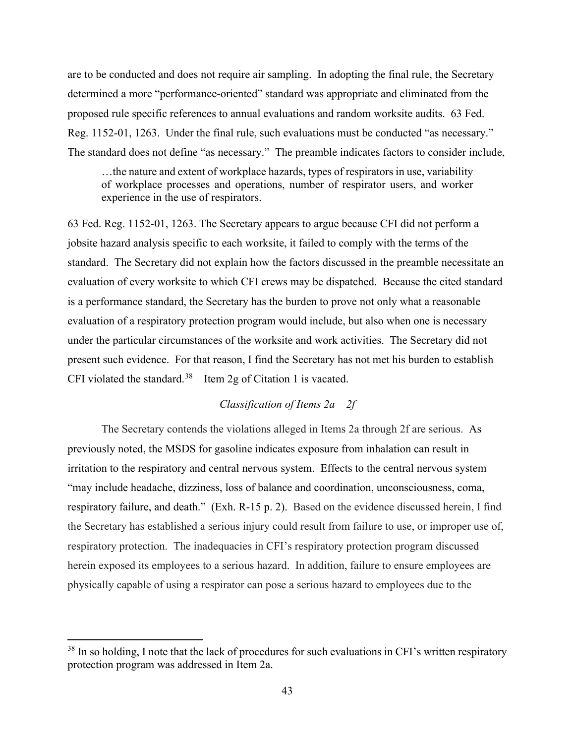are to be conducted and does not require air sampling. In adopting the final rule, the Secretary determined a more "performance-oriented" standard was appropriate and eliminated from the proposed rule specific references to annual evaluations and random worksite audits. 63 Fed. Reg. 1152-01, 1263. Under the final rule, such evaluations must be conducted "as necessary." The standard does not define "as necessary." The preamble indicates factors to consider include,

> …the nature and extent of workplace hazards, types of respirators in use, variability of workplace processes and operations, number of respirator users, and worker experience in the use of respirators.

63 Fed. Reg. 1152-01, 1263. The Secretary appears to argue because CFI did not perform a jobsite hazard analysis specific to each worksite, it failed to comply with the terms of the standard. The Secretary did not explain how the factors discussed in the preamble necessitate an evaluation of every worksite to which CFI crews may be dispatched. Because the cited standard is a performance standard, the Secretary has the burden to prove not only what a reasonable evaluation of a respiratory protection program would include, but also when one is necessary under the particular circumstances of the worksite and work activities. The Secretary did not present such evidence. For that reason, I find the Secretary has not met his burden to establish CFI violated the standard.[38] Item 2g of Citation 1 is vacated.

*Classification of Items 2a – 2f*

The Secretary contends the violations alleged in Items 2a through 2f are serious. As previously noted, the MSDS for gasoline indicates exposure from inhalation can result in irritation to the respiratory and central nervous system. Effects to the central nervous system "may include headache, dizziness, loss of balance and coordination, unconsciousness, coma, respiratory failure, and death." (Exh. R-15 p. 2). Based on the evidence discussed herein, I find the Secretary has established a serious injury could result from failure to use, or improper use of, respiratory protection. The inadequacies in CFI's respiratory protection program discussed herein exposed its employees to a serious hazard. In addition, failure to ensure employees are physically capable of using a respirator can pose a serious hazard to employees due to the

[38] In so holding, I note that the lack of procedures for such evaluations in CFI's written respiratory protection program was addressed in Item 2a.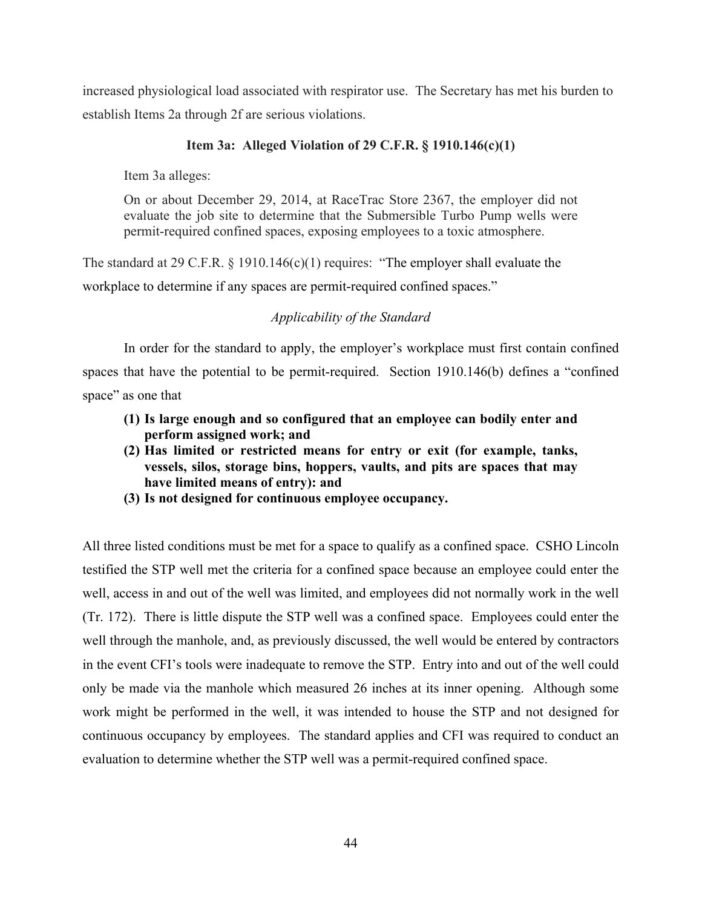increased physiological load associated with respirator use. The Secretary has met his burden to establish Items 2a through 2f are serious violations.

**Item 3a: Alleged Violation of 29 C.F.R. § 1910.146(c)(1)**

Item 3a alleges:

> On or about December 29, 2014, at RaceTrac Store 2367, the employer did not evaluate the job site to determine that the Submersible Turbo Pump wells were permit-required confined spaces, exposing employees to a toxic atmosphere.

The standard at 29 C.F.R. § 1910.146(c)(1) requires: "The employer shall evaluate the workplace to determine if any spaces are permit-required confined spaces."

*Applicability of the Standard*

In order for the standard to apply, the employer's workplace must first contain confined spaces that have the potential to be permit-required. Section 1910.146(b) defines a "confined space" as one that

> **(1) Is large enough and so configured that an employee can bodily enter and perform assigned work; and**
> **(2) Has limited or restricted means for entry or exit (for example, tanks, vessels, silos, storage bins, hoppers, vaults, and pits are spaces that may have limited means of entry): and**
> **(3) Is not designed for continuous employee occupancy.**

All three listed conditions must be met for a space to qualify as a confined space. CSHO Lincoln testified the STP well met the criteria for a confined space because an employee could enter the well, access in and out of the well was limited, and employees did not normally work in the well (Tr. 172). There is little dispute the STP well was a confined space. Employees could enter the well through the manhole, and, as previously discussed, the well would be entered by contractors in the event CFI's tools were inadequate to remove the STP. Entry into and out of the well could only be made via the manhole which measured 26 inches at its inner opening. Although some work might be performed in the well, it was intended to house the STP and not designed for continuous occupancy by employees. The standard applies and CFI was required to conduct an evaluation to determine whether the STP well was a permit-required confined space.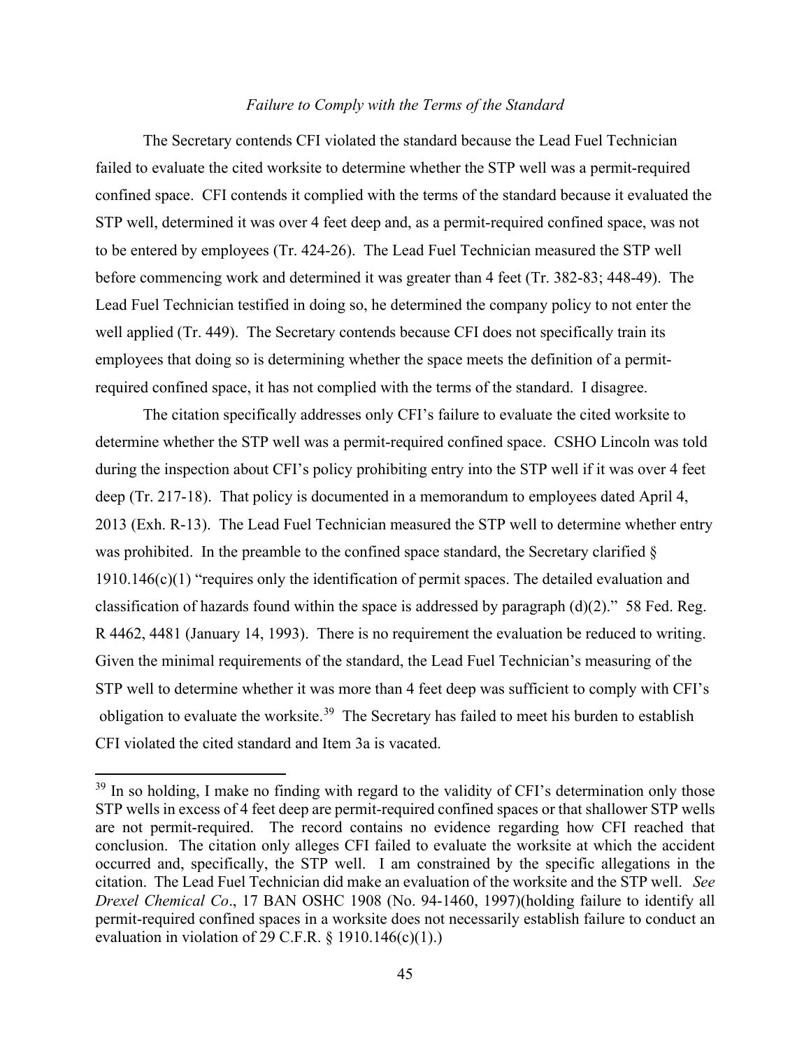*Failure to Comply with the Terms of the Standard*

The Secretary contends CFI violated the standard because the Lead Fuel Technician failed to evaluate the cited worksite to determine whether the STP well was a permit-required confined space. CFI contends it complied with the terms of the standard because it evaluated the STP well, determined it was over 4 feet deep and, as a permit-required confined space, was not to be entered by employees (Tr. 424-26). The Lead Fuel Technician measured the STP well before commencing work and determined it was greater than 4 feet (Tr. 382-83; 448-49). The Lead Fuel Technician testified in doing so, he determined the company policy to not enter the well applied (Tr. 449). The Secretary contends because CFI does not specifically train its employees that doing so is determining whether the space meets the definition of a permit-required confined space, it has not complied with the terms of the standard. I disagree.

The citation specifically addresses only CFI's failure to evaluate the cited worksite to determine whether the STP well was a permit-required confined space. CSHO Lincoln was told during the inspection about CFI's policy prohibiting entry into the STP well if it was over 4 feet deep (Tr. 217-18). That policy is documented in a memorandum to employees dated April 4, 2013 (Exh. R-13). The Lead Fuel Technician measured the STP well to determine whether entry was prohibited. In the preamble to the confined space standard, the Secretary clarified § 1910.146(c)(1) "requires only the identification of permit spaces. The detailed evaluation and classification of hazards found within the space is addressed by paragraph (d)(2)." 58 Fed. Reg. R 4462, 4481 (January 14, 1993). There is no requirement the evaluation be reduced to writing. Given the minimal requirements of the standard, the Lead Fuel Technician's measuring of the STP well to determine whether it was more than 4 feet deep was sufficient to comply with CFI's obligation to evaluate the worksite.[39] The Secretary has failed to meet his burden to establish CFI violated the cited standard and Item 3a is vacated.

---

[39] In so holding, I make no finding with regard to the validity of CFI's determination only those STP wells in excess of 4 feet deep are permit-required confined spaces or that shallower STP wells are not permit-required. The record contains no evidence regarding how CFI reached that conclusion. The citation only alleges CFI failed to evaluate the worksite at which the accident occurred and, specifically, the STP well. I am constrained by the specific allegations in the citation. The Lead Fuel Technician did make an evaluation of the worksite and the STP well. *See Drexel Chemical Co*., 17 BAN OSHC 1908 (No. 94-1460, 1997)(holding failure to identify all permit-required confined spaces in a worksite does not necessarily establish failure to conduct an evaluation in violation of 29 C.F.R. § 1910.146(c)(1).)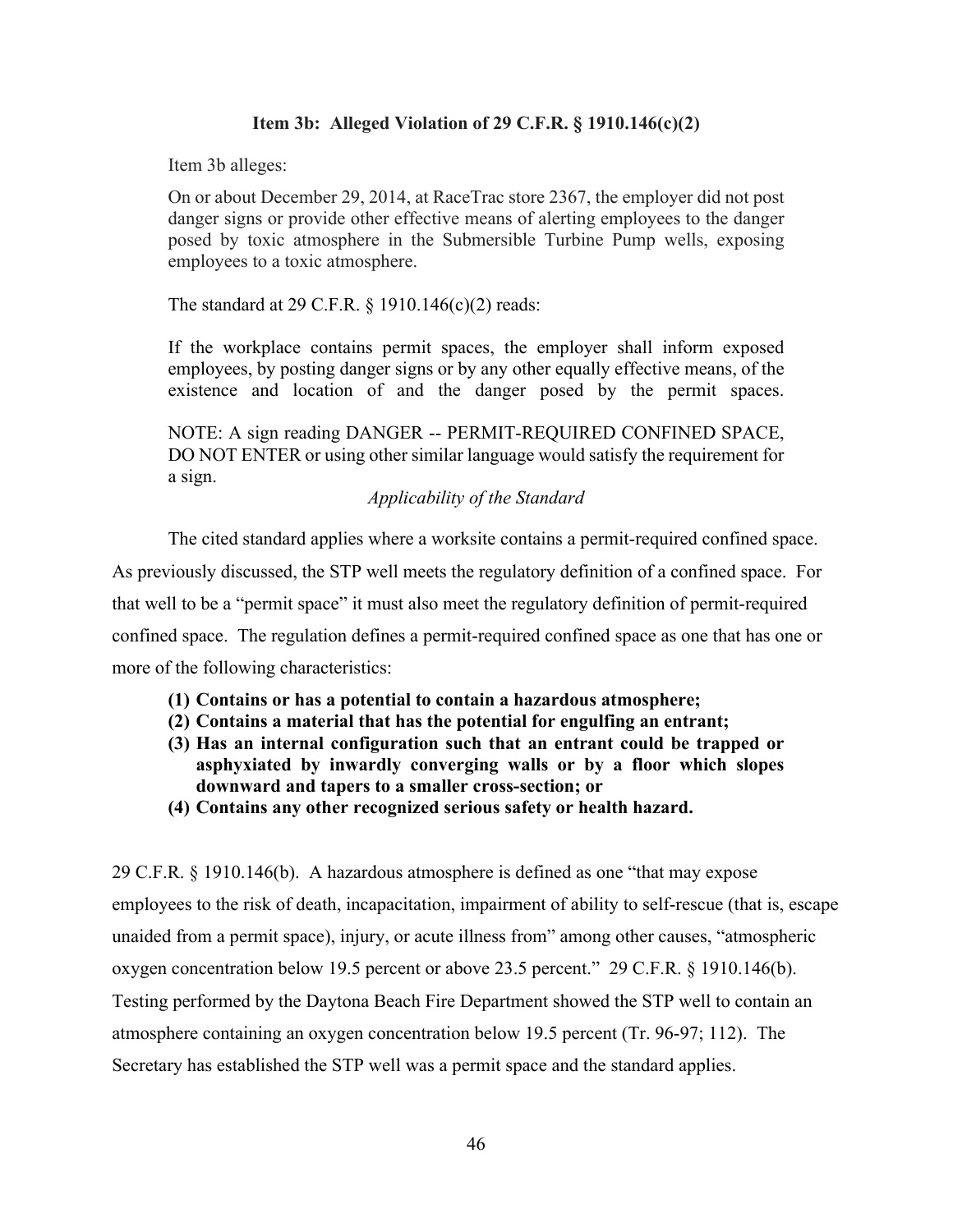**Item 3b: Alleged Violation of 29 C.F.R. § 1910.146(c)(2)**

Item 3b alleges:

> On or about December 29, 2014, at RaceTrac store 2367, the employer did not post danger signs or provide other effective means of alerting employees to the danger posed by toxic atmosphere in the Submersible Turbine Pump wells, exposing employees to a toxic atmosphere.

The standard at 29 C.F.R. § 1910.146(c)(2) reads:

> If the workplace contains permit spaces, the employer shall inform exposed employees, by posting danger signs or by any other equally effective means, of the existence and location of and the danger posed by the permit spaces.
>
> NOTE: A sign reading DANGER -- PERMIT-REQUIRED CONFINED SPACE, DO NOT ENTER or using other similar language would satisfy the requirement for a sign.

*Applicability of the Standard*

The cited standard applies where a worksite contains a permit-required confined space. As previously discussed, the STP well meets the regulatory definition of a confined space. For that well to be a "permit space" it must also meet the regulatory definition of permit-required confined space. The regulation defines a permit-required confined space as one that has one or more of the following characteristics:

> **(1) Contains or has a potential to contain a hazardous atmosphere;**
> **(2) Contains a material that has the potential for engulfing an entrant;**
> **(3) Has an internal configuration such that an entrant could be trapped or asphyxiated by inwardly converging walls or by a floor which slopes downward and tapers to a smaller cross-section; or**
> **(4) Contains any other recognized serious safety or health hazard.**

29 C.F.R. § 1910.146(b). A hazardous atmosphere is defined as one "that may expose employees to the risk of death, incapacitation, impairment of ability to self-rescue (that is, escape unaided from a permit space), injury, or acute illness from" among other causes, "atmospheric oxygen concentration below 19.5 percent or above 23.5 percent." 29 C.F.R. § 1910.146(b). Testing performed by the Daytona Beach Fire Department showed the STP well to contain an atmosphere containing an oxygen concentration below 19.5 percent (Tr. 96-97; 112). The Secretary has established the STP well was a permit space and the standard applies.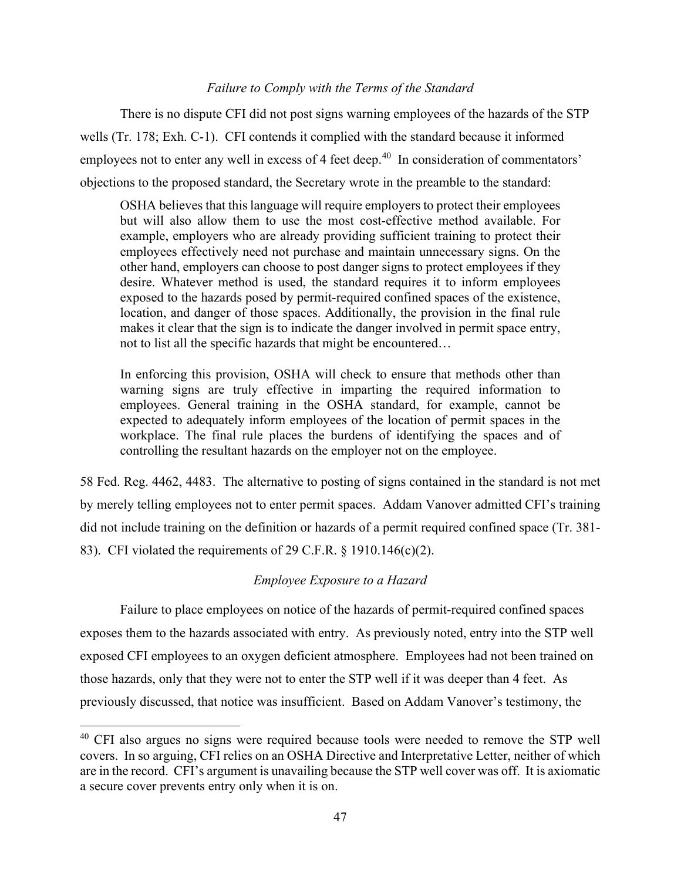*Failure to Comply with the Terms of the Standard*

There is no dispute CFI did not post signs warning employees of the hazards of the STP wells (Tr. 178; Exh. C-1). CFI contends it complied with the standard because it informed employees not to enter any well in excess of 4 feet deep.[40] In consideration of commentators' objections to the proposed standard, the Secretary wrote in the preamble to the standard:

> OSHA believes that this language will require employers to protect their employees but will also allow them to use the most cost-effective method available. For example, employers who are already providing sufficient training to protect their employees effectively need not purchase and maintain unnecessary signs. On the other hand, employers can choose to post danger signs to protect employees if they desire. Whatever method is used, the standard requires it to inform employees exposed to the hazards posed by permit-required confined spaces of the existence, location, and danger of those spaces. Additionally, the provision in the final rule makes it clear that the sign is to indicate the danger involved in permit space entry, not to list all the specific hazards that might be encountered…
>
> In enforcing this provision, OSHA will check to ensure that methods other than warning signs are truly effective in imparting the required information to employees. General training in the OSHA standard, for example, cannot be expected to adequately inform employees of the location of permit spaces in the workplace. The final rule places the burdens of identifying the spaces and of controlling the resultant hazards on the employer not on the employee.

58 Fed. Reg. 4462, 4483. The alternative to posting of signs contained in the standard is not met by merely telling employees not to enter permit spaces. Addam Vanover admitted CFI's training did not include training on the definition or hazards of a permit required confined space (Tr. 381-83). CFI violated the requirements of 29 C.F.R. § 1910.146(c)(2).

*Employee Exposure to a Hazard*

Failure to place employees on notice of the hazards of permit-required confined spaces exposes them to the hazards associated with entry. As previously noted, entry into the STP well exposed CFI employees to an oxygen deficient atmosphere. Employees had not been trained on those hazards, only that they were not to enter the STP well if it was deeper than 4 feet. As previously discussed, that notice was insufficient. Based on Addam Vanover's testimony, the

---

[40] CFI also argues no signs were required because tools were needed to remove the STP well covers. In so arguing, CFI relies on an OSHA Directive and Interpretative Letter, neither of which are in the record. CFI's argument is unavailing because the STP well cover was off. It is axiomatic a secure cover prevents entry only when it is on.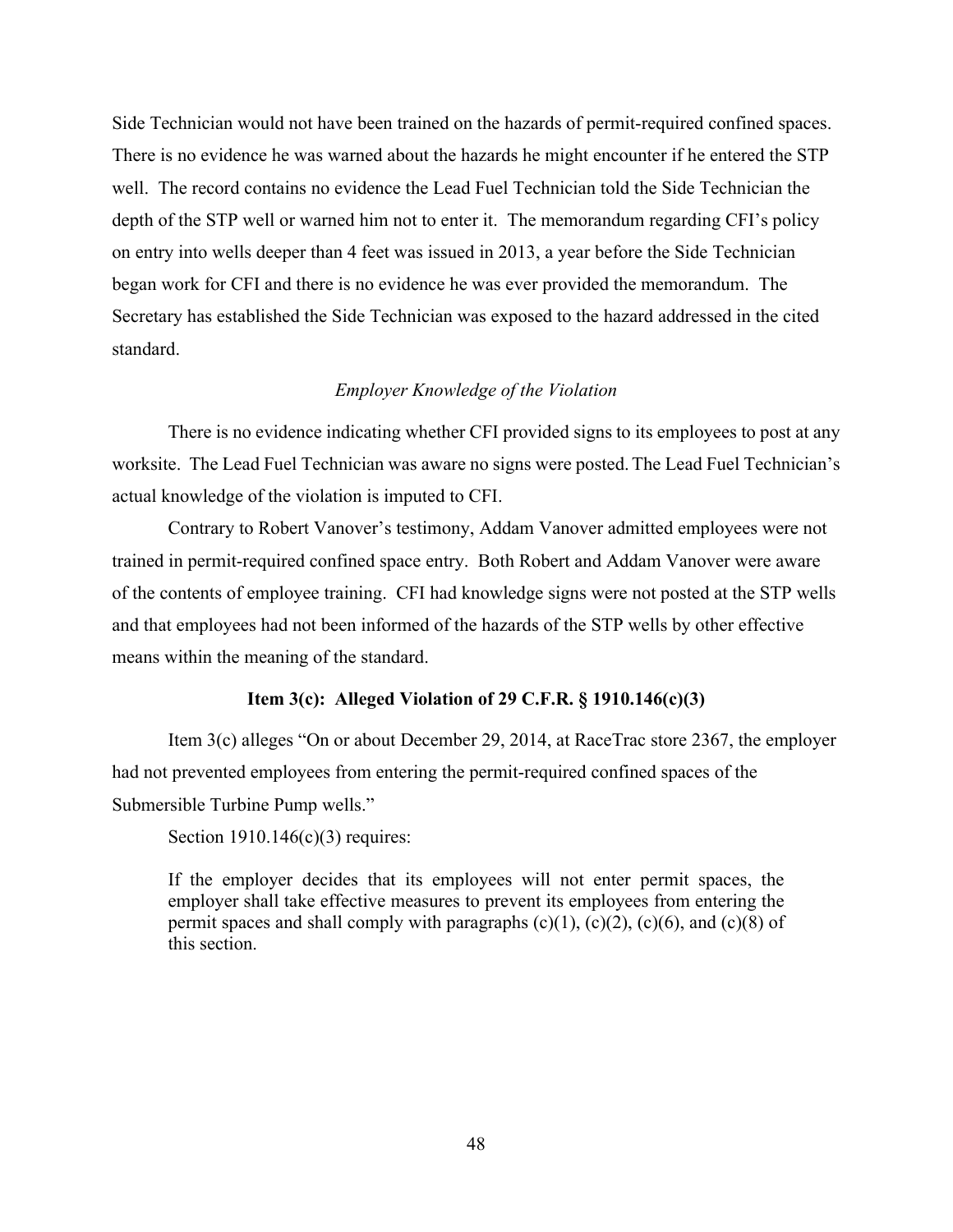Side Technician would not have been trained on the hazards of permit-required confined spaces. There is no evidence he was warned about the hazards he might encounter if he entered the STP well. The record contains no evidence the Lead Fuel Technician told the Side Technician the depth of the STP well or warned him not to enter it. The memorandum regarding CFI's policy on entry into wells deeper than 4 feet was issued in 2013, a year before the Side Technician began work for CFI and there is no evidence he was ever provided the memorandum. The Secretary has established the Side Technician was exposed to the hazard addressed in the cited standard.

*Employer Knowledge of the Violation*

There is no evidence indicating whether CFI provided signs to its employees to post at any worksite. The Lead Fuel Technician was aware no signs were posted. The Lead Fuel Technician's actual knowledge of the violation is imputed to CFI.

Contrary to Robert Vanover's testimony, Addam Vanover admitted employees were not trained in permit-required confined space entry. Both Robert and Addam Vanover were aware of the contents of employee training. CFI had knowledge signs were not posted at the STP wells and that employees had not been informed of the hazards of the STP wells by other effective means within the meaning of the standard.

**Item 3(c): Alleged Violation of 29 C.F.R. § 1910.146(c)(3)**

Item 3(c) alleges "On or about December 29, 2014, at RaceTrac store 2367, the employer had not prevented employees from entering the permit-required confined spaces of the Submersible Turbine Pump wells."

Section 1910.146(c)(3) requires:

> If the employer decides that its employees will not enter permit spaces, the employer shall take effective measures to prevent its employees from entering the permit spaces and shall comply with paragraphs (c)(1), (c)(2), (c)(6), and (c)(8) of this section.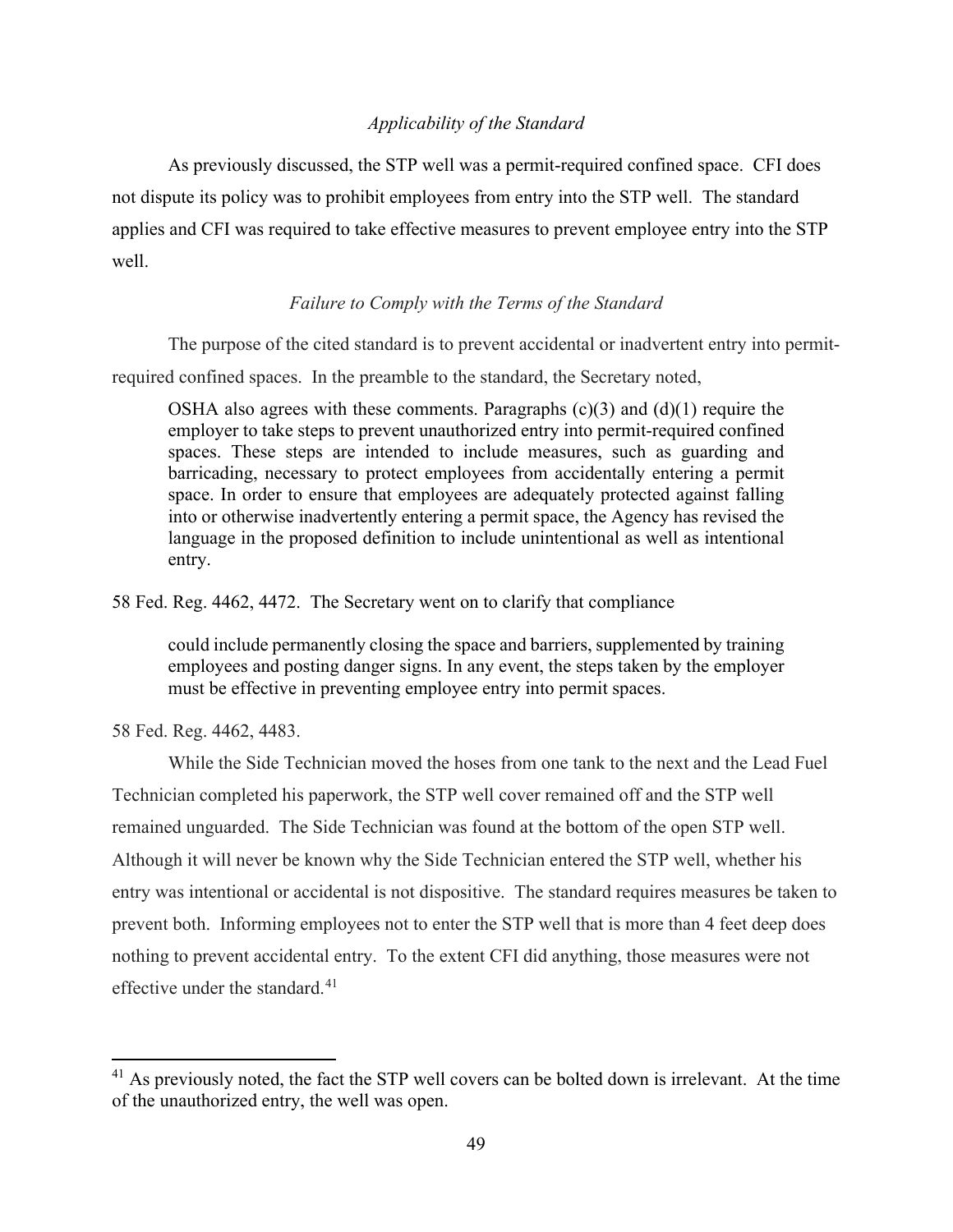*Applicability of the Standard*

As previously discussed, the STP well was a permit-required confined space. CFI does not dispute its policy was to prohibit employees from entry into the STP well. The standard applies and CFI was required to take effective measures to prevent employee entry into the STP well.

*Failure to Comply with the Terms of the Standard*

The purpose of the cited standard is to prevent accidental or inadvertent entry into permit-required confined spaces. In the preamble to the standard, the Secretary noted,

> OSHA also agrees with these comments. Paragraphs (c)(3) and (d)(1) require the employer to take steps to prevent unauthorized entry into permit-required confined spaces. These steps are intended to include measures, such as guarding and barricading, necessary to protect employees from accidentally entering a permit space. In order to ensure that employees are adequately protected against falling into or otherwise inadvertently entering a permit space, the Agency has revised the language in the proposed definition to include unintentional as well as intentional entry.

58 Fed. Reg. 4462, 4472. The Secretary went on to clarify that compliance

> could include permanently closing the space and barriers, supplemented by training employees and posting danger signs. In any event, the steps taken by the employer must be effective in preventing employee entry into permit spaces.

58 Fed. Reg. 4462, 4483.

While the Side Technician moved the hoses from one tank to the next and the Lead Fuel Technician completed his paperwork, the STP well cover remained off and the STP well remained unguarded. The Side Technician was found at the bottom of the open STP well. Although it will never be known why the Side Technician entered the STP well, whether his entry was intentional or accidental is not dispositive. The standard requires measures be taken to prevent both. Informing employees not to enter the STP well that is more than 4 feet deep does nothing to prevent accidental entry. To the extent CFI did anything, those measures were not effective under the standard.[41]

[41] As previously noted, the fact the STP well covers can be bolted down is irrelevant. At the time of the unauthorized entry, the well was open.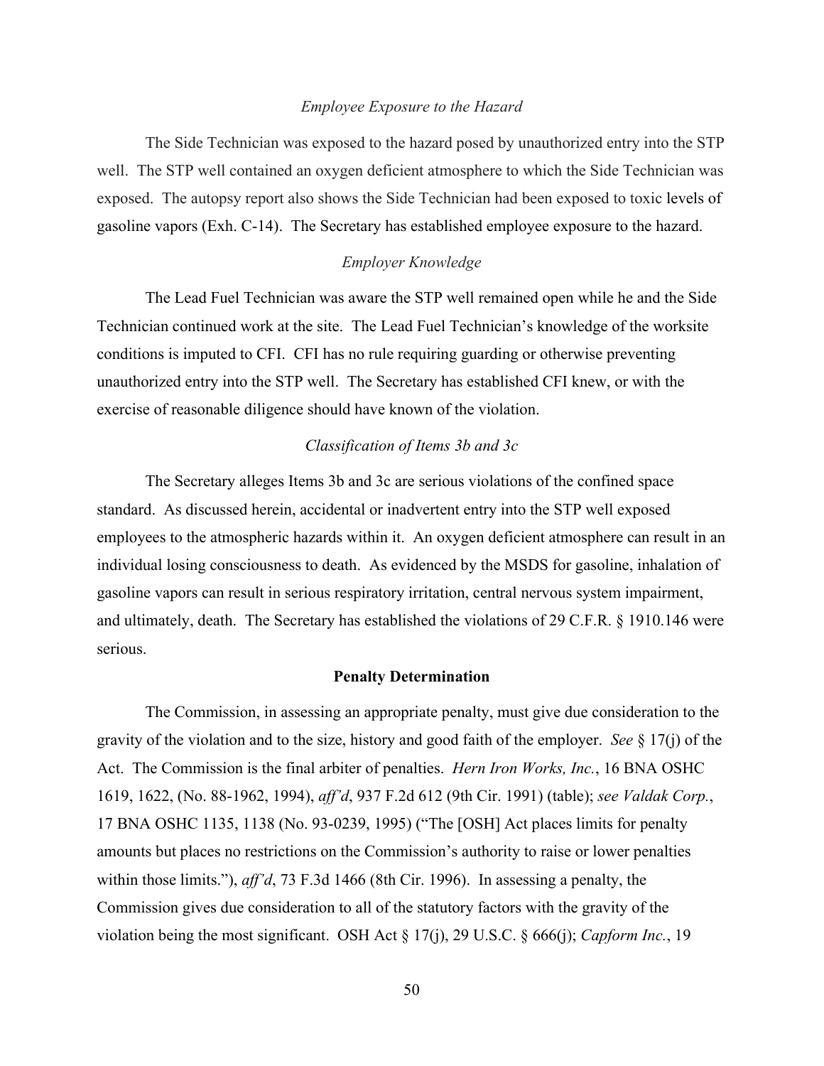*Employee Exposure to the Hazard*

The Side Technician was exposed to the hazard posed by unauthorized entry into the STP well. The STP well contained an oxygen deficient atmosphere to which the Side Technician was exposed. The autopsy report also shows the Side Technician had been exposed to toxic levels of gasoline vapors (Exh. C-14). The Secretary has established employee exposure to the hazard.

*Employer Knowledge*

The Lead Fuel Technician was aware the STP well remained open while he and the Side Technician continued work at the site. The Lead Fuel Technician's knowledge of the worksite conditions is imputed to CFI. CFI has no rule requiring guarding or otherwise preventing unauthorized entry into the STP well. The Secretary has established CFI knew, or with the exercise of reasonable diligence should have known of the violation.

*Classification of Items 3b and 3c*

The Secretary alleges Items 3b and 3c are serious violations of the confined space standard. As discussed herein, accidental or inadvertent entry into the STP well exposed employees to the atmospheric hazards within it. An oxygen deficient atmosphere can result in an individual losing consciousness to death. As evidenced by the MSDS for gasoline, inhalation of gasoline vapors can result in serious respiratory irritation, central nervous system impairment, and ultimately, death. The Secretary has established the violations of 29 C.F.R. § 1910.146 were serious.

**Penalty Determination**

The Commission, in assessing an appropriate penalty, must give due consideration to the gravity of the violation and to the size, history and good faith of the employer. *See* § 17(j) of the Act. The Commission is the final arbiter of penalties. *Hern Iron Works, Inc.*, 16 BNA OSHC 1619, 1622, (No. 88-1962, 1994), *aff'd*, 937 F.2d 612 (9th Cir. 1991) (table); *see Valdak Corp.*, 17 BNA OSHC 1135, 1138 (No. 93-0239, 1995) ("The [OSH] Act places limits for penalty amounts but places no restrictions on the Commission's authority to raise or lower penalties within those limits."), *aff'd*, 73 F.3d 1466 (8th Cir. 1996). In assessing a penalty, the Commission gives due consideration to all of the statutory factors with the gravity of the violation being the most significant. OSH Act § 17(j), 29 U.S.C. § 666(j); *Capform Inc.*, 19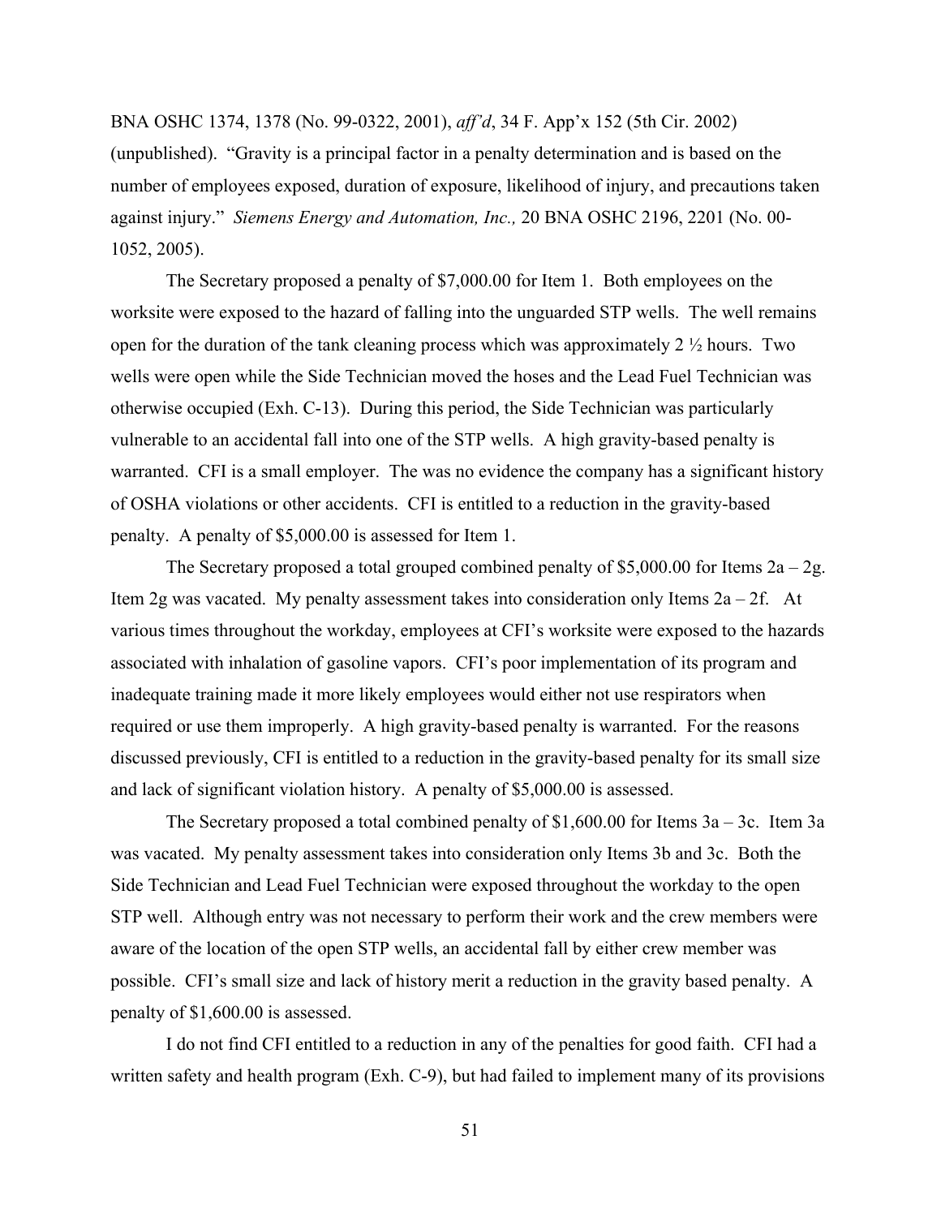BNA OSHC 1374, 1378 (No. 99-0322, 2001), *aff'd*, 34 F. App'x 152 (5th Cir. 2002) (unpublished). "Gravity is a principal factor in a penalty determination and is based on the number of employees exposed, duration of exposure, likelihood of injury, and precautions taken against injury." *Siemens Energy and Automation, Inc.,* 20 BNA OSHC 2196, 2201 (No. 00-1052, 2005).

The Secretary proposed a penalty of $7,000.00 for Item 1. Both employees on the worksite were exposed to the hazard of falling into the unguarded STP wells. The well remains open for the duration of the tank cleaning process which was approximately 2 ½ hours. Two wells were open while the Side Technician moved the hoses and the Lead Fuel Technician was otherwise occupied (Exh. C-13). During this period, the Side Technician was particularly vulnerable to an accidental fall into one of the STP wells. A high gravity-based penalty is warranted. CFI is a small employer. The was no evidence the company has a significant history of OSHA violations or other accidents. CFI is entitled to a reduction in the gravity-based penalty. A penalty of $5,000.00 is assessed for Item 1.

The Secretary proposed a total grouped combined penalty of $5,000.00 for Items 2a – 2g. Item 2g was vacated. My penalty assessment takes into consideration only Items 2a – 2f. At various times throughout the workday, employees at CFI's worksite were exposed to the hazards associated with inhalation of gasoline vapors. CFI's poor implementation of its program and inadequate training made it more likely employees would either not use respirators when required or use them improperly. A high gravity-based penalty is warranted. For the reasons discussed previously, CFI is entitled to a reduction in the gravity-based penalty for its small size and lack of significant violation history. A penalty of $5,000.00 is assessed.

The Secretary proposed a total combined penalty of $1,600.00 for Items 3a – 3c. Item 3a was vacated. My penalty assessment takes into consideration only Items 3b and 3c. Both the Side Technician and Lead Fuel Technician were exposed throughout the workday to the open STP well. Although entry was not necessary to perform their work and the crew members were aware of the location of the open STP wells, an accidental fall by either crew member was possible. CFI's small size and lack of history merit a reduction in the gravity based penalty. A penalty of $1,600.00 is assessed.

I do not find CFI entitled to a reduction in any of the penalties for good faith. CFI had a written safety and health program (Exh. C-9), but had failed to implement many of its provisions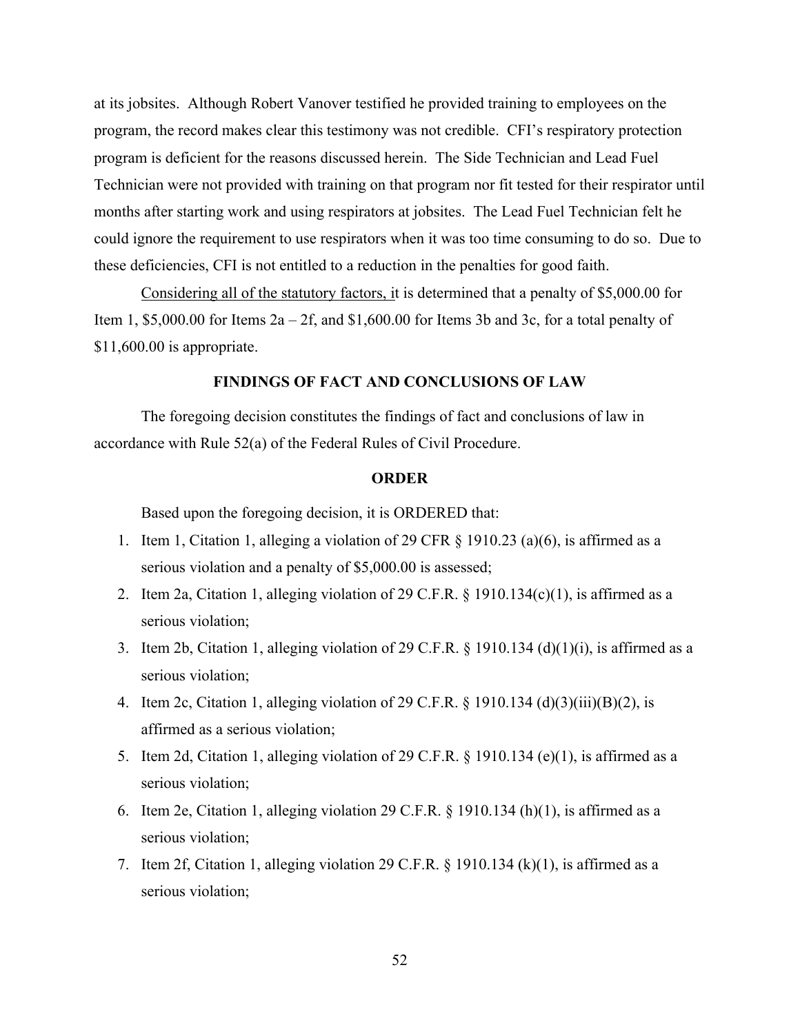at its jobsites. Although Robert Vanover testified he provided training to employees on the program, the record makes clear this testimony was not credible. CFI's respiratory protection program is deficient for the reasons discussed herein. The Side Technician and Lead Fuel Technician were not provided with training on that program nor fit tested for their respirator until months after starting work and using respirators at jobsites. The Lead Fuel Technician felt he could ignore the requirement to use respirators when it was too time consuming to do so. Due to these deficiencies, CFI is not entitled to a reduction in the penalties for good faith.

Considering all of the statutory factors, it is determined that a penalty of $5,000.00 for Item 1, $5,000.00 for Items 2a – 2f, and $1,600.00 for Items 3b and 3c, for a total penalty of $11,600.00 is appropriate.

## FINDINGS OF FACT AND CONCLUSIONS OF LAW

The foregoing decision constitutes the findings of fact and conclusions of law in accordance with Rule 52(a) of the Federal Rules of Civil Procedure.

## ORDER

Based upon the foregoing decision, it is ORDERED that:

1. Item 1, Citation 1, alleging a violation of 29 CFR § 1910.23 (a)(6), is affirmed as a serious violation and a penalty of $5,000.00 is assessed;
2. Item 2a, Citation 1, alleging violation of 29 C.F.R. § 1910.134(c)(1), is affirmed as a serious violation;
3. Item 2b, Citation 1, alleging violation of 29 C.F.R. § 1910.134 (d)(1)(i), is affirmed as a serious violation;
4. Item 2c, Citation 1, alleging violation of 29 C.F.R. § 1910.134 (d)(3)(iii)(B)(2), is affirmed as a serious violation;
5. Item 2d, Citation 1, alleging violation of 29 C.F.R. § 1910.134 (e)(1), is affirmed as a serious violation;
6. Item 2e, Citation 1, alleging violation 29 C.F.R. § 1910.134 (h)(1), is affirmed as a serious violation;
7. Item 2f, Citation 1, alleging violation 29 C.F.R. § 1910.134 (k)(1), is affirmed as a serious violation;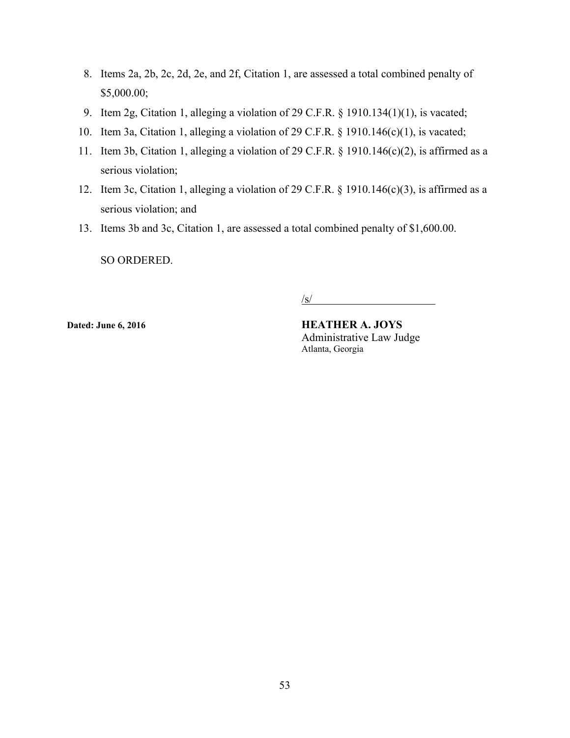8. Items 2a, 2b, 2c, 2d, 2e, and 2f, Citation 1, are assessed a total combined penalty of $5,000.00;
9. Item 2g, Citation 1, alleging a violation of 29 C.F.R. § 1910.134(1)(1), is vacated;
10. Item 3a, Citation 1, alleging a violation of 29 C.F.R. § 1910.146(c)(1), is vacated;
11. Item 3b, Citation 1, alleging a violation of 29 C.F.R. § 1910.146(c)(2), is affirmed as a serious violation;
12. Item 3c, Citation 1, alleging a violation of 29 C.F.R. § 1910.146(c)(3), is affirmed as a serious violation; and
13. Items 3b and 3c, Citation 1, are assessed a total combined penalty of $1,600.00.

SO ORDERED.

/s/

**Dated: June 6, 2016**

**HEATHER A. JOYS**
Administrative Law Judge
Atlanta, Georgia